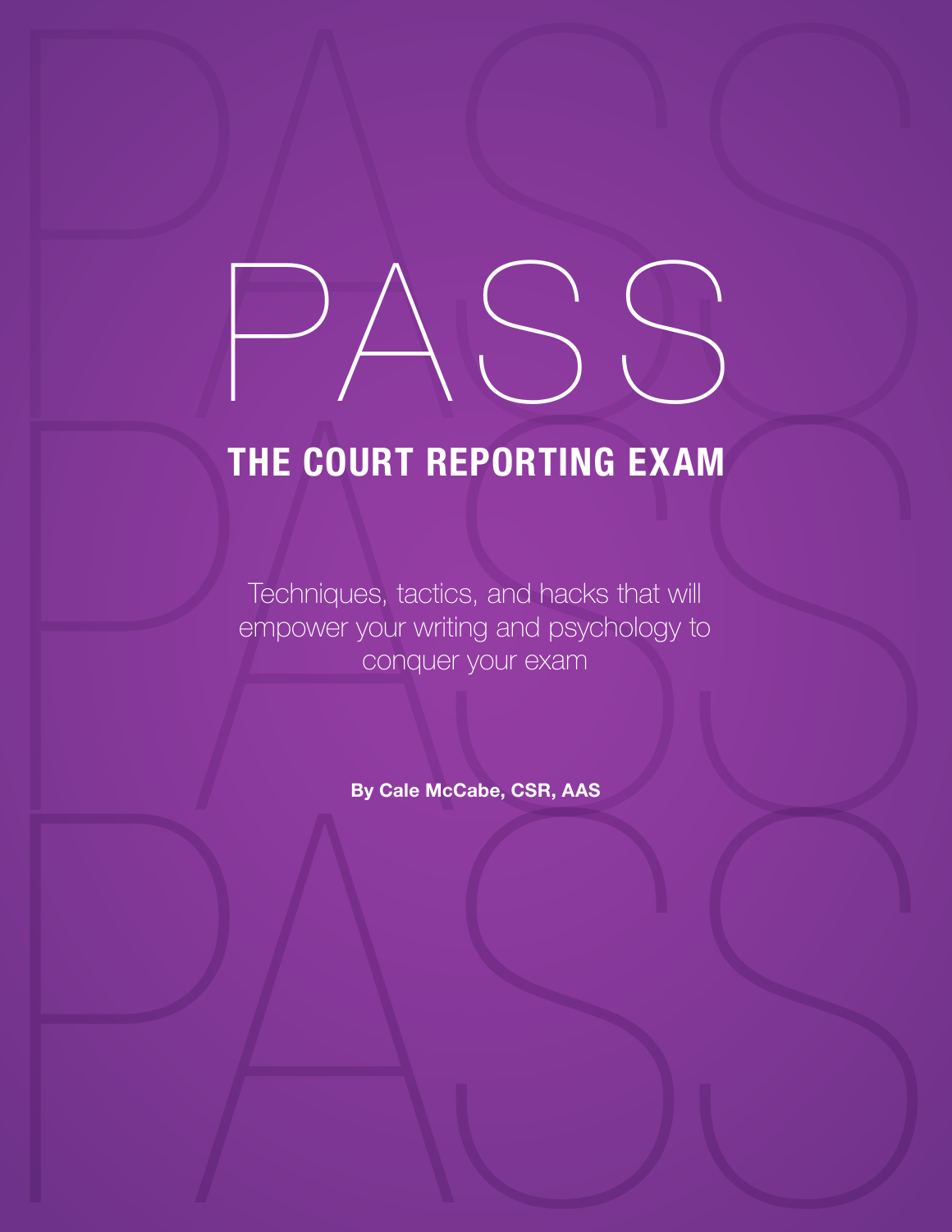# PASS

## THE COURT REPORTING EXAM

Techniques, tactics, and hacks that will empower your writing and psychology to conquer your exam

**By Cale McCabe, CSR, AAS**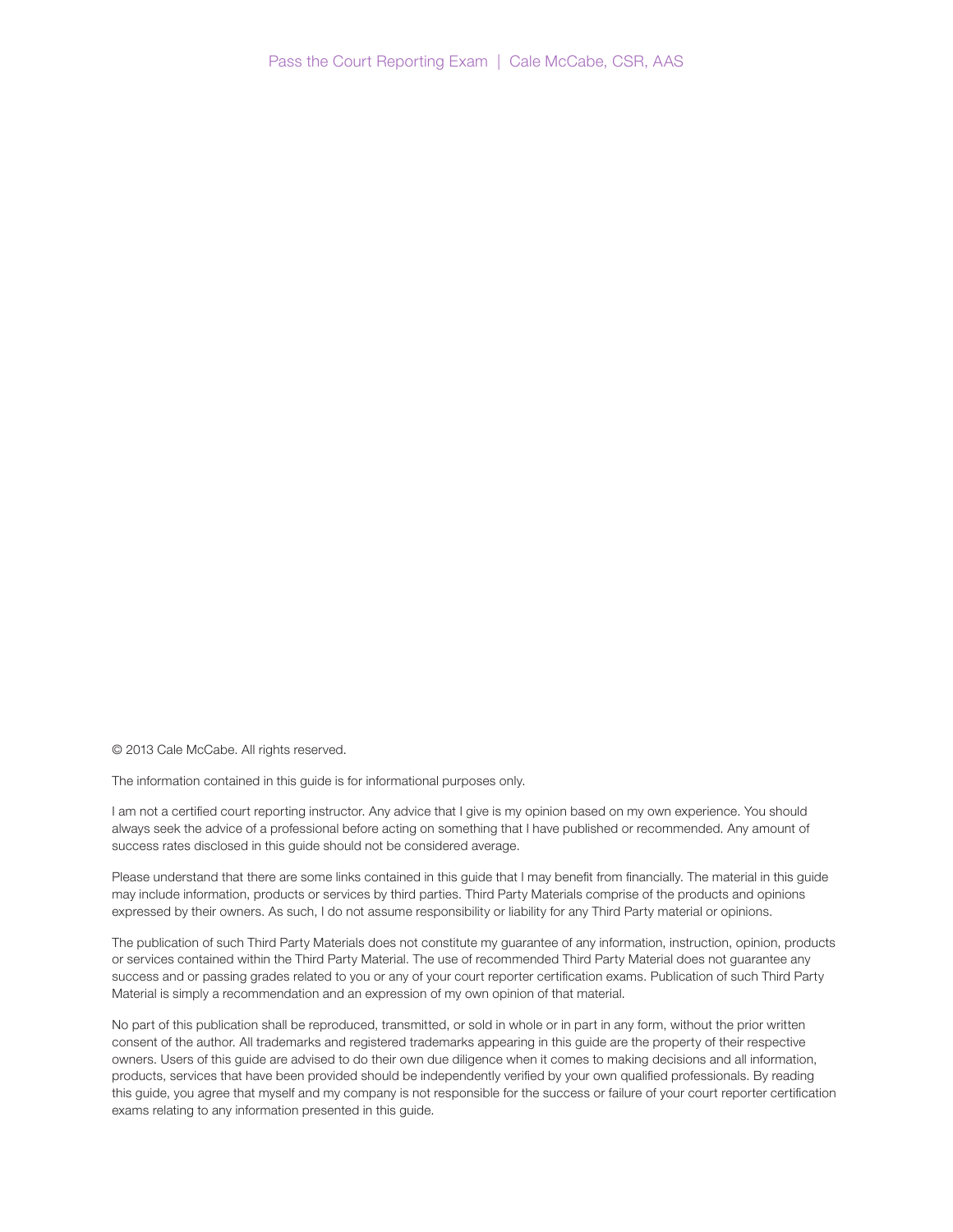© 2013 Cale McCabe. All rights reserved.

The information contained in this guide is for informational purposes only.

I am not a certified court reporting instructor. Any advice that I give is my opinion based on my own experience. You should always seek the advice of a professional before acting on something that I have published or recommended. Any amount of success rates disclosed in this guide should not be considered average.

Please understand that there are some links contained in this guide that I may benefit from financially. The material in this guide may include information, products or services by third parties. Third Party Materials comprise of the products and opinions expressed by their owners. As such, I do not assume responsibility or liability for any Third Party material or opinions.

The publication of such Third Party Materials does not constitute my guarantee of any information, instruction, opinion, products or services contained within the Third Party Material. The use of recommended Third Party Material does not guarantee any success and or passing grades related to you or any of your court reporter certification exams. Publication of such Third Party Material is simply a recommendation and an expression of my own opinion of that material.

No part of this publication shall be reproduced, transmitted, or sold in whole or in part in any form, without the prior written consent of the author. All trademarks and registered trademarks appearing in this guide are the property of their respective owners. Users of this guide are advised to do their own due diligence when it comes to making decisions and all information, products, services that have been provided should be independently verified by your own qualified professionals. By reading this guide, you agree that myself and my company is not responsible for the success or failure of your court reporter certification exams relating to any information presented in this guide.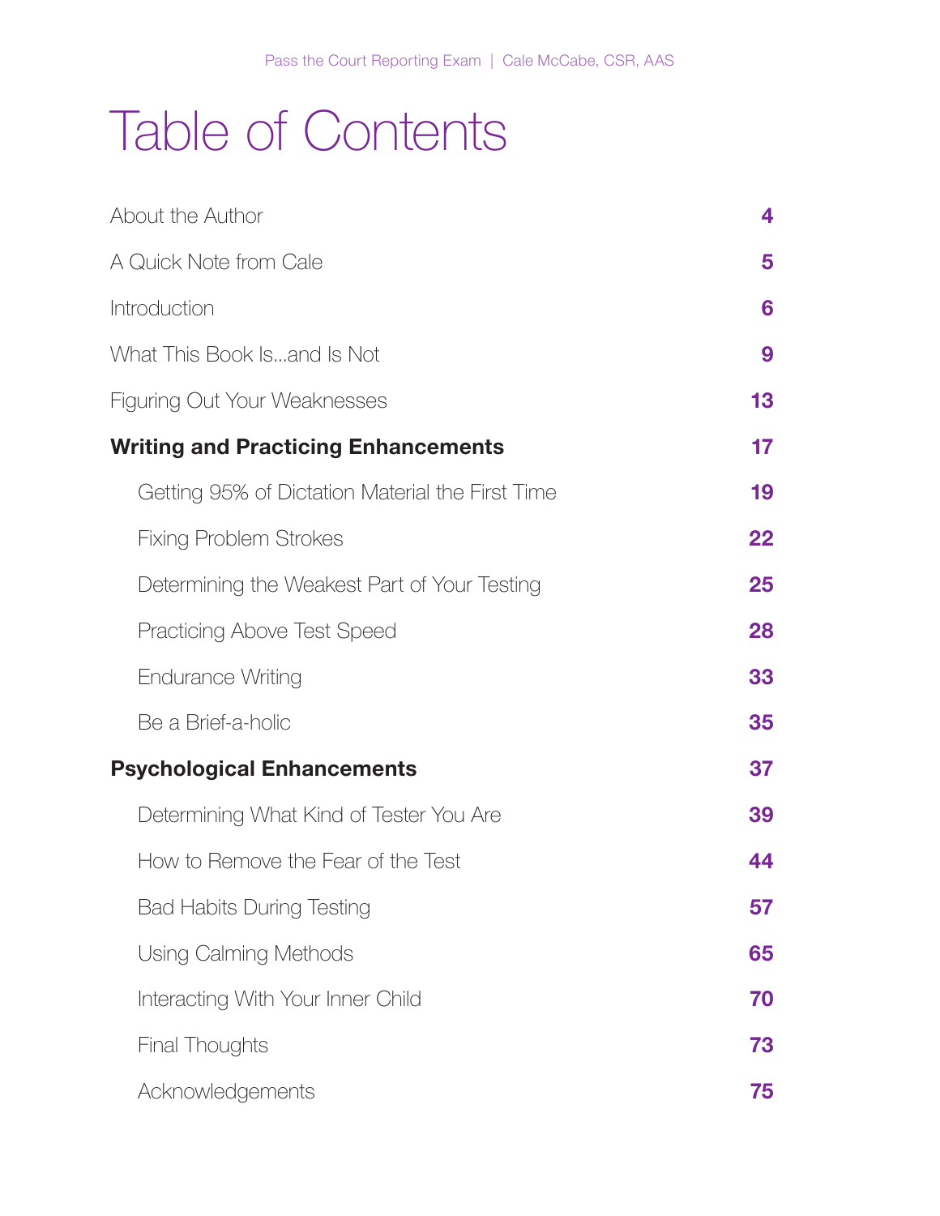# Table of Contents

| | |
|---|---|
| About the Author | 4 |
| A Quick Note from Cale | 5 |
| Introduction | 6 |
| What This Book Is...and Is Not | 9 |
| Figuring Out Your Weaknesses | 13 |
| **Writing and Practicing Enhancements** | **17** |
| Getting 95% of Dictation Material the First Time | 19 |
| Fixing Problem Strokes | 22 |
| Determining the Weakest Part of Your Testing | 25 |
| Practicing Above Test Speed | 28 |
| Endurance Writing | 33 |
| Be a Brief-a-holic | 35 |
| **Psychological Enhancements** | **37** |
| Determining What Kind of Tester You Are | 39 |
| How to Remove the Fear of the Test | 44 |
| Bad Habits During Testing | 57 |
| Using Calming Methods | 65 |
| Interacting With Your Inner Child | 70 |
| Final Thoughts | 73 |
| Acknowledgements | 75 |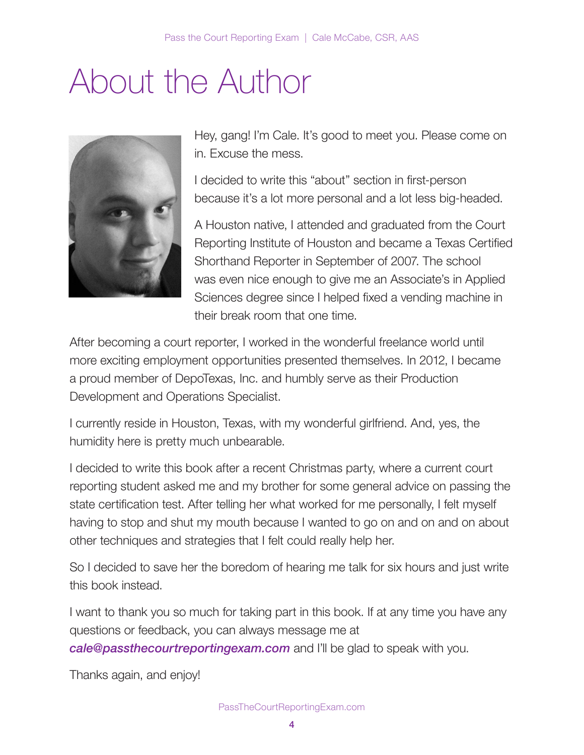# About the Author

Hey, gang! I'm Cale. It's good to meet you. Please come on in. Excuse the mess.

I decided to write this "about" section in first-person because it's a lot more personal and a lot less big-headed.

A Houston native, I attended and graduated from the Court Reporting Institute of Houston and became a Texas Certified Shorthand Reporter in September of 2007. The school was even nice enough to give me an Associate's in Applied Sciences degree since I helped fixed a vending machine in their break room that one time.

After becoming a court reporter, I worked in the wonderful freelance world until more exciting employment opportunities presented themselves. In 2012, I became a proud member of DepoTexas, Inc. and humbly serve as their Production Development and Operations Specialist.

I currently reside in Houston, Texas, with my wonderful girlfriend. And, yes, the humidity here is pretty much unbearable.

I decided to write this book after a recent Christmas party, where a current court reporting student asked me and my brother for some general advice on passing the state certification test. After telling her what worked for me personally, I felt myself having to stop and shut my mouth because I wanted to go on and on and on about other techniques and strategies that I felt could really help her.

So I decided to save her the boredom of hearing me talk for six hours and just write this book instead.

I want to thank you so much for taking part in this book. If at any time you have any questions or feedback, you can always message me at ***cale@passthecourtreportingexam.com*** and I'll be glad to speak with you.

Thanks again, and enjoy!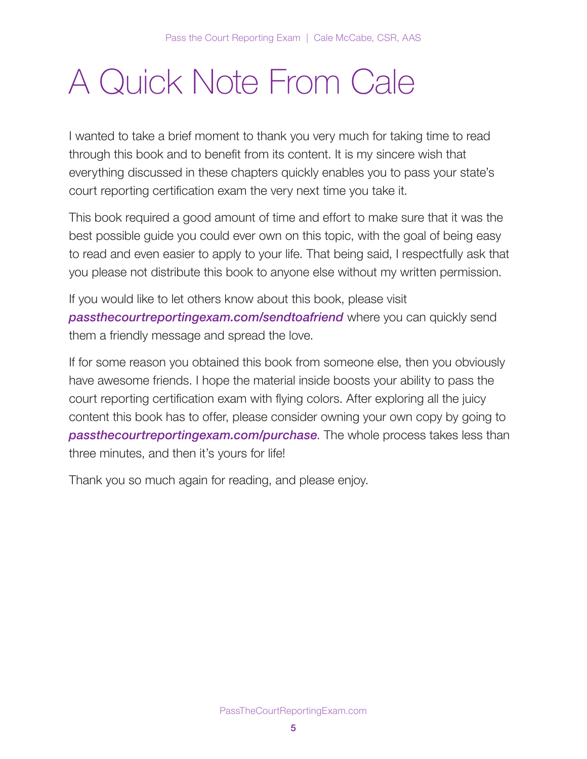# A Quick Note From Cale

I wanted to take a brief moment to thank you very much for taking time to read through this book and to benefit from its content. It is my sincere wish that everything discussed in these chapters quickly enables you to pass your state's court reporting certification exam the very next time you take it.

This book required a good amount of time and effort to make sure that it was the best possible guide you could ever own on this topic, with the goal of being easy to read and even easier to apply to your life. That being said, I respectfully ask that you please not distribute this book to anyone else without my written permission.

If you would like to let others know about this book, please visit ***passthecourtreportingexam.com/sendtoafriend*** where you can quickly send them a friendly message and spread the love.

If for some reason you obtained this book from someone else, then you obviously have awesome friends. I hope the material inside boosts your ability to pass the court reporting certification exam with flying colors. After exploring all the juicy content this book has to offer, please consider owning your own copy by going to ***passthecourtreportingexam.com/purchase***. The whole process takes less than three minutes, and then it's yours for life!

Thank you so much again for reading, and please enjoy.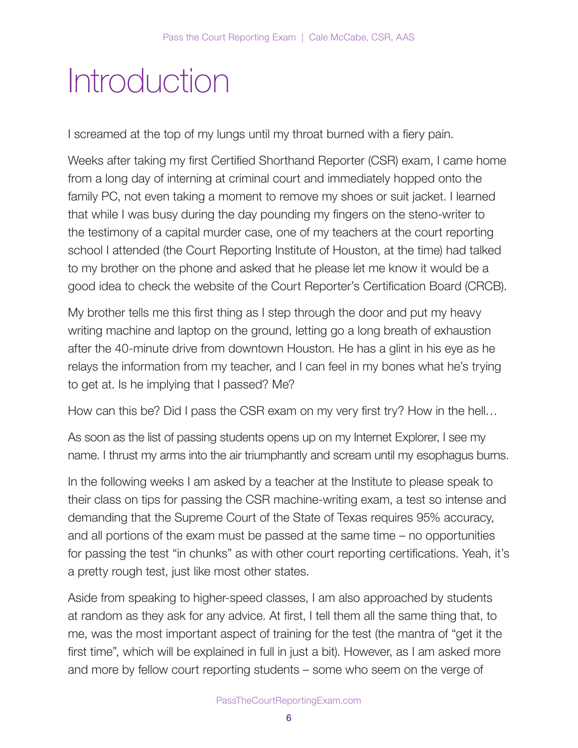# Introduction

I screamed at the top of my lungs until my throat burned with a fiery pain.

Weeks after taking my first Certified Shorthand Reporter (CSR) exam, I came home from a long day of interning at criminal court and immediately hopped onto the family PC, not even taking a moment to remove my shoes or suit jacket. I learned that while I was busy during the day pounding my fingers on the steno-writer to the testimony of a capital murder case, one of my teachers at the court reporting school I attended (the Court Reporting Institute of Houston, at the time) had talked to my brother on the phone and asked that he please let me know it would be a good idea to check the website of the Court Reporter's Certification Board (CRCB).

My brother tells me this first thing as I step through the door and put my heavy writing machine and laptop on the ground, letting go a long breath of exhaustion after the 40-minute drive from downtown Houston. He has a glint in his eye as he relays the information from my teacher, and I can feel in my bones what he's trying to get at. Is he implying that I passed? Me?

How can this be? Did I pass the CSR exam on my very first try? How in the hell…

As soon as the list of passing students opens up on my Internet Explorer, I see my name. I thrust my arms into the air triumphantly and scream until my esophagus burns.

In the following weeks I am asked by a teacher at the Institute to please speak to their class on tips for passing the CSR machine-writing exam, a test so intense and demanding that the Supreme Court of the State of Texas requires 95% accuracy, and all portions of the exam must be passed at the same time – no opportunities for passing the test "in chunks" as with other court reporting certifications. Yeah, it's a pretty rough test, just like most other states.

Aside from speaking to higher-speed classes, I am also approached by students at random as they ask for any advice. At first, I tell them all the same thing that, to me, was the most important aspect of training for the test (the mantra of "get it the first time", which will be explained in full in just a bit). However, as I am asked more and more by fellow court reporting students – some who seem on the verge of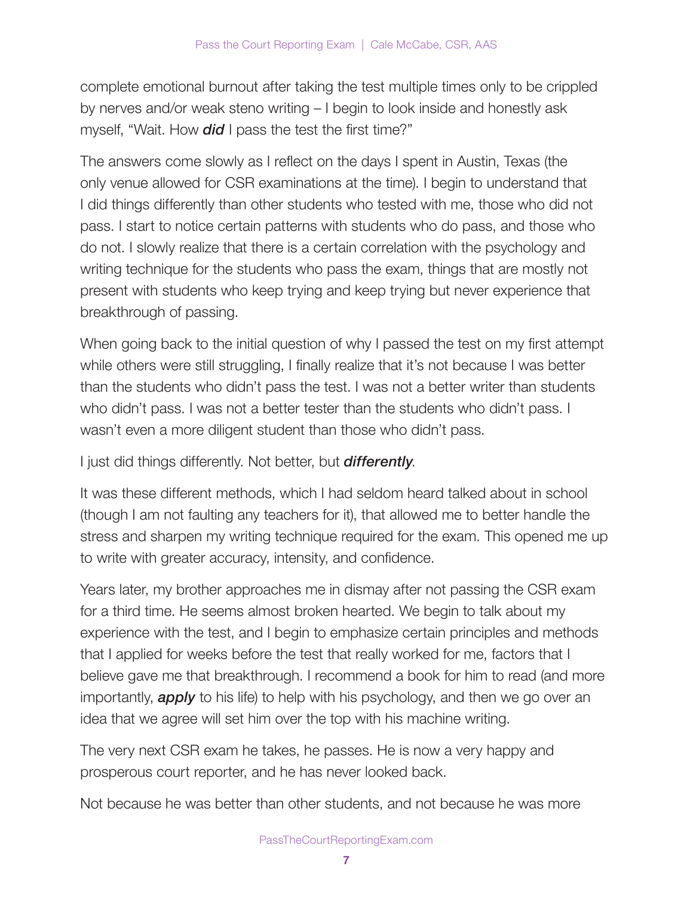complete emotional burnout after taking the test multiple times only to be crippled by nerves and/or weak steno writing – I begin to look inside and honestly ask myself, "Wait. How ***did*** I pass the test the first time?"

The answers come slowly as I reflect on the days I spent in Austin, Texas (the only venue allowed for CSR examinations at the time). I begin to understand that I did things differently than other students who tested with me, those who did not pass. I start to notice certain patterns with students who do pass, and those who do not. I slowly realize that there is a certain correlation with the psychology and writing technique for the students who pass the exam, things that are mostly not present with students who keep trying and keep trying but never experience that breakthrough of passing.

When going back to the initial question of why I passed the test on my first attempt while others were still struggling, I finally realize that it's not because I was better than the students who didn't pass the test. I was not a better writer than students who didn't pass. I was not a better tester than the students who didn't pass. I wasn't even a more diligent student than those who didn't pass.

I just did things differently. Not better, but ***differently***.

It was these different methods, which I had seldom heard talked about in school (though I am not faulting any teachers for it), that allowed me to better handle the stress and sharpen my writing technique required for the exam. This opened me up to write with greater accuracy, intensity, and confidence.

Years later, my brother approaches me in dismay after not passing the CSR exam for a third time. He seems almost broken hearted. We begin to talk about my experience with the test, and I begin to emphasize certain principles and methods that I applied for weeks before the test that really worked for me, factors that I believe gave me that breakthrough. I recommend a book for him to read (and more importantly, ***apply*** to his life) to help with his psychology, and then we go over an idea that we agree will set him over the top with his machine writing.

The very next CSR exam he takes, he passes. He is now a very happy and prosperous court reporter, and he has never looked back.

Not because he was better than other students, and not because he was more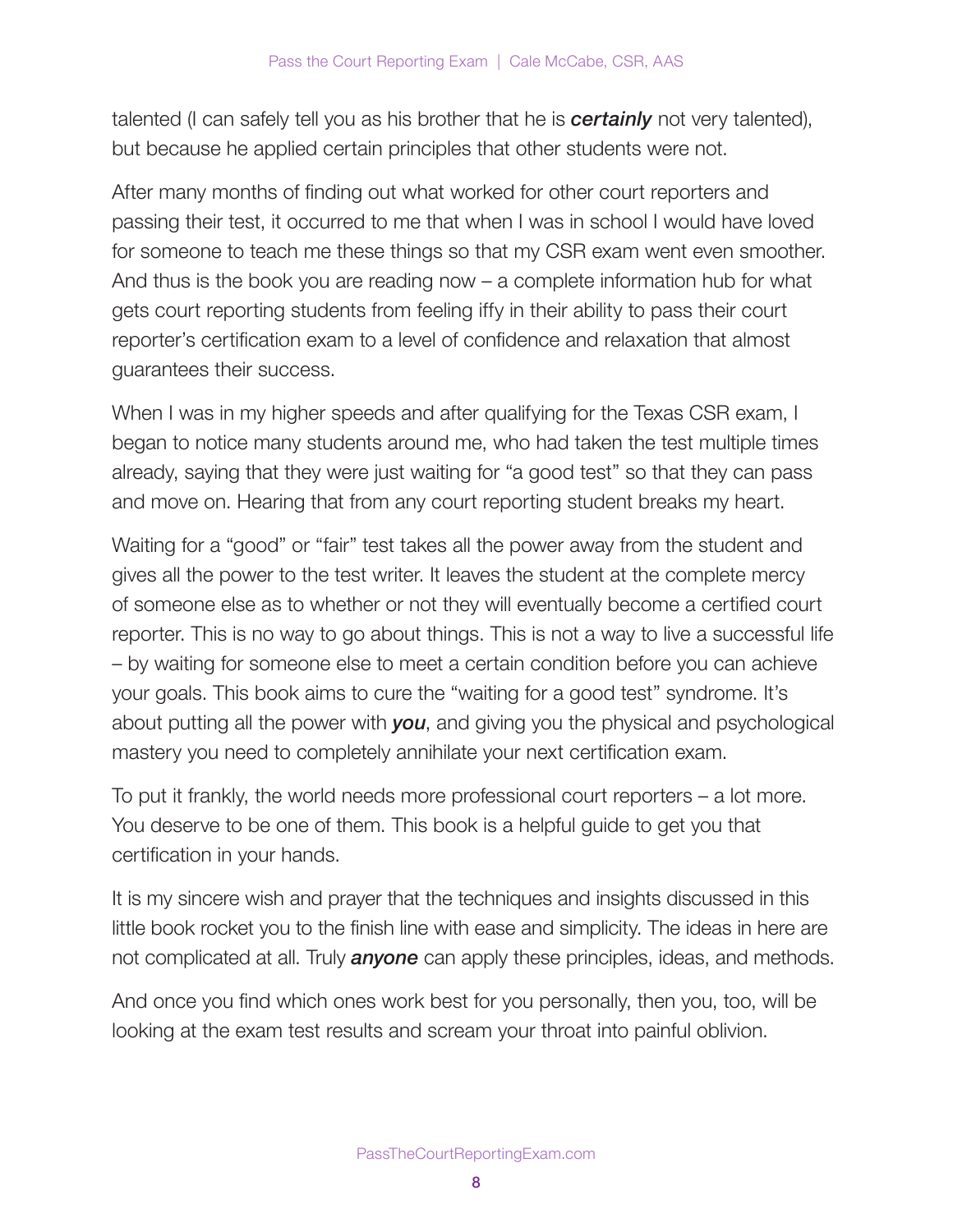talented (I can safely tell you as his brother that he is ***certainly*** not very talented), but because he applied certain principles that other students were not.

After many months of finding out what worked for other court reporters and passing their test, it occurred to me that when I was in school I would have loved for someone to teach me these things so that my CSR exam went even smoother. And thus is the book you are reading now – a complete information hub for what gets court reporting students from feeling iffy in their ability to pass their court reporter's certification exam to a level of confidence and relaxation that almost guarantees their success.

When I was in my higher speeds and after qualifying for the Texas CSR exam, I began to notice many students around me, who had taken the test multiple times already, saying that they were just waiting for "a good test" so that they can pass and move on. Hearing that from any court reporting student breaks my heart.

Waiting for a "good" or "fair" test takes all the power away from the student and gives all the power to the test writer. It leaves the student at the complete mercy of someone else as to whether or not they will eventually become a certified court reporter. This is no way to go about things. This is not a way to live a successful life – by waiting for someone else to meet a certain condition before you can achieve your goals. This book aims to cure the "waiting for a good test" syndrome. It's about putting all the power with ***you***, and giving you the physical and psychological mastery you need to completely annihilate your next certification exam.

To put it frankly, the world needs more professional court reporters – a lot more. You deserve to be one of them. This book is a helpful guide to get you that certification in your hands.

It is my sincere wish and prayer that the techniques and insights discussed in this little book rocket you to the finish line with ease and simplicity. The ideas in here are not complicated at all. Truly ***anyone*** can apply these principles, ideas, and methods.

And once you find which ones work best for you personally, then you, too, will be looking at the exam test results and scream your throat into painful oblivion.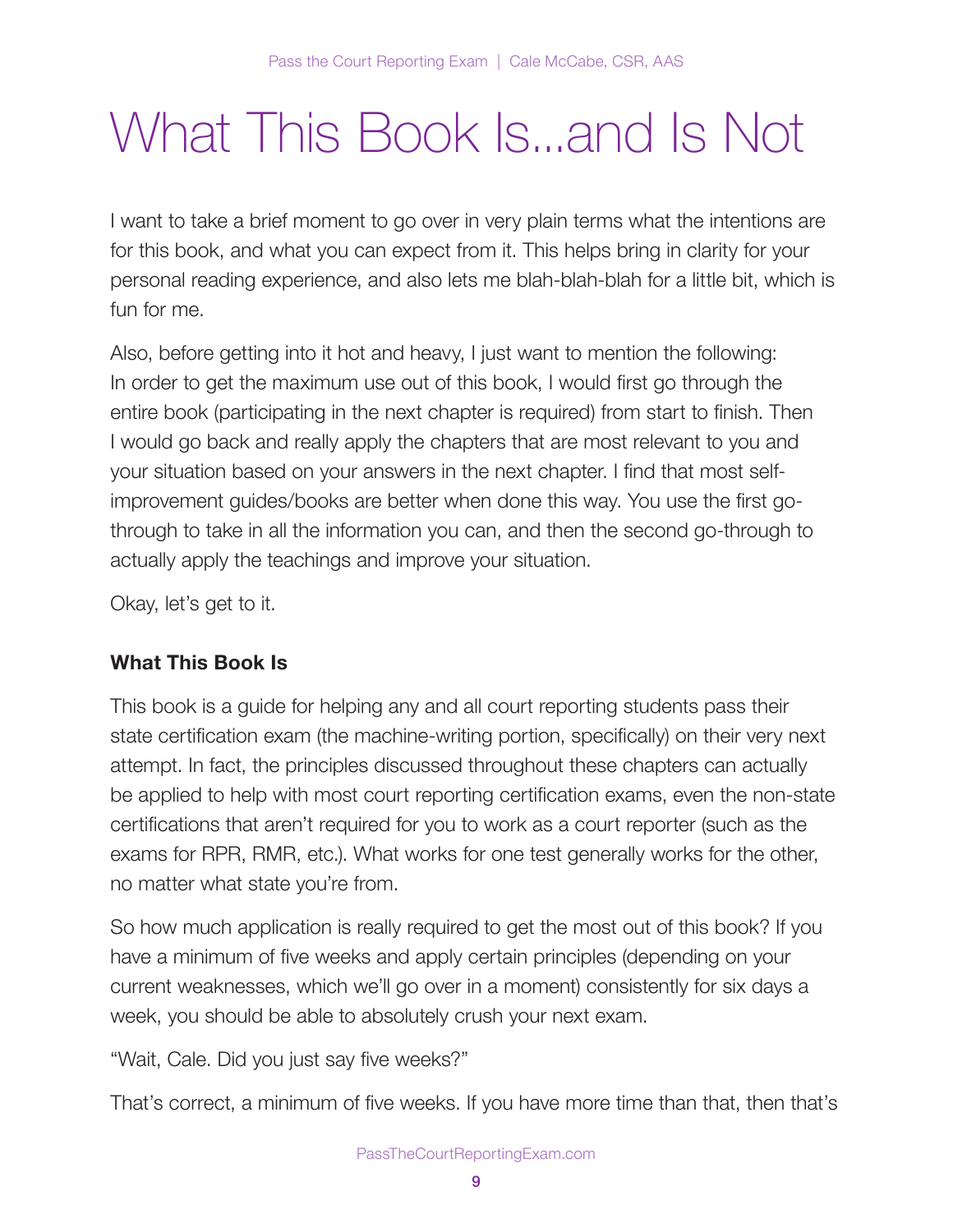# What This Book Is...and Is Not

I want to take a brief moment to go over in very plain terms what the intentions are for this book, and what you can expect from it. This helps bring in clarity for your personal reading experience, and also lets me blah-blah-blah for a little bit, which is fun for me.

Also, before getting into it hot and heavy, I just want to mention the following: In order to get the maximum use out of this book, I would first go through the entire book (participating in the next chapter is required) from start to finish. Then I would go back and really apply the chapters that are most relevant to you and your situation based on your answers in the next chapter. I find that most self-improvement guides/books are better when done this way. You use the first go-through to take in all the information you can, and then the second go-through to actually apply the teachings and improve your situation.

Okay, let's get to it.

**What This Book Is**

This book is a guide for helping any and all court reporting students pass their state certification exam (the machine-writing portion, specifically) on their very next attempt. In fact, the principles discussed throughout these chapters can actually be applied to help with most court reporting certification exams, even the non-state certifications that aren't required for you to work as a court reporter (such as the exams for RPR, RMR, etc.). What works for one test generally works for the other, no matter what state you're from.

So how much application is really required to get the most out of this book? If you have a minimum of five weeks and apply certain principles (depending on your current weaknesses, which we'll go over in a moment) consistently for six days a week, you should be able to absolutely crush your next exam.

"Wait, Cale. Did you just say five weeks?"

That's correct, a minimum of five weeks. If you have more time than that, then that's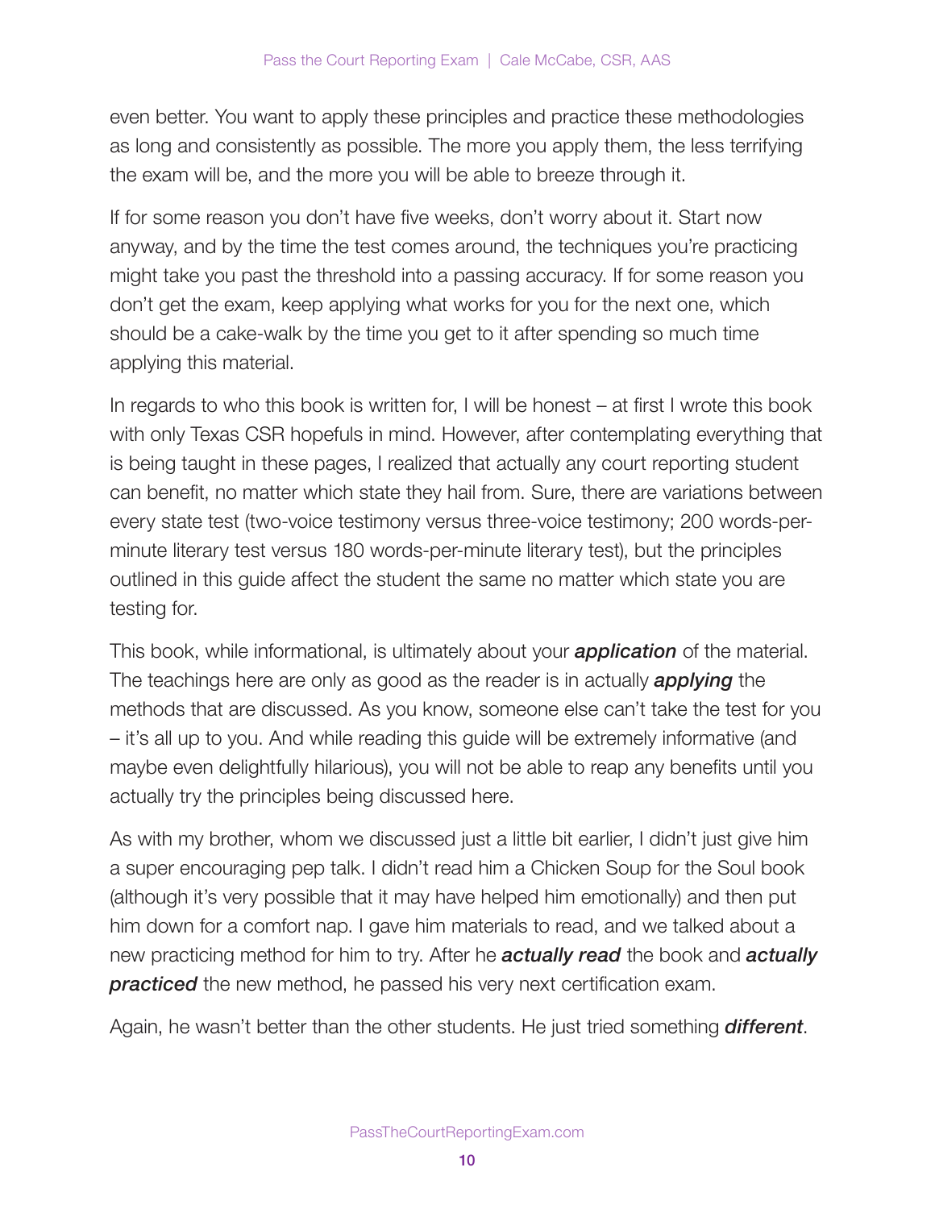even better. You want to apply these principles and practice these methodologies as long and consistently as possible. The more you apply them, the less terrifying the exam will be, and the more you will be able to breeze through it.

If for some reason you don't have five weeks, don't worry about it. Start now anyway, and by the time the test comes around, the techniques you're practicing might take you past the threshold into a passing accuracy. If for some reason you don't get the exam, keep applying what works for you for the next one, which should be a cake-walk by the time you get to it after spending so much time applying this material.

In regards to who this book is written for, I will be honest – at first I wrote this book with only Texas CSR hopefuls in mind. However, after contemplating everything that is being taught in these pages, I realized that actually any court reporting student can benefit, no matter which state they hail from. Sure, there are variations between every state test (two-voice testimony versus three-voice testimony; 200 words-per-minute literary test versus 180 words-per-minute literary test), but the principles outlined in this guide affect the student the same no matter which state you are testing for.

This book, while informational, is ultimately about your ***application*** of the material. The teachings here are only as good as the reader is in actually ***applying*** the methods that are discussed. As you know, someone else can't take the test for you – it's all up to you. And while reading this guide will be extremely informative (and maybe even delightfully hilarious), you will not be able to reap any benefits until you actually try the principles being discussed here.

As with my brother, whom we discussed just a little bit earlier, I didn't just give him a super encouraging pep talk. I didn't read him a Chicken Soup for the Soul book (although it's very possible that it may have helped him emotionally) and then put him down for a comfort nap. I gave him materials to read, and we talked about a new practicing method for him to try. After he ***actually read*** the book and ***actually practiced*** the new method, he passed his very next certification exam.

Again, he wasn't better than the other students. He just tried something ***different***.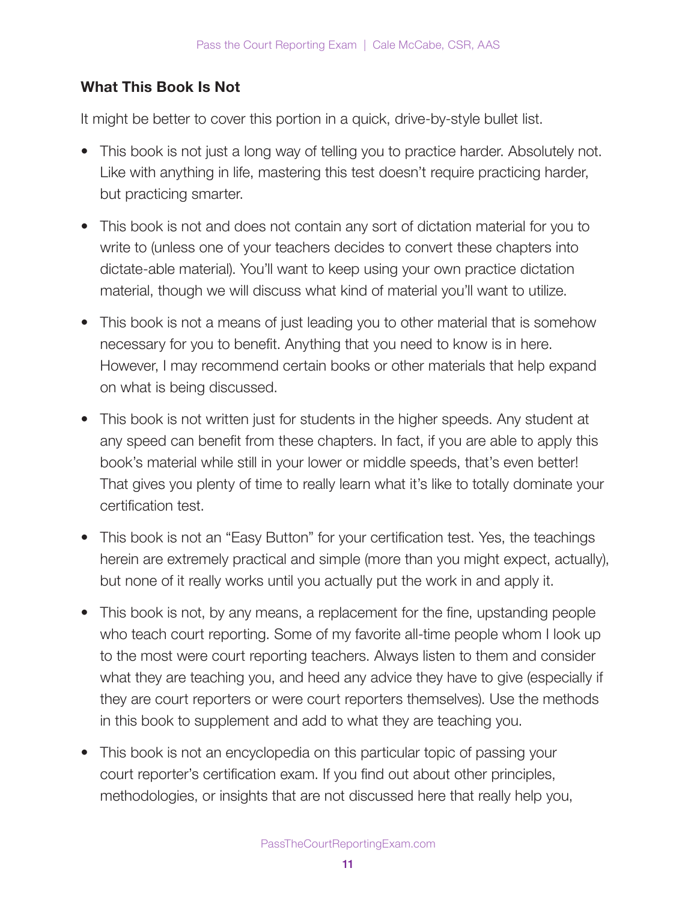### What This Book Is Not

It might be better to cover this portion in a quick, drive-by-style bullet list.

- This book is not just a long way of telling you to practice harder. Absolutely not. Like with anything in life, mastering this test doesn't require practicing harder, but practicing smarter.
- This book is not and does not contain any sort of dictation material for you to write to (unless one of your teachers decides to convert these chapters into dictate-able material). You'll want to keep using your own practice dictation material, though we will discuss what kind of material you'll want to utilize.
- This book is not a means of just leading you to other material that is somehow necessary for you to benefit. Anything that you need to know is in here. However, I may recommend certain books or other materials that help expand on what is being discussed.
- This book is not written just for students in the higher speeds. Any student at any speed can benefit from these chapters. In fact, if you are able to apply this book's material while still in your lower or middle speeds, that's even better! That gives you plenty of time to really learn what it's like to totally dominate your certification test.
- This book is not an "Easy Button" for your certification test. Yes, the teachings herein are extremely practical and simple (more than you might expect, actually), but none of it really works until you actually put the work in and apply it.
- This book is not, by any means, a replacement for the fine, upstanding people who teach court reporting. Some of my favorite all-time people whom I look up to the most were court reporting teachers. Always listen to them and consider what they are teaching you, and heed any advice they have to give (especially if they are court reporters or were court reporters themselves). Use the methods in this book to supplement and add to what they are teaching you.
- This book is not an encyclopedia on this particular topic of passing your court reporter's certification exam. If you find out about other principles, methodologies, or insights that are not discussed here that really help you,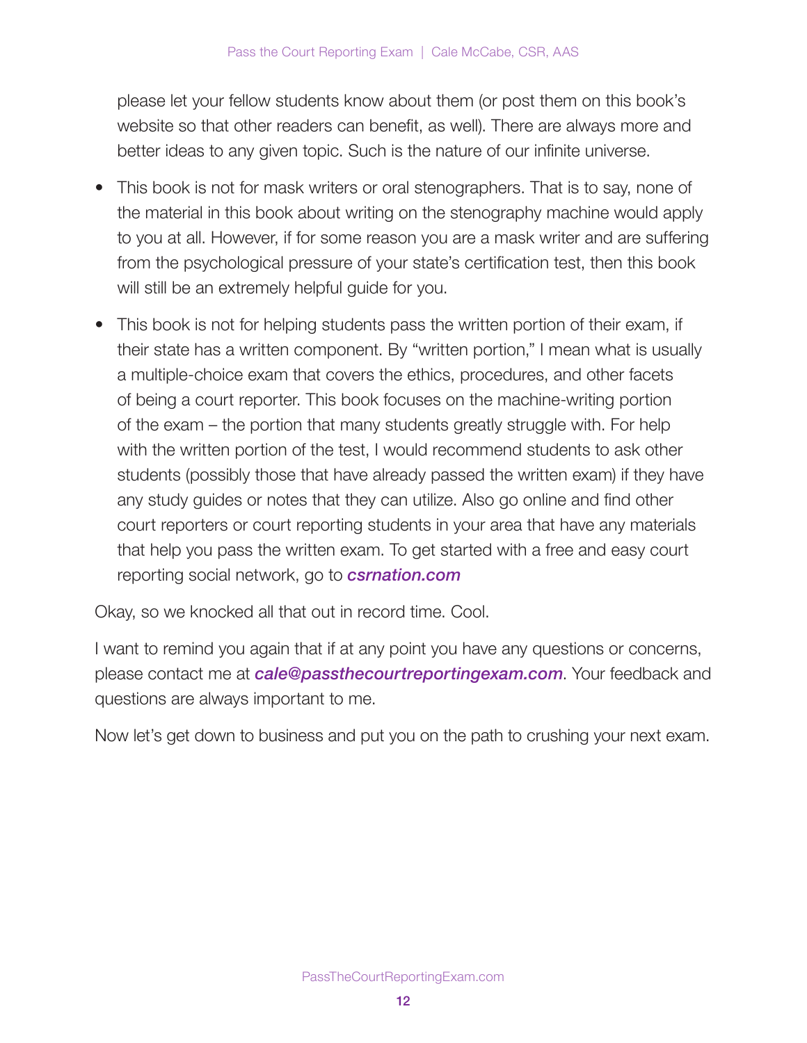please let your fellow students know about them (or post them on this book's website so that other readers can benefit, as well). There are always more and better ideas to any given topic. Such is the nature of our infinite universe.

- This book is not for mask writers or oral stenographers. That is to say, none of the material in this book about writing on the stenography machine would apply to you at all. However, if for some reason you are a mask writer and are suffering from the psychological pressure of your state's certification test, then this book will still be an extremely helpful guide for you.
- This book is not for helping students pass the written portion of their exam, if their state has a written component. By "written portion," I mean what is usually a multiple-choice exam that covers the ethics, procedures, and other facets of being a court reporter. This book focuses on the machine-writing portion of the exam – the portion that many students greatly struggle with. For help with the written portion of the test, I would recommend students to ask other students (possibly those that have already passed the written exam) if they have any study guides or notes that they can utilize. Also go online and find other court reporters or court reporting students in your area that have any materials that help you pass the written exam. To get started with a free and easy court reporting social network, go to ***csrnation.com***

Okay, so we knocked all that out in record time. Cool.

I want to remind you again that if at any point you have any questions or concerns, please contact me at ***cale@passthecourtreportingexam.com***. Your feedback and questions are always important to me.

Now let's get down to business and put you on the path to crushing your next exam.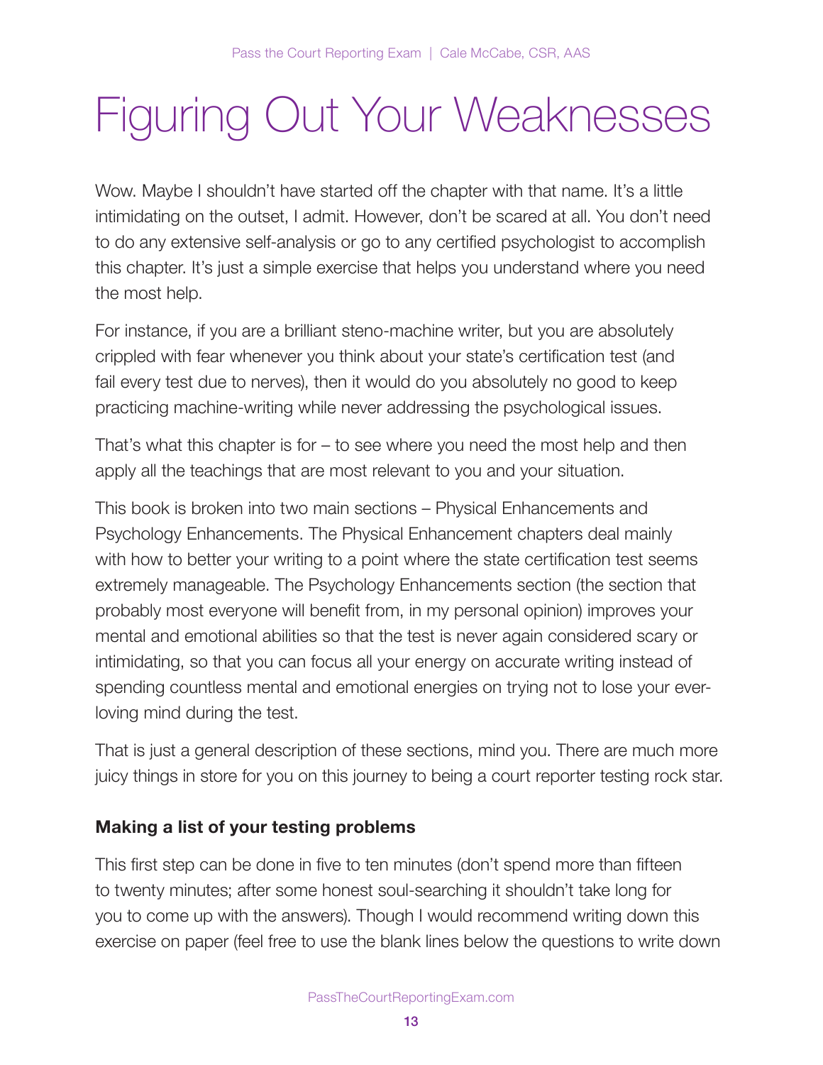# Figuring Out Your Weaknesses

Wow. Maybe I shouldn't have started off the chapter with that name. It's a little intimidating on the outset, I admit. However, don't be scared at all. You don't need to do any extensive self-analysis or go to any certified psychologist to accomplish this chapter. It's just a simple exercise that helps you understand where you need the most help.

For instance, if you are a brilliant steno-machine writer, but you are absolutely crippled with fear whenever you think about your state's certification test (and fail every test due to nerves), then it would do you absolutely no good to keep practicing machine-writing while never addressing the psychological issues.

That's what this chapter is for – to see where you need the most help and then apply all the teachings that are most relevant to you and your situation.

This book is broken into two main sections – Physical Enhancements and Psychology Enhancements. The Physical Enhancement chapters deal mainly with how to better your writing to a point where the state certification test seems extremely manageable. The Psychology Enhancements section (the section that probably most everyone will benefit from, in my personal opinion) improves your mental and emotional abilities so that the test is never again considered scary or intimidating, so that you can focus all your energy on accurate writing instead of spending countless mental and emotional energies on trying not to lose your ever-loving mind during the test.

That is just a general description of these sections, mind you. There are much more juicy things in store for you on this journey to being a court reporter testing rock star.

**Making a list of your testing problems**

This first step can be done in five to ten minutes (don't spend more than fifteen to twenty minutes; after some honest soul-searching it shouldn't take long for you to come up with the answers). Though I would recommend writing down this exercise on paper (feel free to use the blank lines below the questions to write down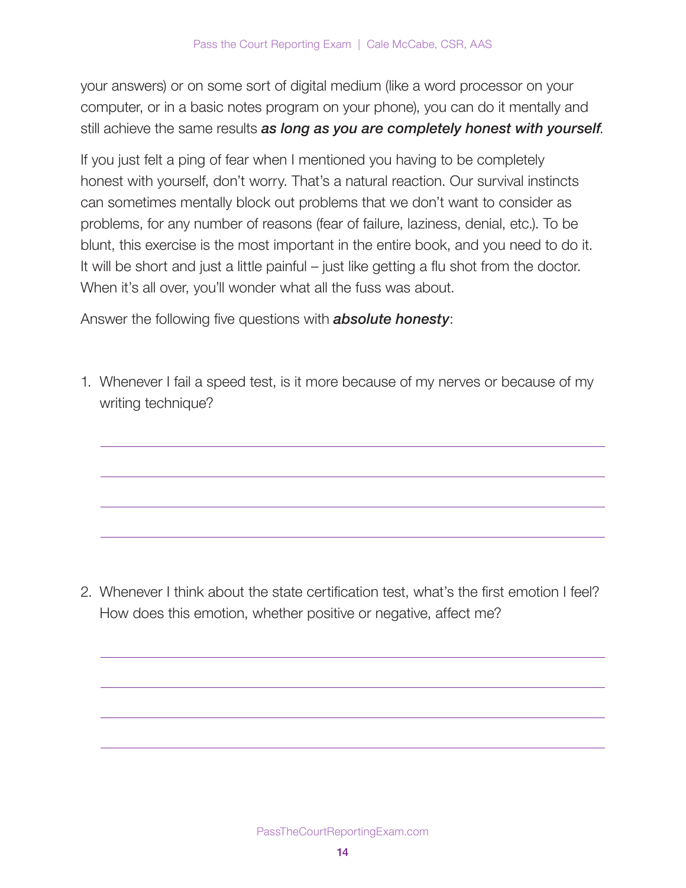your answers) or on some sort of digital medium (like a word processor on your computer, or in a basic notes program on your phone), you can do it mentally and still achieve the same results ***as long as you are completely honest with yourself***.

If you just felt a ping of fear when I mentioned you having to be completely honest with yourself, don't worry. That's a natural reaction. Our survival instincts can sometimes mentally block out problems that we don't want to consider as problems, for any number of reasons (fear of failure, laziness, denial, etc.). To be blunt, this exercise is the most important in the entire book, and you need to do it. It will be short and just a little painful – just like getting a flu shot from the doctor. When it's all over, you'll wonder what all the fuss was about.

Answer the following five questions with ***absolute honesty***:

1. Whenever I fail a speed test, is it more because of my nerves or because of my writing technique?

2. Whenever I think about the state certification test, what's the first emotion I feel? How does this emotion, whether positive or negative, affect me?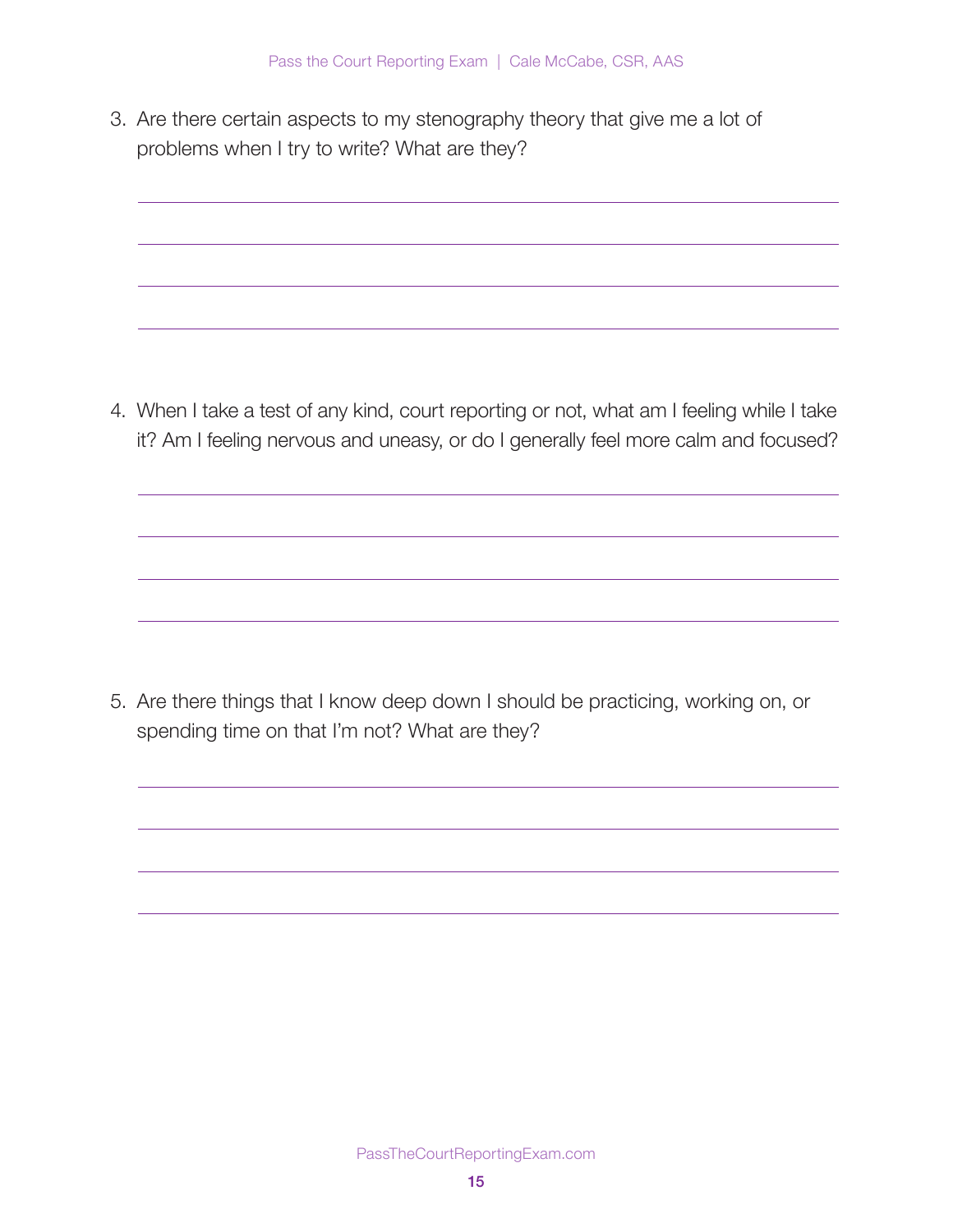3. Are there certain aspects to my stenography theory that give me a lot of problems when I try to write? What are they?

4. When I take a test of any kind, court reporting or not, what am I feeling while I take it? Am I feeling nervous and uneasy, or do I generally feel more calm and focused?

5. Are there things that I know deep down I should be practicing, working on, or spending time on that I'm not? What are they?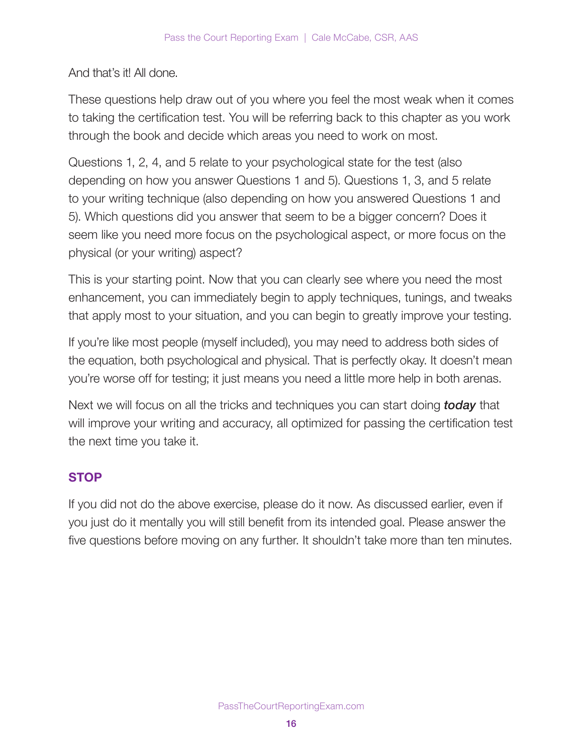And that's it! All done.

These questions help draw out of you where you feel the most weak when it comes to taking the certification test. You will be referring back to this chapter as you work through the book and decide which areas you need to work on most.

Questions 1, 2, 4, and 5 relate to your psychological state for the test (also depending on how you answer Questions 1 and 5). Questions 1, 3, and 5 relate to your writing technique (also depending on how you answered Questions 1 and 5). Which questions did you answer that seem to be a bigger concern? Does it seem like you need more focus on the psychological aspect, or more focus on the physical (or your writing) aspect?

This is your starting point. Now that you can clearly see where you need the most enhancement, you can immediately begin to apply techniques, tunings, and tweaks that apply most to your situation, and you can begin to greatly improve your testing.

If you're like most people (myself included), you may need to address both sides of the equation, both psychological and physical. That is perfectly okay. It doesn't mean you're worse off for testing; it just means you need a little more help in both arenas.

Next we will focus on all the tricks and techniques you can start doing ***today*** that will improve your writing and accuracy, all optimized for passing the certification test the next time you take it.

### STOP

If you did not do the above exercise, please do it now. As discussed earlier, even if you just do it mentally you will still benefit from its intended goal. Please answer the five questions before moving on any further. It shouldn't take more than ten minutes.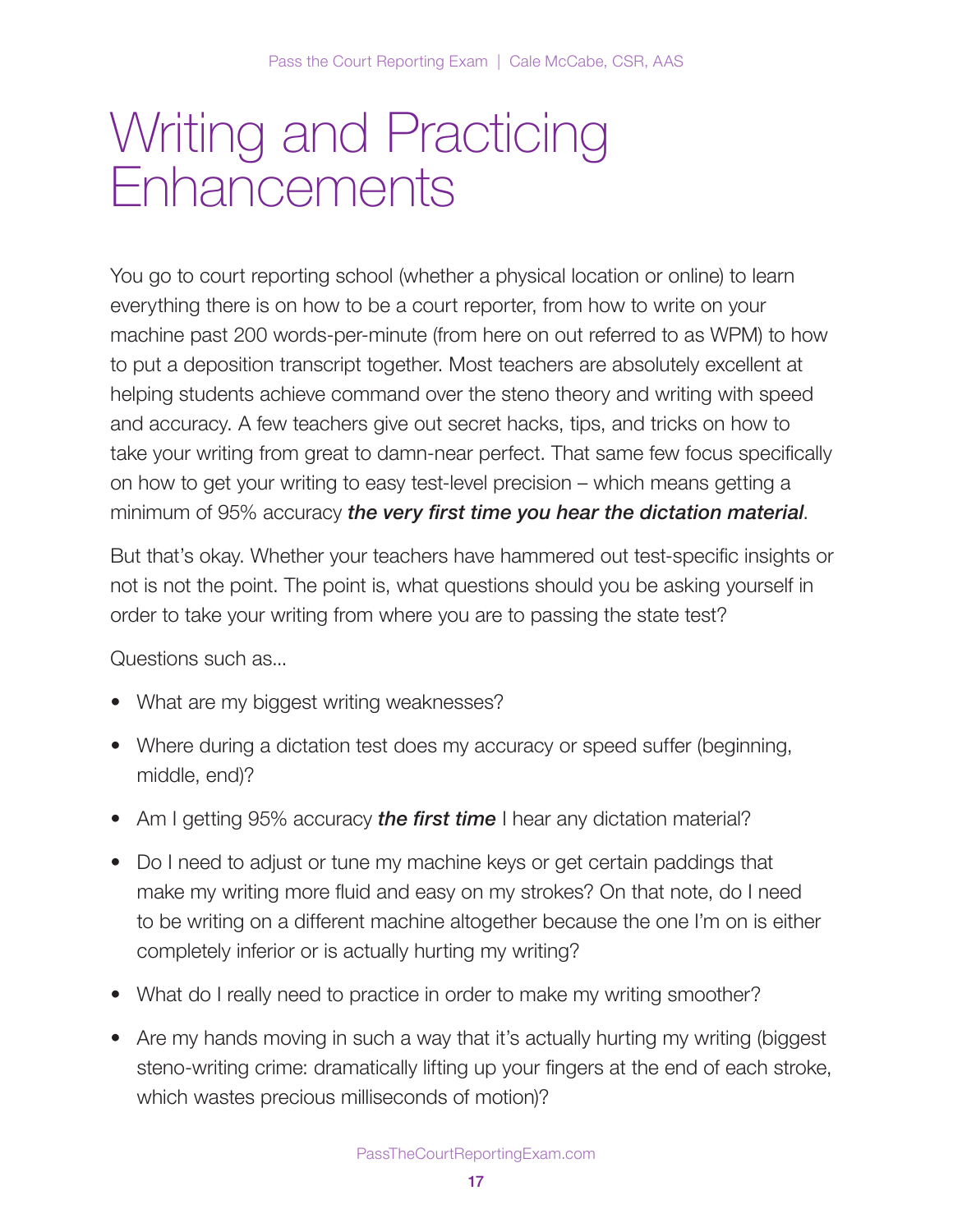# Writing and Practicing Enhancements

You go to court reporting school (whether a physical location or online) to learn everything there is on how to be a court reporter, from how to write on your machine past 200 words-per-minute (from here on out referred to as WPM) to how to put a deposition transcript together. Most teachers are absolutely excellent at helping students achieve command over the steno theory and writing with speed and accuracy. A few teachers give out secret hacks, tips, and tricks on how to take your writing from great to damn-near perfect. That same few focus specifically on how to get your writing to easy test-level precision – which means getting a minimum of 95% accuracy ***the very first time you hear the dictation material***.

But that's okay. Whether your teachers have hammered out test-specific insights or not is not the point. The point is, what questions should you be asking yourself in order to take your writing from where you are to passing the state test?

Questions such as...

- What are my biggest writing weaknesses?
- Where during a dictation test does my accuracy or speed suffer (beginning, middle, end)?
- Am I getting 95% accuracy ***the first time*** I hear any dictation material?
- Do I need to adjust or tune my machine keys or get certain paddings that make my writing more fluid and easy on my strokes? On that note, do I need to be writing on a different machine altogether because the one I'm on is either completely inferior or is actually hurting my writing?
- What do I really need to practice in order to make my writing smoother?
- Are my hands moving in such a way that it's actually hurting my writing (biggest steno-writing crime: dramatically lifting up your fingers at the end of each stroke, which wastes precious milliseconds of motion)?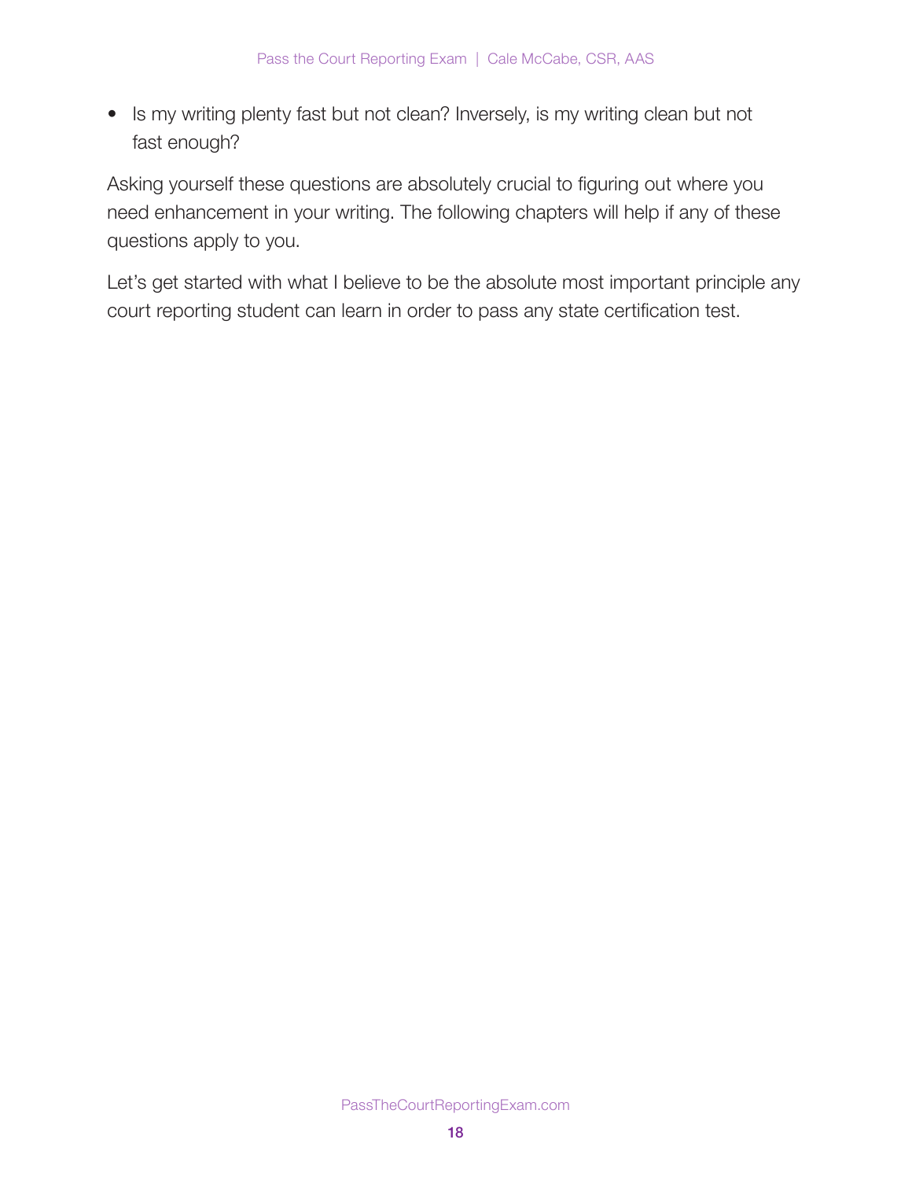- Is my writing plenty fast but not clean? Inversely, is my writing clean but not fast enough?

Asking yourself these questions are absolutely crucial to figuring out where you need enhancement in your writing. The following chapters will help if any of these questions apply to you.

Let's get started with what I believe to be the absolute most important principle any court reporting student can learn in order to pass any state certification test.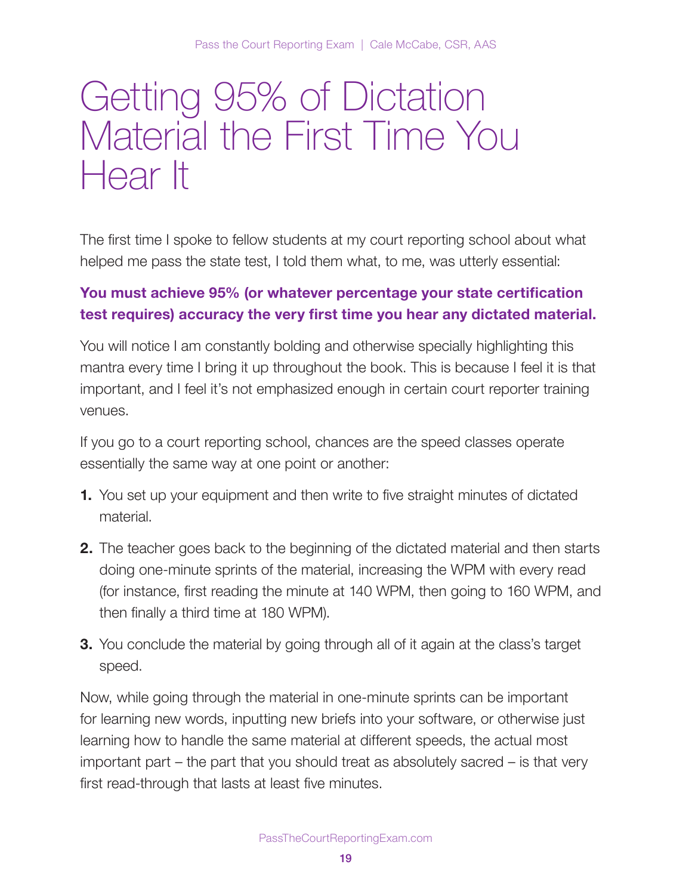# Getting 95% of Dictation Material the First Time You Hear It

The first time I spoke to fellow students at my court reporting school about what helped me pass the state test, I told them what, to me, was utterly essential:

**You must achieve 95% (or whatever percentage your state certification test requires) accuracy the very first time you hear any dictated material.**

You will notice I am constantly bolding and otherwise specially highlighting this mantra every time I bring it up throughout the book. This is because I feel it is that important, and I feel it's not emphasized enough in certain court reporter training venues.

If you go to a court reporting school, chances are the speed classes operate essentially the same way at one point or another:

1. You set up your equipment and then write to five straight minutes of dictated material.
2. The teacher goes back to the beginning of the dictated material and then starts doing one-minute sprints of the material, increasing the WPM with every read (for instance, first reading the minute at 140 WPM, then going to 160 WPM, and then finally a third time at 180 WPM).
3. You conclude the material by going through all of it again at the class's target speed.

Now, while going through the material in one-minute sprints can be important for learning new words, inputting new briefs into your software, or otherwise just learning how to handle the same material at different speeds, the actual most important part – the part that you should treat as absolutely sacred – is that very first read-through that lasts at least five minutes.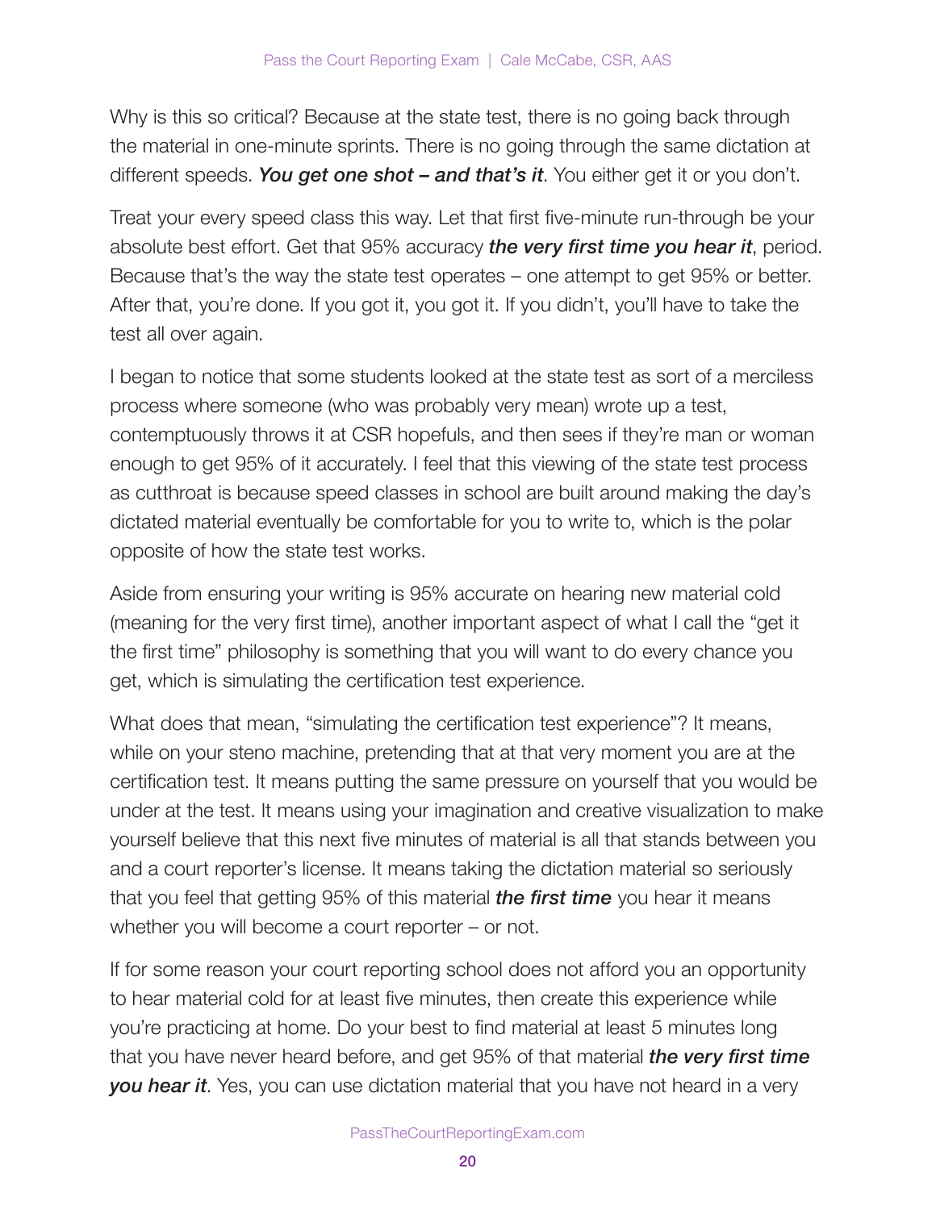Why is this so critical? Because at the state test, there is no going back through the material in one-minute sprints. There is no going through the same dictation at different speeds. ***You get one shot – and that's it***. You either get it or you don't.

Treat your every speed class this way. Let that first five-minute run-through be your absolute best effort. Get that 95% accuracy ***the very first time you hear it***, period. Because that's the way the state test operates – one attempt to get 95% or better. After that, you're done. If you got it, you got it. If you didn't, you'll have to take the test all over again.

I began to notice that some students looked at the state test as sort of a merciless process where someone (who was probably very mean) wrote up a test, contemptuously throws it at CSR hopefuls, and then sees if they're man or woman enough to get 95% of it accurately. I feel that this viewing of the state test process as cutthroat is because speed classes in school are built around making the day's dictated material eventually be comfortable for you to write to, which is the polar opposite of how the state test works.

Aside from ensuring your writing is 95% accurate on hearing new material cold (meaning for the very first time), another important aspect of what I call the "get it the first time" philosophy is something that you will want to do every chance you get, which is simulating the certification test experience.

What does that mean, "simulating the certification test experience"? It means, while on your steno machine, pretending that at that very moment you are at the certification test. It means putting the same pressure on yourself that you would be under at the test. It means using your imagination and creative visualization to make yourself believe that this next five minutes of material is all that stands between you and a court reporter's license. It means taking the dictation material so seriously that you feel that getting 95% of this material ***the first time*** you hear it means whether you will become a court reporter – or not.

If for some reason your court reporting school does not afford you an opportunity to hear material cold for at least five minutes, then create this experience while you're practicing at home. Do your best to find material at least 5 minutes long that you have never heard before, and get 95% of that material ***the very first time you hear it***. Yes, you can use dictation material that you have not heard in a very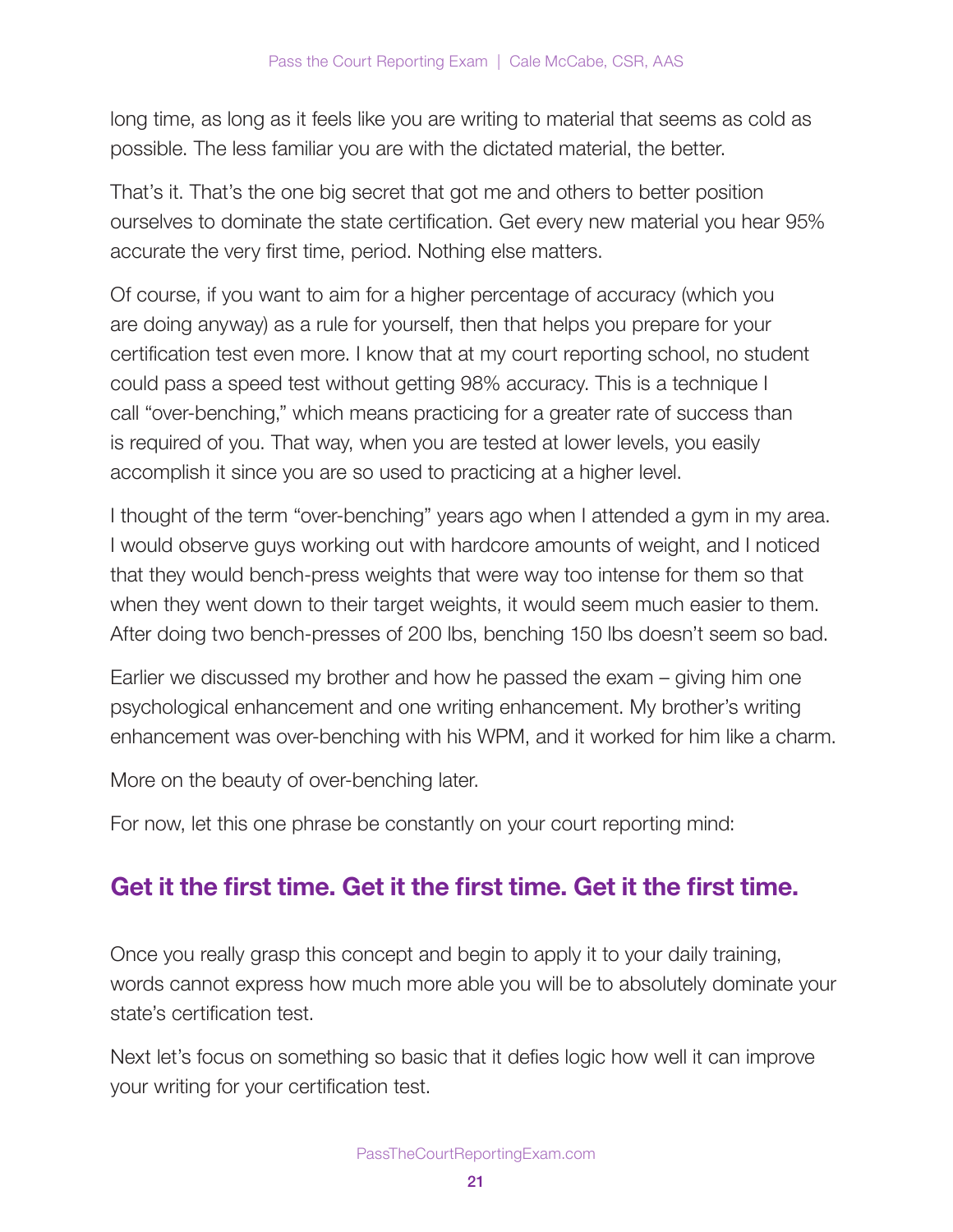long time, as long as it feels like you are writing to material that seems as cold as possible. The less familiar you are with the dictated material, the better.

That's it. That's the one big secret that got me and others to better position ourselves to dominate the state certification. Get every new material you hear 95% accurate the very first time, period. Nothing else matters.

Of course, if you want to aim for a higher percentage of accuracy (which you are doing anyway) as a rule for yourself, then that helps you prepare for your certification test even more. I know that at my court reporting school, no student could pass a speed test without getting 98% accuracy. This is a technique I call "over-benching," which means practicing for a greater rate of success than is required of you. That way, when you are tested at lower levels, you easily accomplish it since you are so used to practicing at a higher level.

I thought of the term "over-benching" years ago when I attended a gym in my area. I would observe guys working out with hardcore amounts of weight, and I noticed that they would bench-press weights that were way too intense for them so that when they went down to their target weights, it would seem much easier to them. After doing two bench-presses of 200 lbs, benching 150 lbs doesn't seem so bad.

Earlier we discussed my brother and how he passed the exam – giving him one psychological enhancement and one writing enhancement. My brother's writing enhancement was over-benching with his WPM, and it worked for him like a charm.

More on the beauty of over-benching later.

For now, let this one phrase be constantly on your court reporting mind:

## Get it the first time. Get it the first time. Get it the first time.

Once you really grasp this concept and begin to apply it to your daily training, words cannot express how much more able you will be to absolutely dominate your state's certification test.

Next let's focus on something so basic that it defies logic how well it can improve your writing for your certification test.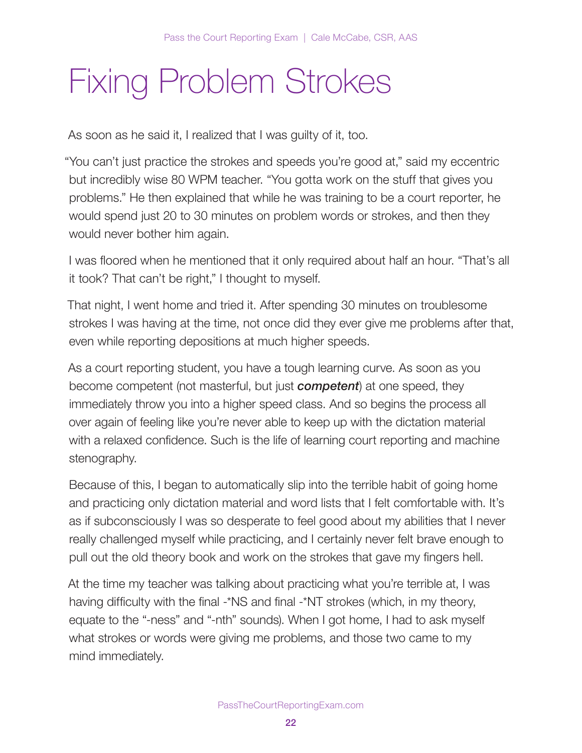# Fixing Problem Strokes

As soon as he said it, I realized that I was guilty of it, too.

"You can't just practice the strokes and speeds you're good at," said my eccentric but incredibly wise 80 WPM teacher. "You gotta work on the stuff that gives you problems." He then explained that while he was training to be a court reporter, he would spend just 20 to 30 minutes on problem words or strokes, and then they would never bother him again.

I was floored when he mentioned that it only required about half an hour. "That's all it took? That can't be right," I thought to myself.

That night, I went home and tried it. After spending 30 minutes on troublesome strokes I was having at the time, not once did they ever give me problems after that, even while reporting depositions at much higher speeds.

As a court reporting student, you have a tough learning curve. As soon as you become competent (not masterful, but just ***competent***) at one speed, they immediately throw you into a higher speed class. And so begins the process all over again of feeling like you're never able to keep up with the dictation material with a relaxed confidence. Such is the life of learning court reporting and machine stenography.

Because of this, I began to automatically slip into the terrible habit of going home and practicing only dictation material and word lists that I felt comfortable with. It's as if subconsciously I was so desperate to feel good about my abilities that I never really challenged myself while practicing, and I certainly never felt brave enough to pull out the old theory book and work on the strokes that gave my fingers hell.

At the time my teacher was talking about practicing what you're terrible at, I was having difficulty with the final -*NS and final -*NT strokes (which, in my theory, equate to the "-ness" and "-nth" sounds). When I got home, I had to ask myself what strokes or words were giving me problems, and those two came to my mind immediately.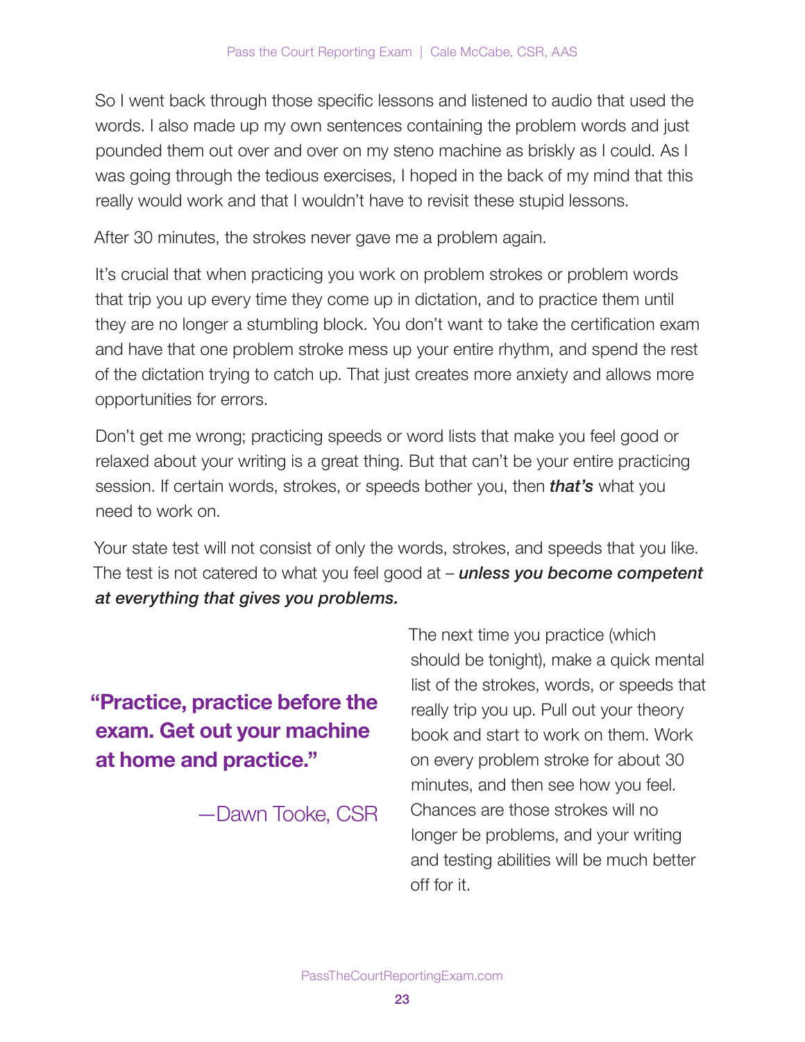So I went back through those specific lessons and listened to audio that used the words. I also made up my own sentences containing the problem words and just pounded them out over and over on my steno machine as briskly as I could. As I was going through the tedious exercises, I hoped in the back of my mind that this really would work and that I wouldn't have to revisit these stupid lessons.

After 30 minutes, the strokes never gave me a problem again.

It's crucial that when practicing you work on problem strokes or problem words that trip you up every time they come up in dictation, and to practice them until they are no longer a stumbling block. You don't want to take the certification exam and have that one problem stroke mess up your entire rhythm, and spend the rest of the dictation trying to catch up. That just creates more anxiety and allows more opportunities for errors.

Don't get me wrong; practicing speeds or word lists that make you feel good or relaxed about your writing is a great thing. But that can't be your entire practicing session. If certain words, strokes, or speeds bother you, then ***that's*** what you need to work on.

Your state test will not consist of only the words, strokes, and speeds that you like. The test is not catered to what you feel good at – ***unless you become competent at everything that gives you problems.***

> **"Practice, practice before the exam. Get out your machine at home and practice."**
>
> —Dawn Tooke, CSR

The next time you practice (which should be tonight), make a quick mental list of the strokes, words, or speeds that really trip you up. Pull out your theory book and start to work on them. Work on every problem stroke for about 30 minutes, and then see how you feel. Chances are those strokes will no longer be problems, and your writing and testing abilities will be much better off for it.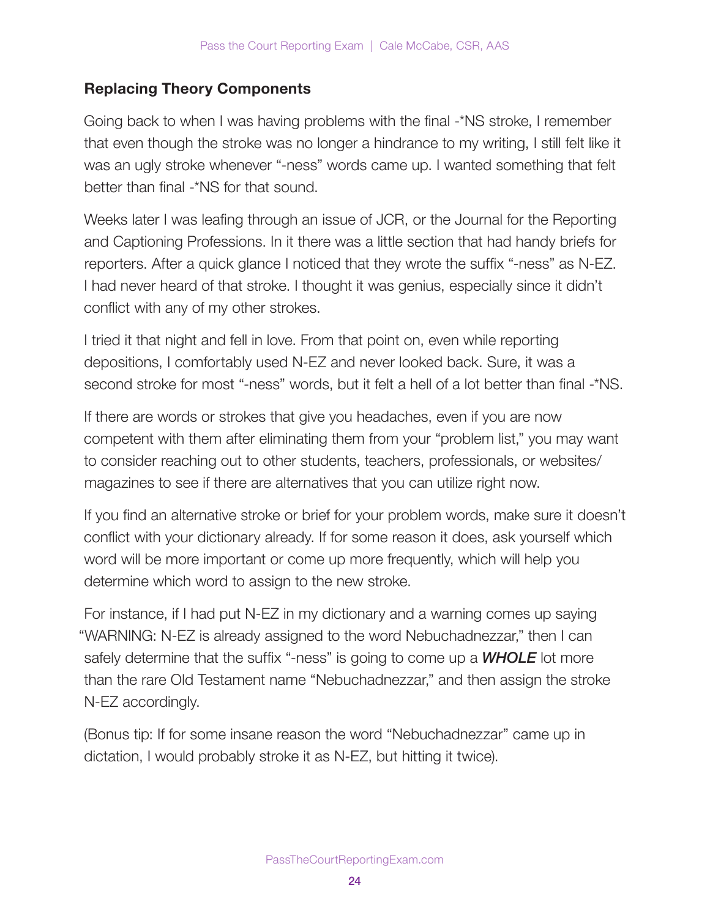### Replacing Theory Components

Going back to when I was having problems with the final -*NS stroke, I remember that even though the stroke was no longer a hindrance to my writing, I still felt like it was an ugly stroke whenever "-ness" words came up. I wanted something that felt better than final -*NS for that sound.

Weeks later I was leafing through an issue of JCR, or the Journal for the Reporting and Captioning Professions. In it there was a little section that had handy briefs for reporters. After a quick glance I noticed that they wrote the suffix "-ness" as N-EZ. I had never heard of that stroke. I thought it was genius, especially since it didn't conflict with any of my other strokes.

I tried it that night and fell in love. From that point on, even while reporting depositions, I comfortably used N-EZ and never looked back. Sure, it was a second stroke for most "-ness" words, but it felt a hell of a lot better than final -*NS.

If there are words or strokes that give you headaches, even if you are now competent with them after eliminating them from your "problem list," you may want to consider reaching out to other students, teachers, professionals, or websites/ magazines to see if there are alternatives that you can utilize right now.

If you find an alternative stroke or brief for your problem words, make sure it doesn't conflict with your dictionary already. If for some reason it does, ask yourself which word will be more important or come up more frequently, which will help you determine which word to assign to the new stroke.

For instance, if I had put N-EZ in my dictionary and a warning comes up saying "WARNING: N-EZ is already assigned to the word Nebuchadnezzar," then I can safely determine that the suffix "-ness" is going to come up a ***WHOLE*** lot more than the rare Old Testament name "Nebuchadnezzar," and then assign the stroke N-EZ accordingly.

(Bonus tip: If for some insane reason the word "Nebuchadnezzar" came up in dictation, I would probably stroke it as N-EZ, but hitting it twice).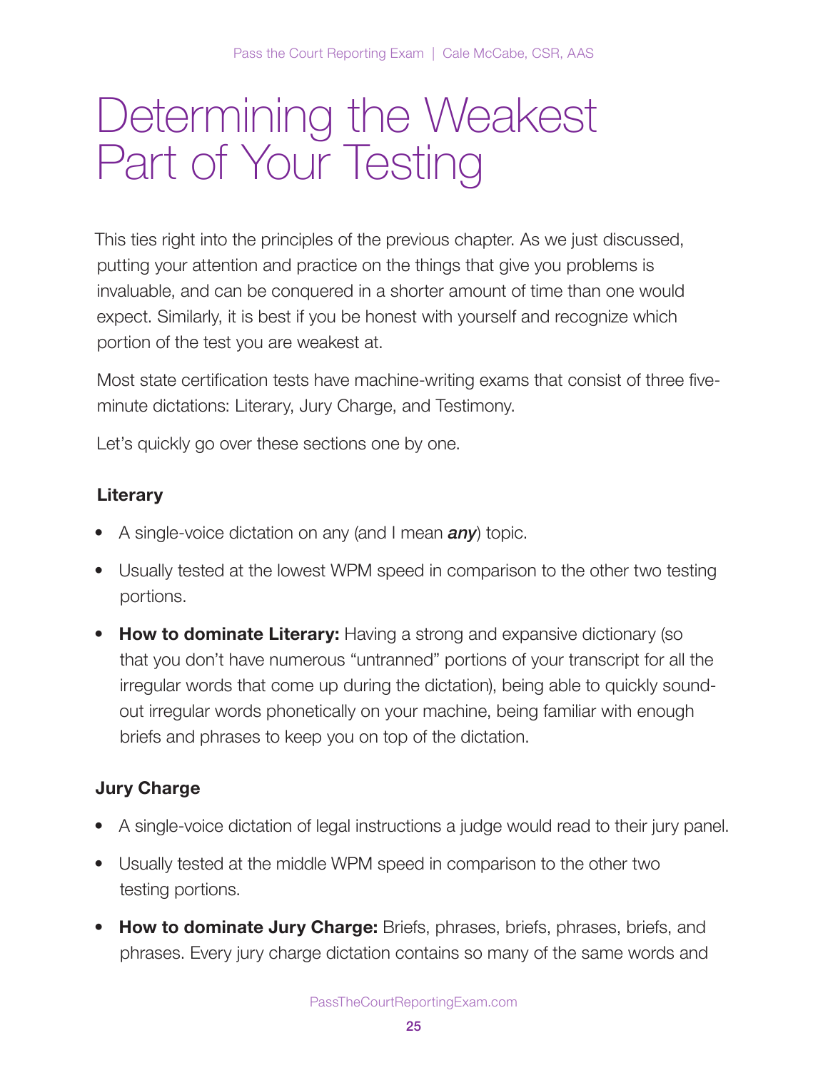# Determining the Weakest Part of Your Testing

This ties right into the principles of the previous chapter. As we just discussed, putting your attention and practice on the things that give you problems is invaluable, and can be conquered in a shorter amount of time than one would expect. Similarly, it is best if you be honest with yourself and recognize which portion of the test you are weakest at.

Most state certification tests have machine-writing exams that consist of three five-minute dictations: Literary, Jury Charge, and Testimony.

Let's quickly go over these sections one by one.

### Literary

- A single-voice dictation on any (and I mean ***any***) topic.
- Usually tested at the lowest WPM speed in comparison to the other two testing portions.
- **How to dominate Literary:** Having a strong and expansive dictionary (so that you don't have numerous "untranned" portions of your transcript for all the irregular words that come up during the dictation), being able to quickly sound-out irregular words phonetically on your machine, being familiar with enough briefs and phrases to keep you on top of the dictation.

### Jury Charge

- A single-voice dictation of legal instructions a judge would read to their jury panel.
- Usually tested at the middle WPM speed in comparison to the other two testing portions.
- **How to dominate Jury Charge:** Briefs, phrases, briefs, phrases, briefs, and phrases. Every jury charge dictation contains so many of the same words and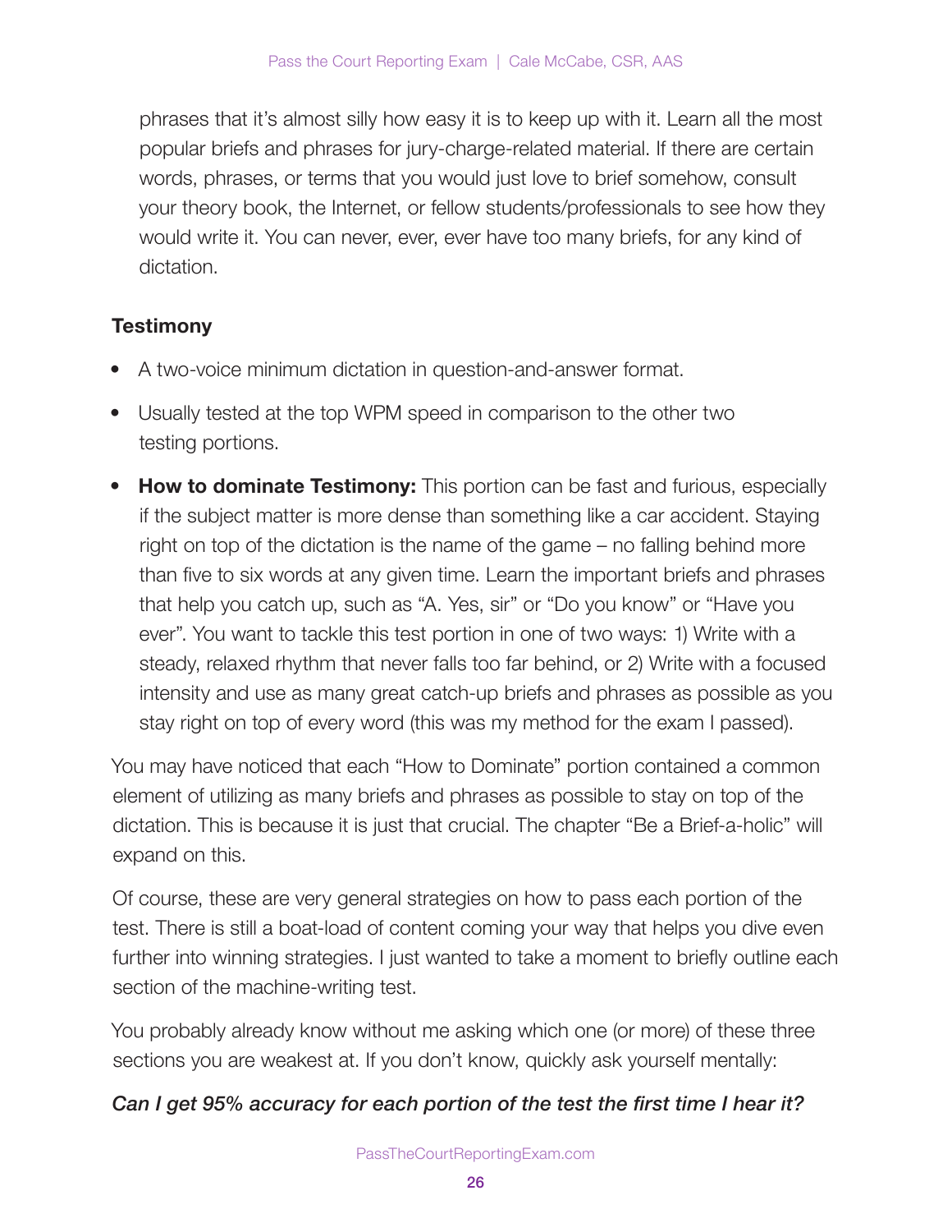phrases that it's almost silly how easy it is to keep up with it. Learn all the most popular briefs and phrases for jury-charge-related material. If there are certain words, phrases, or terms that you would just love to brief somehow, consult your theory book, the Internet, or fellow students/professionals to see how they would write it. You can never, ever, ever have too many briefs, for any kind of dictation.

### Testimony

- A two-voice minimum dictation in question-and-answer format.
- Usually tested at the top WPM speed in comparison to the other two testing portions.
- **How to dominate Testimony:** This portion can be fast and furious, especially if the subject matter is more dense than something like a car accident. Staying right on top of the dictation is the name of the game – no falling behind more than five to six words at any given time. Learn the important briefs and phrases that help you catch up, such as "A. Yes, sir" or "Do you know" or "Have you ever". You want to tackle this test portion in one of two ways: 1) Write with a steady, relaxed rhythm that never falls too far behind, or 2) Write with a focused intensity and use as many great catch-up briefs and phrases as possible as you stay right on top of every word (this was my method for the exam I passed).

You may have noticed that each "How to Dominate" portion contained a common element of utilizing as many briefs and phrases as possible to stay on top of the dictation. This is because it is just that crucial. The chapter "Be a Brief-a-holic" will expand on this.

Of course, these are very general strategies on how to pass each portion of the test. There is still a boat-load of content coming your way that helps you dive even further into winning strategies. I just wanted to take a moment to briefly outline each section of the machine-writing test.

You probably already know without me asking which one (or more) of these three sections you are weakest at. If you don't know, quickly ask yourself mentally:

***Can I get 95% accuracy for each portion of the test the first time I hear it?***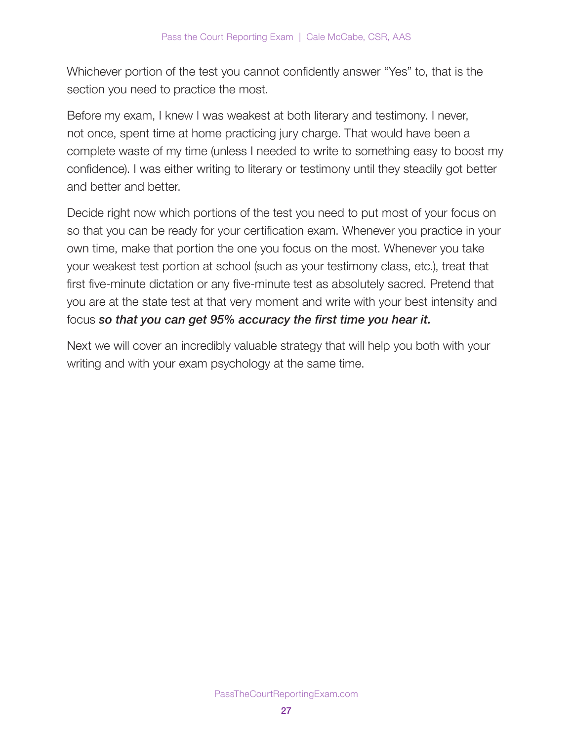Whichever portion of the test you cannot confidently answer "Yes" to, that is the section you need to practice the most.

Before my exam, I knew I was weakest at both literary and testimony. I never, not once, spent time at home practicing jury charge. That would have been a complete waste of my time (unless I needed to write to something easy to boost my confidence). I was either writing to literary or testimony until they steadily got better and better and better.

Decide right now which portions of the test you need to put most of your focus on so that you can be ready for your certification exam. Whenever you practice in your own time, make that portion the one you focus on the most. Whenever you take your weakest test portion at school (such as your testimony class, etc.), treat that first five-minute dictation or any five-minute test as absolutely sacred. Pretend that you are at the state test at that very moment and write with your best intensity and focus ***so that you can get 95% accuracy the first time you hear it.***

Next we will cover an incredibly valuable strategy that will help you both with your writing and with your exam psychology at the same time.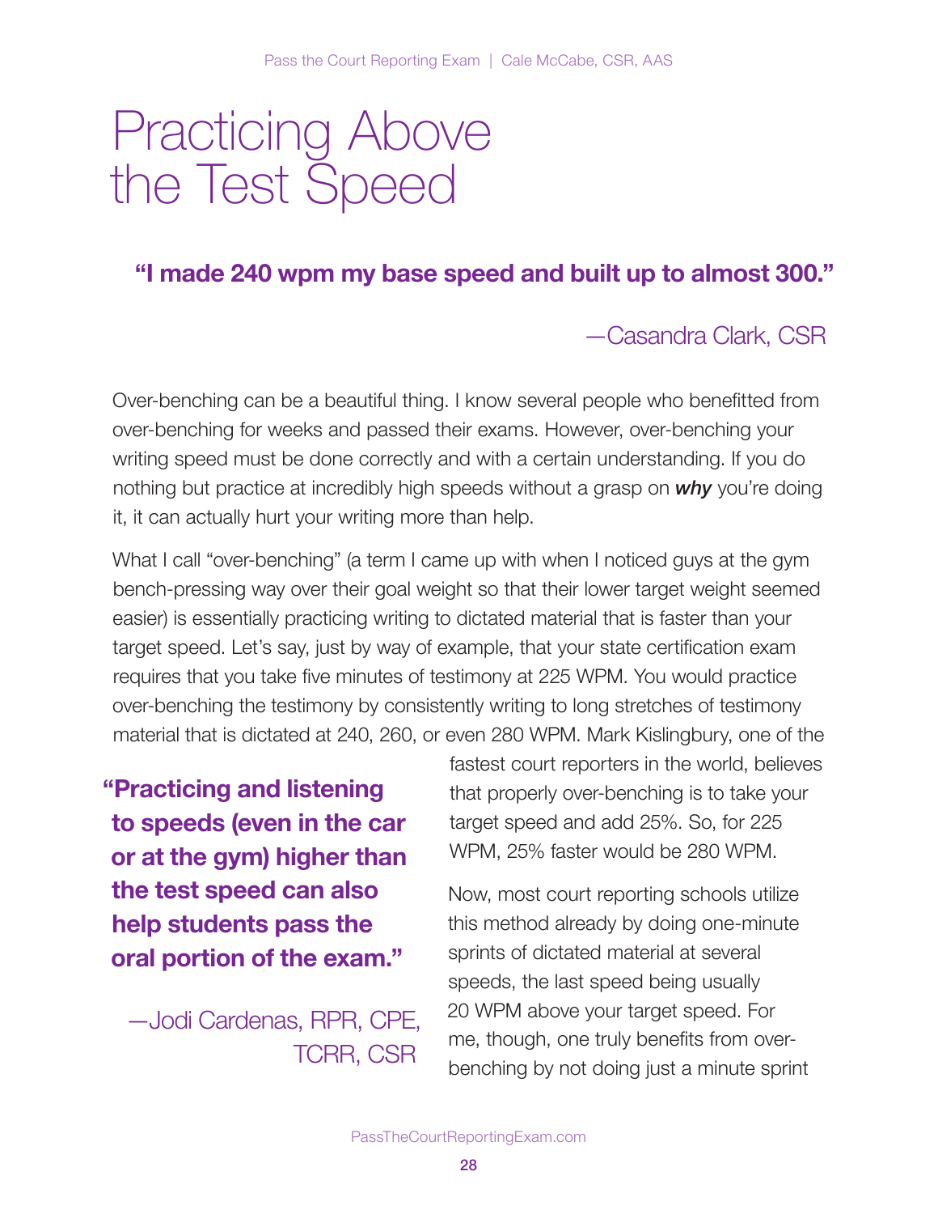# Practicing Above the Test Speed

**"I made 240 wpm my base speed and built up to almost 300."**

—Casandra Clark, CSR

Over-benching can be a beautiful thing. I know several people who benefitted from over-benching for weeks and passed their exams. However, over-benching your writing speed must be done correctly and with a certain understanding. If you do nothing but practice at incredibly high speeds without a grasp on ***why*** you're doing it, it can actually hurt your writing more than help.

What I call "over-benching" (a term I came up with when I noticed guys at the gym bench-pressing way over their goal weight so that their lower target weight seemed easier) is essentially practicing writing to dictated material that is faster than your target speed. Let's say, just by way of example, that your state certification exam requires that you take five minutes of testimony at 225 WPM. You would practice over-benching the testimony by consistently writing to long stretches of testimony material that is dictated at 240, 260, or even 280 WPM. Mark Kislingbury, one of the fastest court reporters in the world, believes that properly over-benching is to take your target speed and add 25%. So, for 225 WPM, 25% faster would be 280 WPM.

**"Practicing and listening to speeds (even in the car or at the gym) higher than the test speed can also help students pass the oral portion of the exam."**

—Jodi Cardenas, RPR, CPE, TCRR, CSR

Now, most court reporting schools utilize this method already by doing one-minute sprints of dictated material at several speeds, the last speed being usually 20 WPM above your target speed. For me, though, one truly benefits from over-benching by not doing just a minute sprint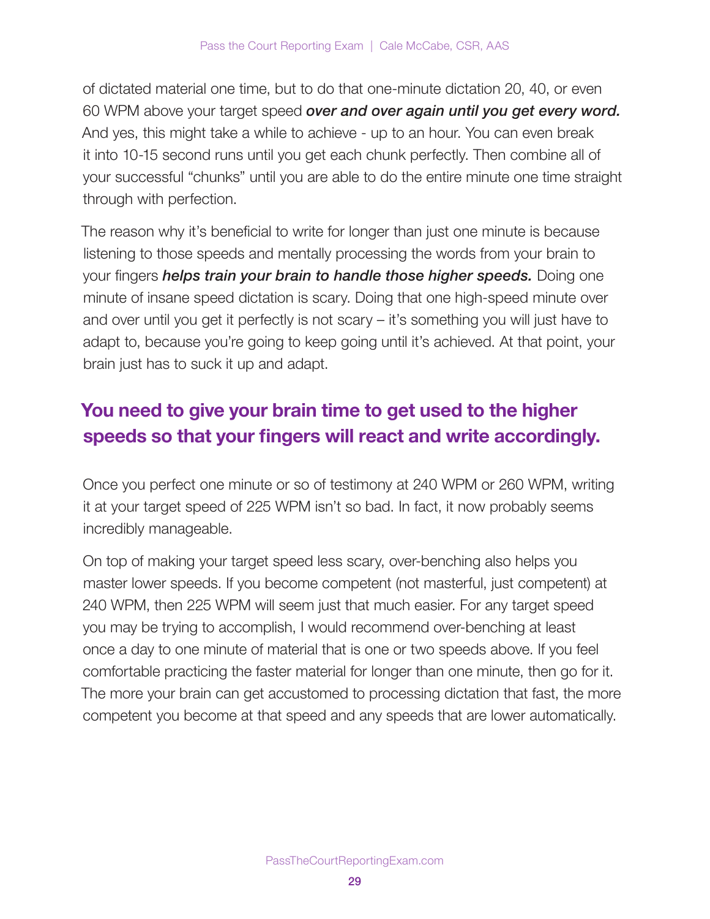of dictated material one time, but to do that one-minute dictation 20, 40, or even 60 WPM above your target speed ***over and over again until you get every word.*** And yes, this might take a while to achieve - up to an hour. You can even break it into 10-15 second runs until you get each chunk perfectly. Then combine all of your successful "chunks" until you are able to do the entire minute one time straight through with perfection.

The reason why it's beneficial to write for longer than just one minute is because listening to those speeds and mentally processing the words from your brain to your fingers ***helps train your brain to handle those higher speeds.*** Doing one minute of insane speed dictation is scary. Doing that one high-speed minute over and over until you get it perfectly is not scary – it's something you will just have to adapt to, because you're going to keep going until it's achieved. At that point, your brain just has to suck it up and adapt.

## You need to give your brain time to get used to the higher speeds so that your fingers will react and write accordingly.

Once you perfect one minute or so of testimony at 240 WPM or 260 WPM, writing it at your target speed of 225 WPM isn't so bad. In fact, it now probably seems incredibly manageable.

On top of making your target speed less scary, over-benching also helps you master lower speeds. If you become competent (not masterful, just competent) at 240 WPM, then 225 WPM will seem just that much easier. For any target speed you may be trying to accomplish, I would recommend over-benching at least once a day to one minute of material that is one or two speeds above. If you feel comfortable practicing the faster material for longer than one minute, then go for it. The more your brain can get accustomed to processing dictation that fast, the more competent you become at that speed and any speeds that are lower automatically.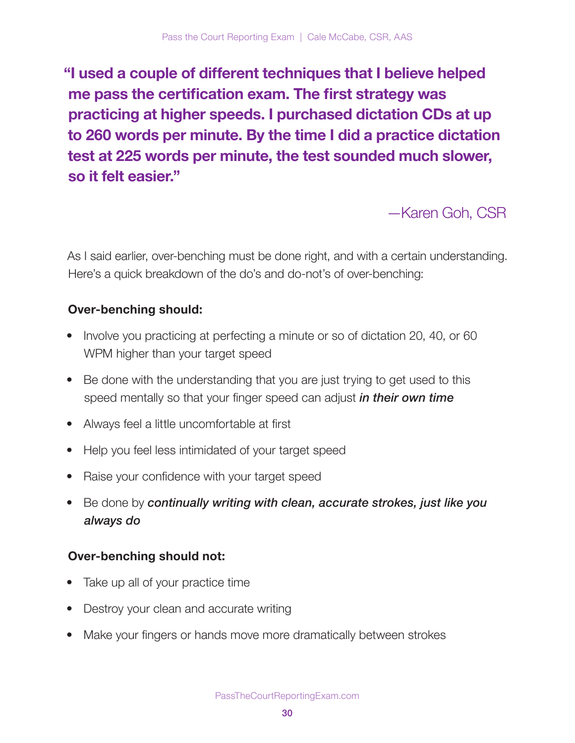**"I used a couple of different techniques that I believe helped me pass the certification exam. The first strategy was practicing at higher speeds. I purchased dictation CDs at up to 260 words per minute. By the time I did a practice dictation test at 225 words per minute, the test sounded much slower, so it felt easier."**

—Karen Goh, CSR

As I said earlier, over-benching must be done right, and with a certain understanding. Here's a quick breakdown of the do's and do-not's of over-benching:

**Over-benching should:**

- Involve you practicing at perfecting a minute or so of dictation 20, 40, or 60 WPM higher than your target speed
- Be done with the understanding that you are just trying to get used to this speed mentally so that your finger speed can adjust ***in their own time***
- Always feel a little uncomfortable at first
- Help you feel less intimidated of your target speed
- Raise your confidence with your target speed
- Be done by ***continually writing with clean, accurate strokes, just like you always do***

**Over-benching should not:**

- Take up all of your practice time
- Destroy your clean and accurate writing
- Make your fingers or hands move more dramatically between strokes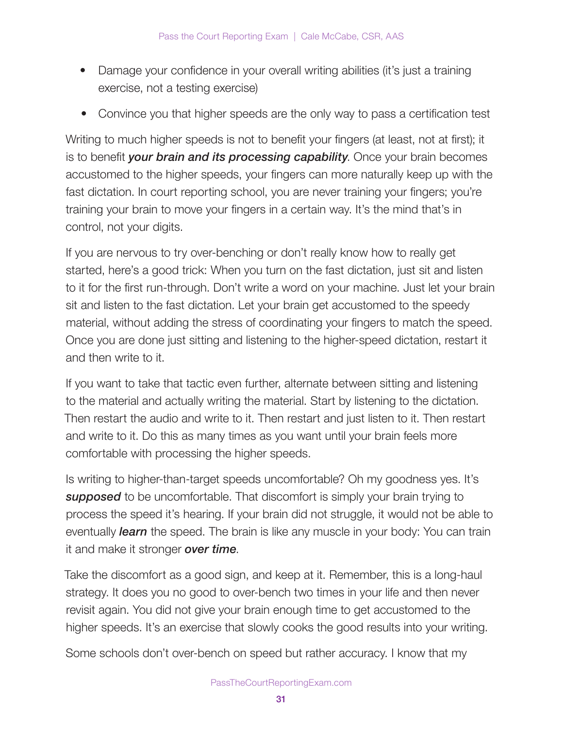- Damage your confidence in your overall writing abilities (it's just a training exercise, not a testing exercise)
- Convince you that higher speeds are the only way to pass a certification test

Writing to much higher speeds is not to benefit your fingers (at least, not at first); it is to benefit ***your brain and its processing capability***. Once your brain becomes accustomed to the higher speeds, your fingers can more naturally keep up with the fast dictation. In court reporting school, you are never training your fingers; you're training your brain to move your fingers in a certain way. It's the mind that's in control, not your digits.

If you are nervous to try over-benching or don't really know how to really get started, here's a good trick: When you turn on the fast dictation, just sit and listen to it for the first run-through. Don't write a word on your machine. Just let your brain sit and listen to the fast dictation. Let your brain get accustomed to the speedy material, without adding the stress of coordinating your fingers to match the speed. Once you are done just sitting and listening to the higher-speed dictation, restart it and then write to it.

If you want to take that tactic even further, alternate between sitting and listening to the material and actually writing the material. Start by listening to the dictation. Then restart the audio and write to it. Then restart and just listen to it. Then restart and write to it. Do this as many times as you want until your brain feels more comfortable with processing the higher speeds.

Is writing to higher-than-target speeds uncomfortable? Oh my goodness yes. It's ***supposed*** to be uncomfortable. That discomfort is simply your brain trying to process the speed it's hearing. If your brain did not struggle, it would not be able to eventually ***learn*** the speed. The brain is like any muscle in your body: You can train it and make it stronger ***over time***.

Take the discomfort as a good sign, and keep at it. Remember, this is a long-haul strategy. It does you no good to over-bench two times in your life and then never revisit again. You did not give your brain enough time to get accustomed to the higher speeds. It's an exercise that slowly cooks the good results into your writing.

Some schools don't over-bench on speed but rather accuracy. I know that my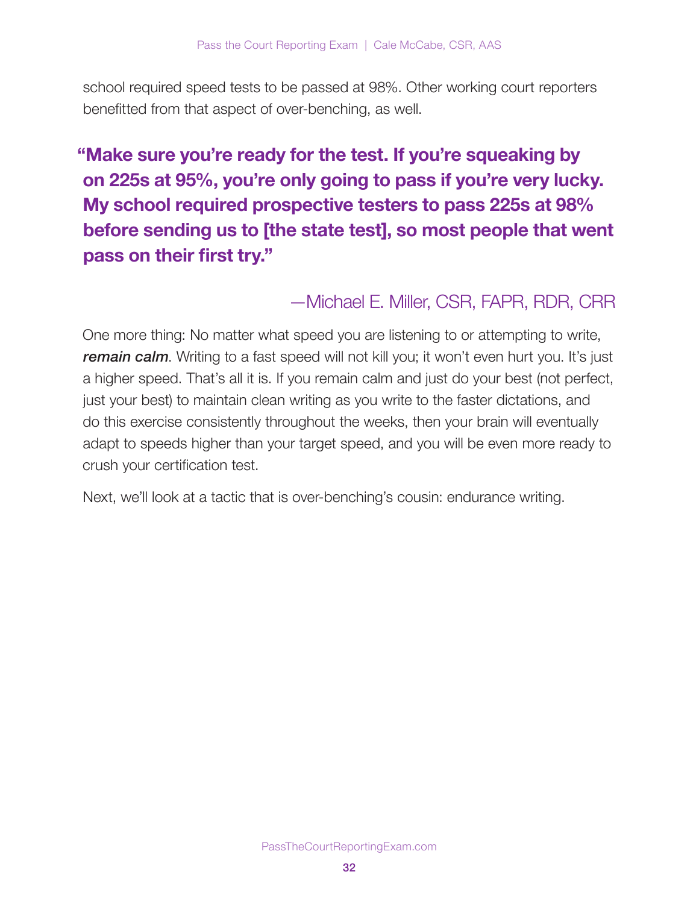school required speed tests to be passed at 98%. Other working court reporters benefitted from that aspect of over-benching, as well.

> **"Make sure you're ready for the test. If you're squeaking by on 225s at 95%, you're only going to pass if you're very lucky. My school required prospective testers to pass 225s at 98% before sending us to [the state test], so most people that went pass on their first try."**
>
> —Michael E. Miller, CSR, FAPR, RDR, CRR

One more thing: No matter what speed you are listening to or attempting to write, ***remain calm***. Writing to a fast speed will not kill you; it won't even hurt you. It's just a higher speed. That's all it is. If you remain calm and just do your best (not perfect, just your best) to maintain clean writing as you write to the faster dictations, and do this exercise consistently throughout the weeks, then your brain will eventually adapt to speeds higher than your target speed, and you will be even more ready to crush your certification test.

Next, we'll look at a tactic that is over-benching's cousin: endurance writing.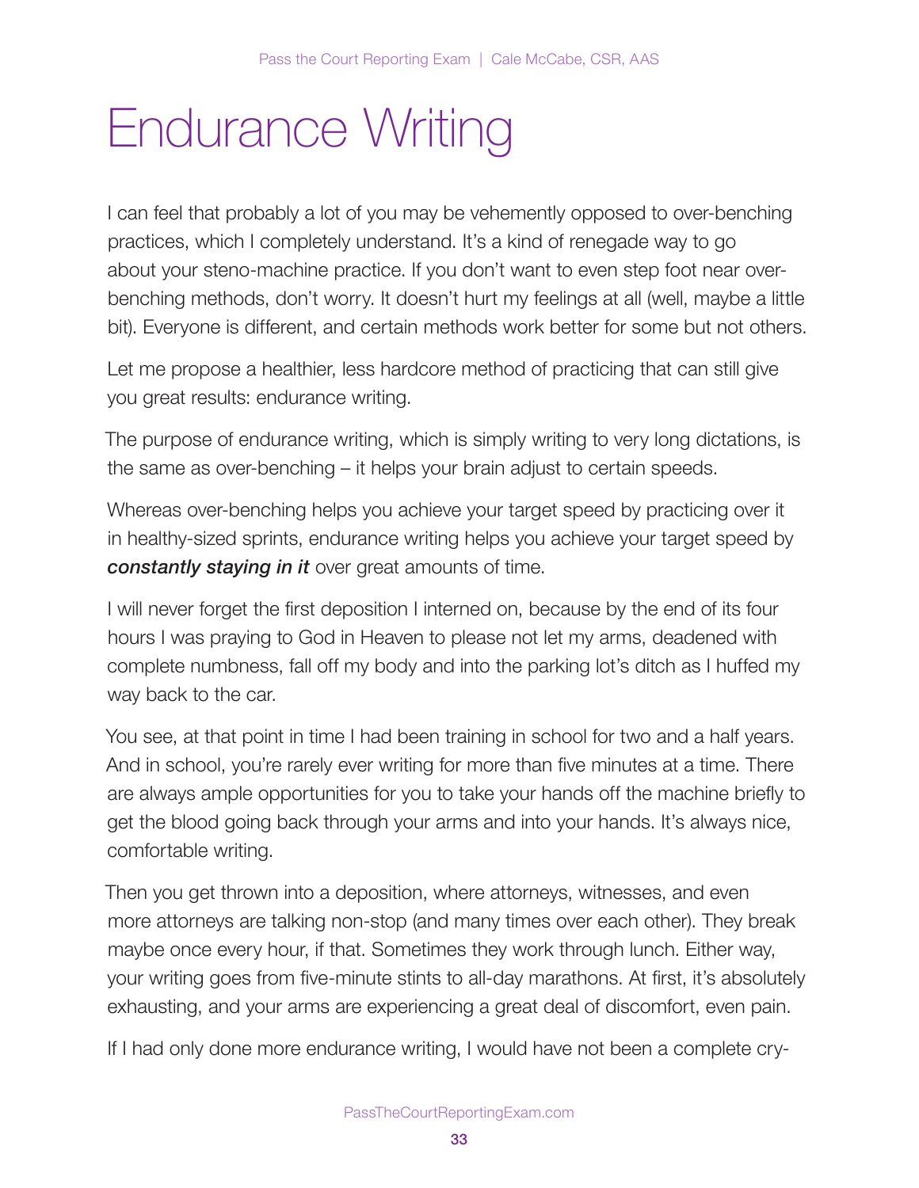# Endurance Writing

I can feel that probably a lot of you may be vehemently opposed to over-benching practices, which I completely understand. It's a kind of renegade way to go about your steno-machine practice. If you don't want to even step foot near over-benching methods, don't worry. It doesn't hurt my feelings at all (well, maybe a little bit). Everyone is different, and certain methods work better for some but not others.

Let me propose a healthier, less hardcore method of practicing that can still give you great results: endurance writing.

The purpose of endurance writing, which is simply writing to very long dictations, is the same as over-benching – it helps your brain adjust to certain speeds.

Whereas over-benching helps you achieve your target speed by practicing over it in healthy-sized sprints, endurance writing helps you achieve your target speed by ***constantly staying in it*** over great amounts of time.

I will never forget the first deposition I interned on, because by the end of its four hours I was praying to God in Heaven to please not let my arms, deadened with complete numbness, fall off my body and into the parking lot's ditch as I huffed my way back to the car.

You see, at that point in time I had been training in school for two and a half years. And in school, you're rarely ever writing for more than five minutes at a time. There are always ample opportunities for you to take your hands off the machine briefly to get the blood going back through your arms and into your hands. It's always nice, comfortable writing.

Then you get thrown into a deposition, where attorneys, witnesses, and even more attorneys are talking non-stop (and many times over each other). They break maybe once every hour, if that. Sometimes they work through lunch. Either way, your writing goes from five-minute stints to all-day marathons. At first, it's absolutely exhausting, and your arms are experiencing a great deal of discomfort, even pain.

If I had only done more endurance writing, I would have not been a complete cry-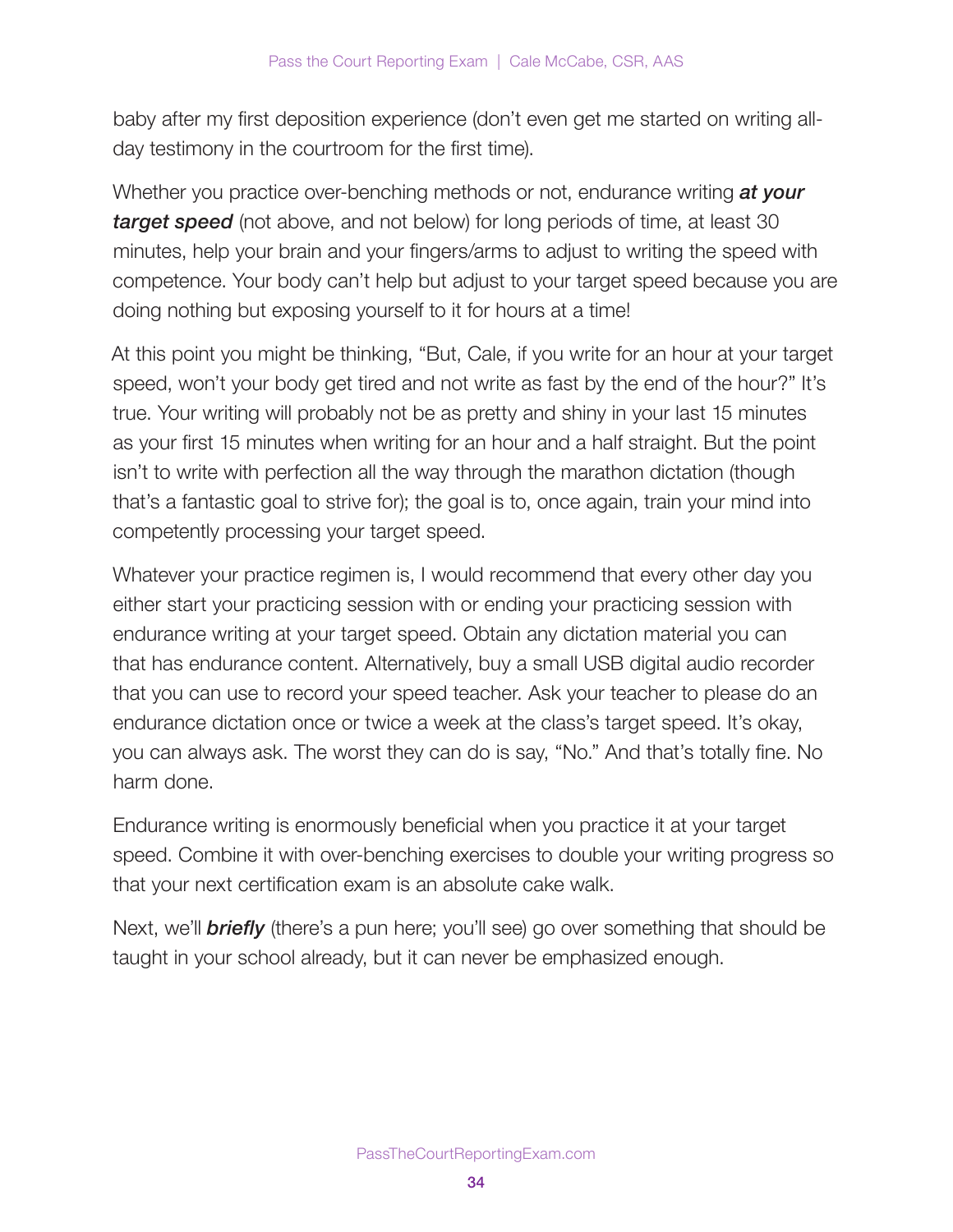baby after my first deposition experience (don't even get me started on writing all-day testimony in the courtroom for the first time).

Whether you practice over-benching methods or not, endurance writing ***at your target speed*** (not above, and not below) for long periods of time, at least 30 minutes, help your brain and your fingers/arms to adjust to writing the speed with competence. Your body can't help but adjust to your target speed because you are doing nothing but exposing yourself to it for hours at a time!

At this point you might be thinking, "But, Cale, if you write for an hour at your target speed, won't your body get tired and not write as fast by the end of the hour?" It's true. Your writing will probably not be as pretty and shiny in your last 15 minutes as your first 15 minutes when writing for an hour and a half straight. But the point isn't to write with perfection all the way through the marathon dictation (though that's a fantastic goal to strive for); the goal is to, once again, train your mind into competently processing your target speed.

Whatever your practice regimen is, I would recommend that every other day you either start your practicing session with or ending your practicing session with endurance writing at your target speed. Obtain any dictation material you can that has endurance content. Alternatively, buy a small USB digital audio recorder that you can use to record your speed teacher. Ask your teacher to please do an endurance dictation once or twice a week at the class's target speed. It's okay, you can always ask. The worst they can do is say, "No." And that's totally fine. No harm done.

Endurance writing is enormously beneficial when you practice it at your target speed. Combine it with over-benching exercises to double your writing progress so that your next certification exam is an absolute cake walk.

Next, we'll ***briefly*** (there's a pun here; you'll see) go over something that should be taught in your school already, but it can never be emphasized enough.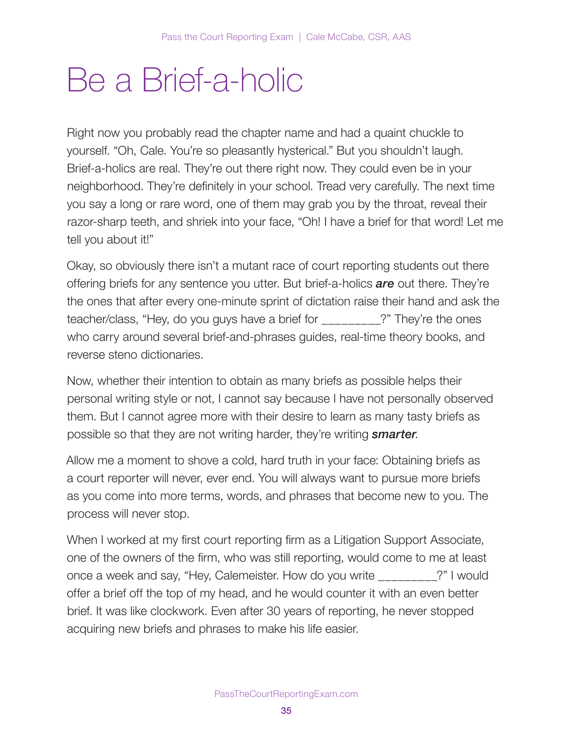# Be a Brief-a-holic

Right now you probably read the chapter name and had a quaint chuckle to yourself. "Oh, Cale. You're so pleasantly hysterical." But you shouldn't laugh. Brief-a-holics are real. They're out there right now. They could even be in your neighborhood. They're definitely in your school. Tread very carefully. The next time you say a long or rare word, one of them may grab you by the throat, reveal their razor-sharp teeth, and shriek into your face, "Oh! I have a brief for that word! Let me tell you about it!"

Okay, so obviously there isn't a mutant race of court reporting students out there offering briefs for any sentence you utter. But brief-a-holics ***are*** out there. They're the ones that after every one-minute sprint of dictation raise their hand and ask the teacher/class, "Hey, do you guys have a brief for _________?" They're the ones who carry around several brief-and-phrases guides, real-time theory books, and reverse steno dictionaries.

Now, whether their intention to obtain as many briefs as possible helps their personal writing style or not, I cannot say because I have not personally observed them. But I cannot agree more with their desire to learn as many tasty briefs as possible so that they are not writing harder, they're writing ***smarter***.

Allow me a moment to shove a cold, hard truth in your face: Obtaining briefs as a court reporter will never, ever end. You will always want to pursue more briefs as you come into more terms, words, and phrases that become new to you. The process will never stop.

When I worked at my first court reporting firm as a Litigation Support Associate, one of the owners of the firm, who was still reporting, would come to me at least once a week and say, "Hey, Calemeister. How do you write _________?" I would offer a brief off the top of my head, and he would counter it with an even better brief. It was like clockwork. Even after 30 years of reporting, he never stopped acquiring new briefs and phrases to make his life easier.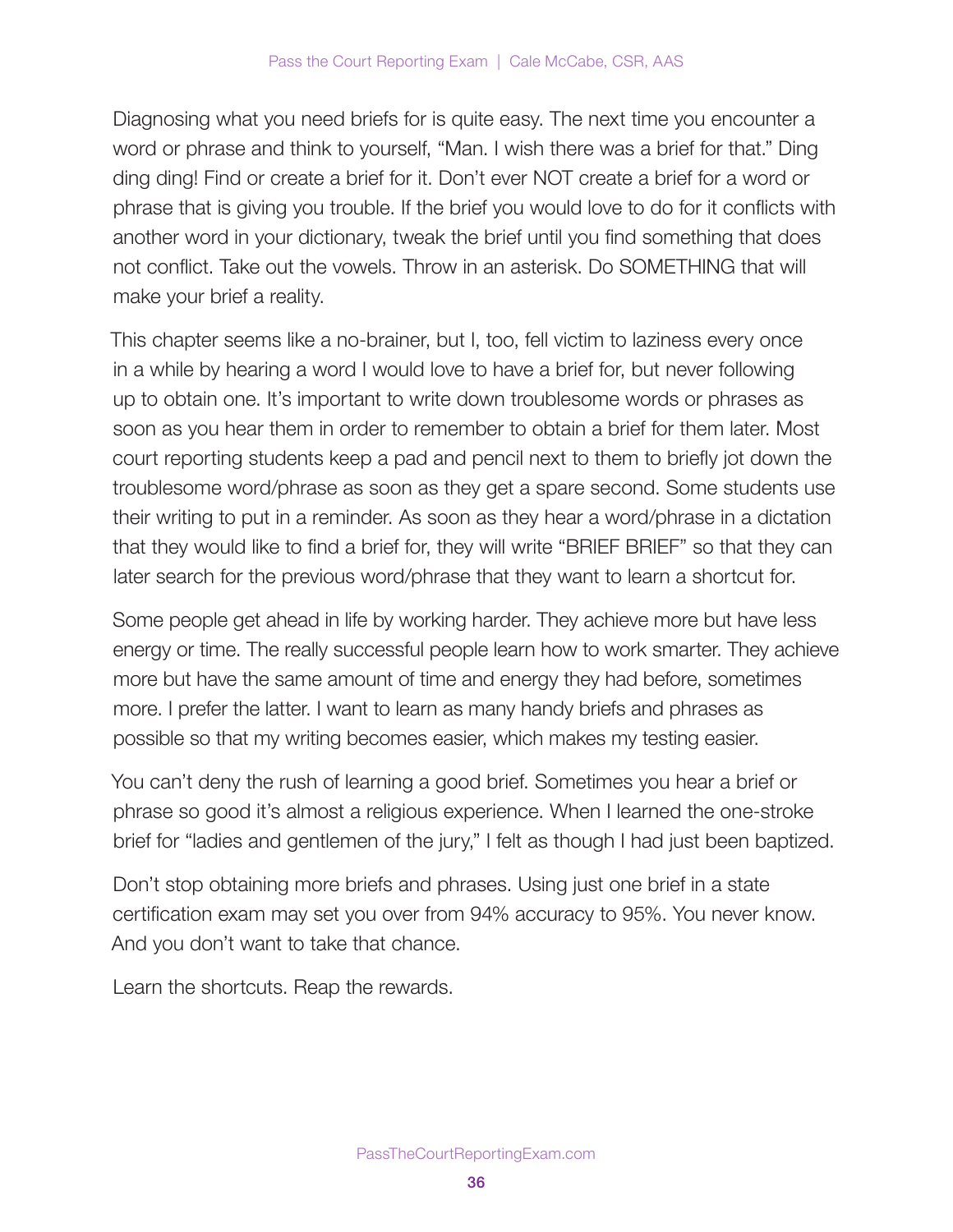Diagnosing what you need briefs for is quite easy. The next time you encounter a word or phrase and think to yourself, "Man. I wish there was a brief for that." Ding ding ding! Find or create a brief for it. Don't ever NOT create a brief for a word or phrase that is giving you trouble. If the brief you would love to do for it conflicts with another word in your dictionary, tweak the brief until you find something that does not conflict. Take out the vowels. Throw in an asterisk. Do SOMETHING that will make your brief a reality.

This chapter seems like a no-brainer, but I, too, fell victim to laziness every once in a while by hearing a word I would love to have a brief for, but never following up to obtain one. It's important to write down troublesome words or phrases as soon as you hear them in order to remember to obtain a brief for them later. Most court reporting students keep a pad and pencil next to them to briefly jot down the troublesome word/phrase as soon as they get a spare second. Some students use their writing to put in a reminder. As soon as they hear a word/phrase in a dictation that they would like to find a brief for, they will write "BRIEF BRIEF" so that they can later search for the previous word/phrase that they want to learn a shortcut for.

Some people get ahead in life by working harder. They achieve more but have less energy or time. The really successful people learn how to work smarter. They achieve more but have the same amount of time and energy they had before, sometimes more. I prefer the latter. I want to learn as many handy briefs and phrases as possible so that my writing becomes easier, which makes my testing easier.

You can't deny the rush of learning a good brief. Sometimes you hear a brief or phrase so good it's almost a religious experience. When I learned the one-stroke brief for "ladies and gentlemen of the jury," I felt as though I had just been baptized.

Don't stop obtaining more briefs and phrases. Using just one brief in a state certification exam may set you over from 94% accuracy to 95%. You never know. And you don't want to take that chance.

Learn the shortcuts. Reap the rewards.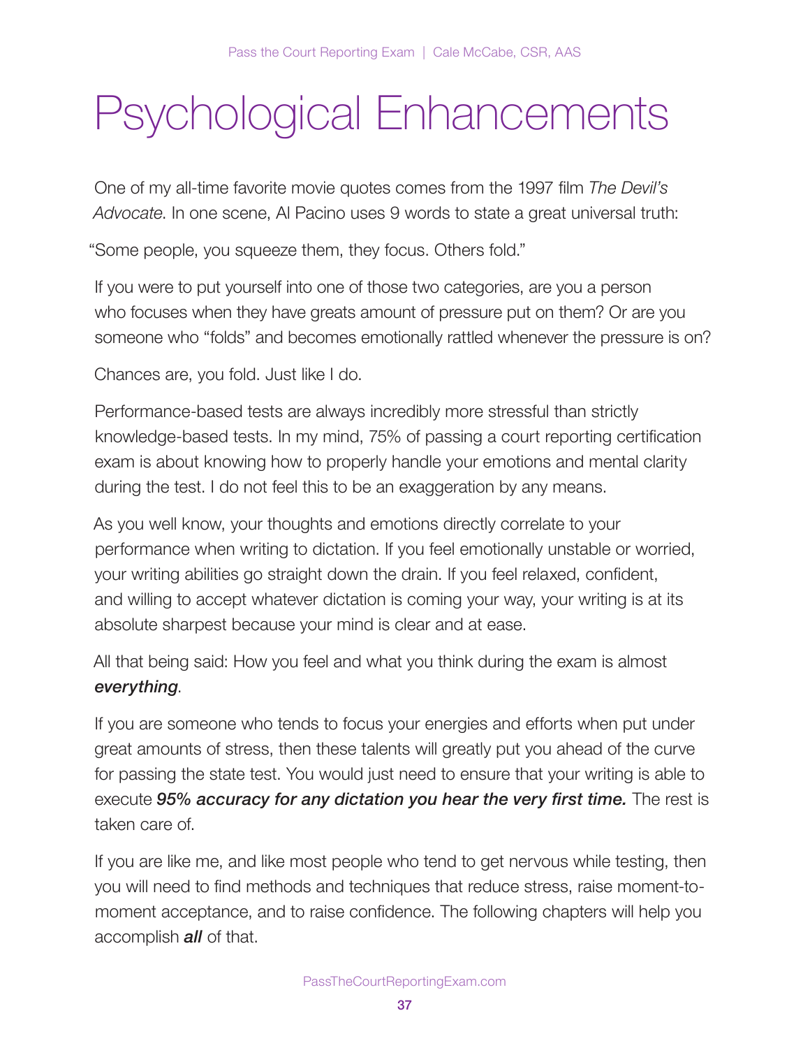# Psychological Enhancements

One of my all-time favorite movie quotes comes from the 1997 film *The Devil's Advocate*. In one scene, Al Pacino uses 9 words to state a great universal truth:

"Some people, you squeeze them, they focus. Others fold."

If you were to put yourself into one of those two categories, are you a person who focuses when they have greats amount of pressure put on them? Or are you someone who "folds" and becomes emotionally rattled whenever the pressure is on?

Chances are, you fold. Just like I do.

Performance-based tests are always incredibly more stressful than strictly knowledge-based tests. In my mind, 75% of passing a court reporting certification exam is about knowing how to properly handle your emotions and mental clarity during the test. I do not feel this to be an exaggeration by any means.

As you well know, your thoughts and emotions directly correlate to your performance when writing to dictation. If you feel emotionally unstable or worried, your writing abilities go straight down the drain. If you feel relaxed, confident, and willing to accept whatever dictation is coming your way, your writing is at its absolute sharpest because your mind is clear and at ease.

All that being said: How you feel and what you think during the exam is almost ***everything***.

If you are someone who tends to focus your energies and efforts when put under great amounts of stress, then these talents will greatly put you ahead of the curve for passing the state test. You would just need to ensure that your writing is able to execute ***95% accuracy for any dictation you hear the very first time.*** The rest is taken care of.

If you are like me, and like most people who tend to get nervous while testing, then you will need to find methods and techniques that reduce stress, raise moment-to-moment acceptance, and to raise confidence. The following chapters will help you accomplish ***all*** of that.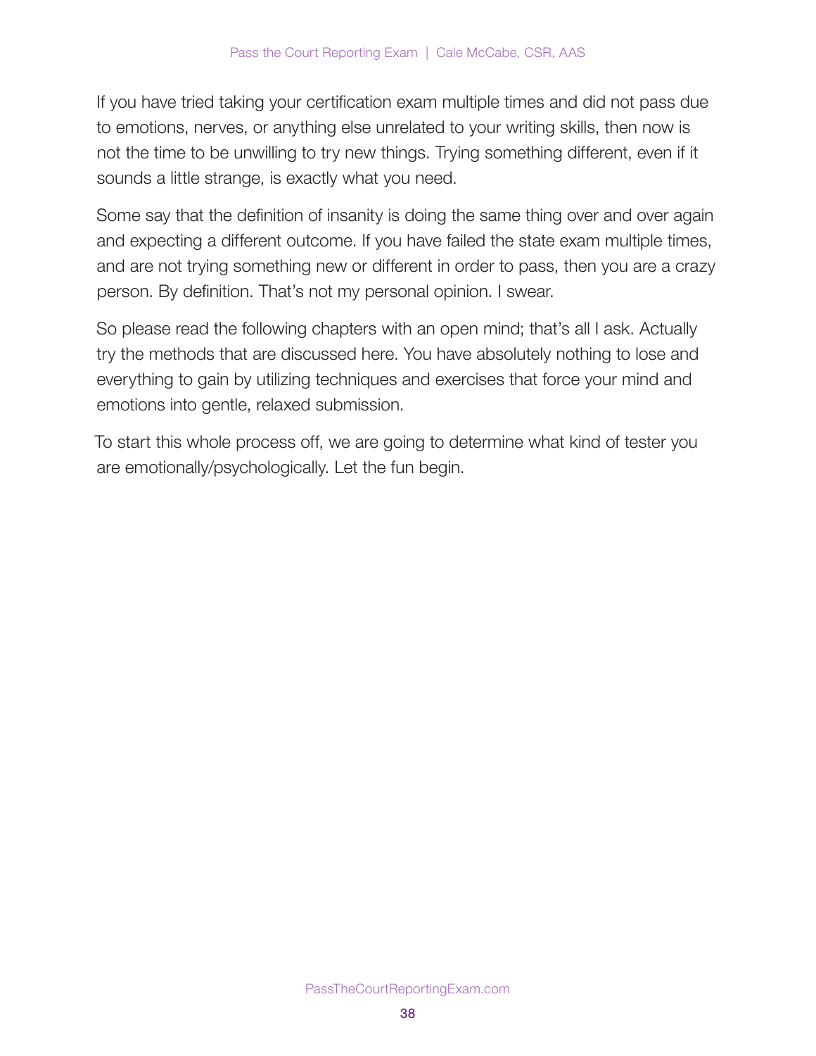If you have tried taking your certification exam multiple times and did not pass due to emotions, nerves, or anything else unrelated to your writing skills, then now is not the time to be unwilling to try new things. Trying something different, even if it sounds a little strange, is exactly what you need.

Some say that the definition of insanity is doing the same thing over and over again and expecting a different outcome. If you have failed the state exam multiple times, and are not trying something new or different in order to pass, then you are a crazy person. By definition. That's not my personal opinion. I swear.

So please read the following chapters with an open mind; that's all I ask. Actually try the methods that are discussed here. You have absolutely nothing to lose and everything to gain by utilizing techniques and exercises that force your mind and emotions into gentle, relaxed submission.

To start this whole process off, we are going to determine what kind of tester you are emotionally/psychologically. Let the fun begin.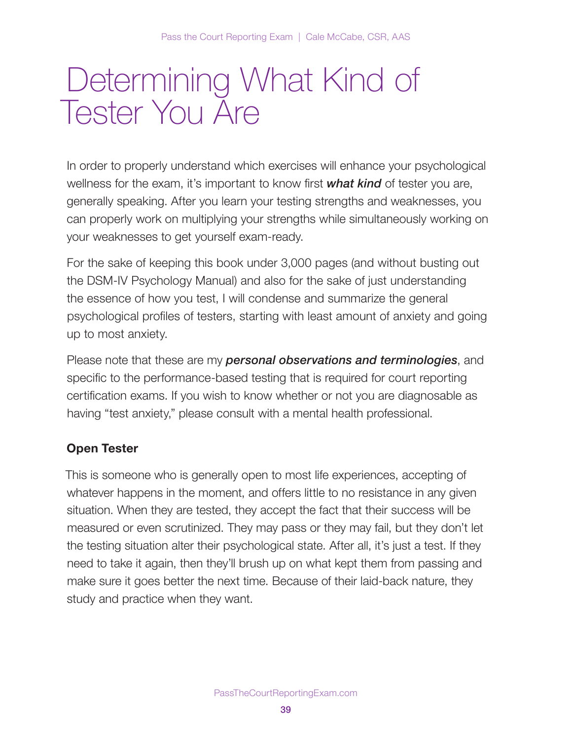# Determining What Kind of Tester You Are

In order to properly understand which exercises will enhance your psychological wellness for the exam, it's important to know first ***what kind*** of tester you are, generally speaking. After you learn your testing strengths and weaknesses, you can properly work on multiplying your strengths while simultaneously working on your weaknesses to get yourself exam-ready.

For the sake of keeping this book under 3,000 pages (and without busting out the DSM-IV Psychology Manual) and also for the sake of just understanding the essence of how you test, I will condense and summarize the general psychological profiles of testers, starting with least amount of anxiety and going up to most anxiety.

Please note that these are my ***personal observations and terminologies***, and specific to the performance-based testing that is required for court reporting certification exams. If you wish to know whether or not you are diagnosable as having "test anxiety," please consult with a mental health professional.

**Open Tester**

This is someone who is generally open to most life experiences, accepting of whatever happens in the moment, and offers little to no resistance in any given situation. When they are tested, they accept the fact that their success will be measured or even scrutinized. They may pass or they may fail, but they don't let the testing situation alter their psychological state. After all, it's just a test. If they need to take it again, then they'll brush up on what kept them from passing and make sure it goes better the next time. Because of their laid-back nature, they study and practice when they want.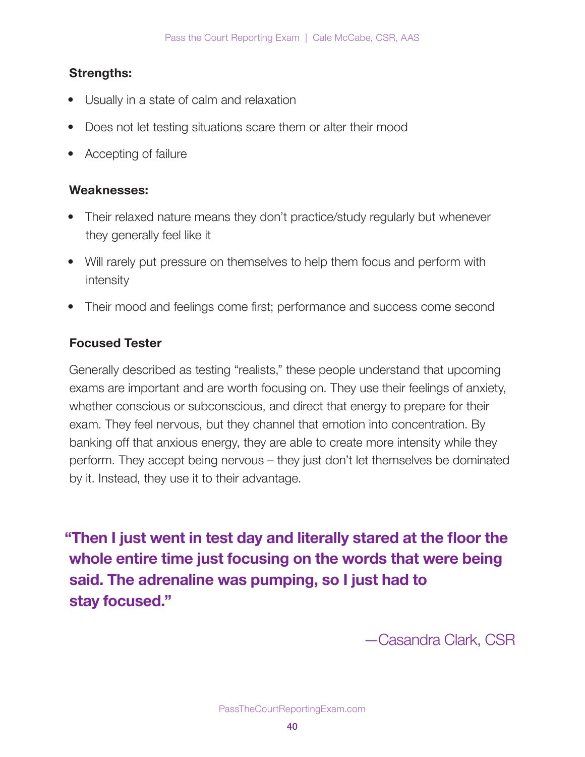**Strengths:**

- Usually in a state of calm and relaxation
- Does not let testing situations scare them or alter their mood
- Accepting of failure

**Weaknesses:**

- Their relaxed nature means they don't practice/study regularly but whenever they generally feel like it
- Will rarely put pressure on themselves to help them focus and perform with intensity
- Their mood and feelings come first; performance and success come second

**Focused Tester**

Generally described as testing "realists," these people understand that upcoming exams are important and are worth focusing on. They use their feelings of anxiety, whether conscious or subconscious, and direct that energy to prepare for their exam. They feel nervous, but they channel that emotion into concentration. By banking off that anxious energy, they are able to create more intensity while they perform. They accept being nervous – they just don't let themselves be dominated by it. Instead, they use it to their advantage.

> **"Then I just went in test day and literally stared at the floor the whole entire time just focusing on the words that were being said. The adrenaline was pumping, so I just had to stay focused."**
>
> —Casandra Clark, CSR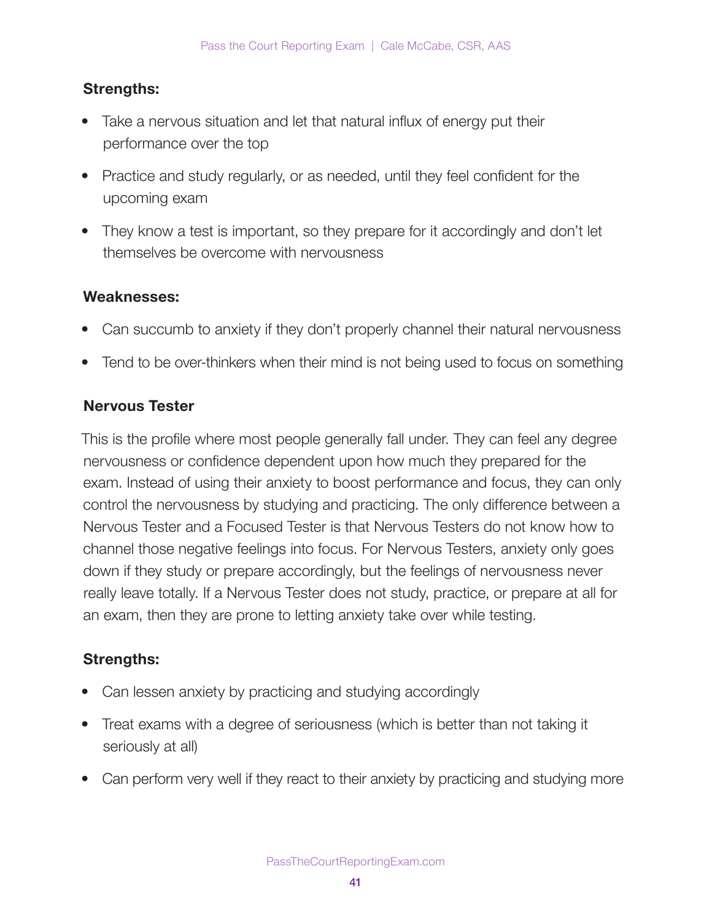**Strengths:**

- Take a nervous situation and let that natural influx of energy put their performance over the top
- Practice and study regularly, or as needed, until they feel confident for the upcoming exam
- They know a test is important, so they prepare for it accordingly and don't let themselves be overcome with nervousness

**Weaknesses:**

- Can succumb to anxiety if they don't properly channel their natural nervousness
- Tend to be over-thinkers when their mind is not being used to focus on something

### Nervous Tester

This is the profile where most people generally fall under. They can feel any degree nervousness or confidence dependent upon how much they prepared for the exam. Instead of using their anxiety to boost performance and focus, they can only control the nervousness by studying and practicing. The only difference between a Nervous Tester and a Focused Tester is that Nervous Testers do not know how to channel those negative feelings into focus. For Nervous Testers, anxiety only goes down if they study or prepare accordingly, but the feelings of nervousness never really leave totally. If a Nervous Tester does not study, practice, or prepare at all for an exam, then they are prone to letting anxiety take over while testing.

**Strengths:**

- Can lessen anxiety by practicing and studying accordingly
- Treat exams with a degree of seriousness (which is better than not taking it seriously at all)
- Can perform very well if they react to their anxiety by practicing and studying more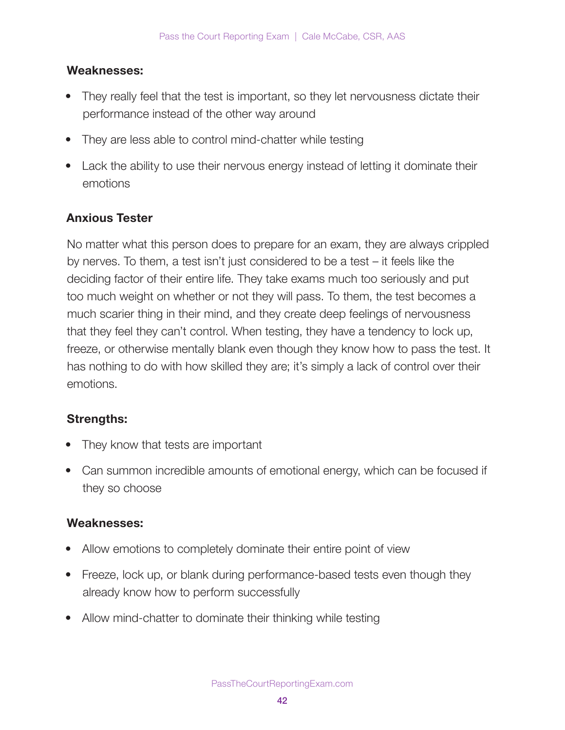**Weaknesses:**

- They really feel that the test is important, so they let nervousness dictate their performance instead of the other way around
- They are less able to control mind-chatter while testing
- Lack the ability to use their nervous energy instead of letting it dominate their emotions

### Anxious Tester

No matter what this person does to prepare for an exam, they are always crippled by nerves. To them, a test isn't just considered to be a test – it feels like the deciding factor of their entire life. They take exams much too seriously and put too much weight on whether or not they will pass. To them, the test becomes a much scarier thing in their mind, and they create deep feelings of nervousness that they feel they can't control. When testing, they have a tendency to lock up, freeze, or otherwise mentally blank even though they know how to pass the test. It has nothing to do with how skilled they are; it's simply a lack of control over their emotions.

**Strengths:**

- They know that tests are important
- Can summon incredible amounts of emotional energy, which can be focused if they so choose

**Weaknesses:**

- Allow emotions to completely dominate their entire point of view
- Freeze, lock up, or blank during performance-based tests even though they already know how to perform successfully
- Allow mind-chatter to dominate their thinking while testing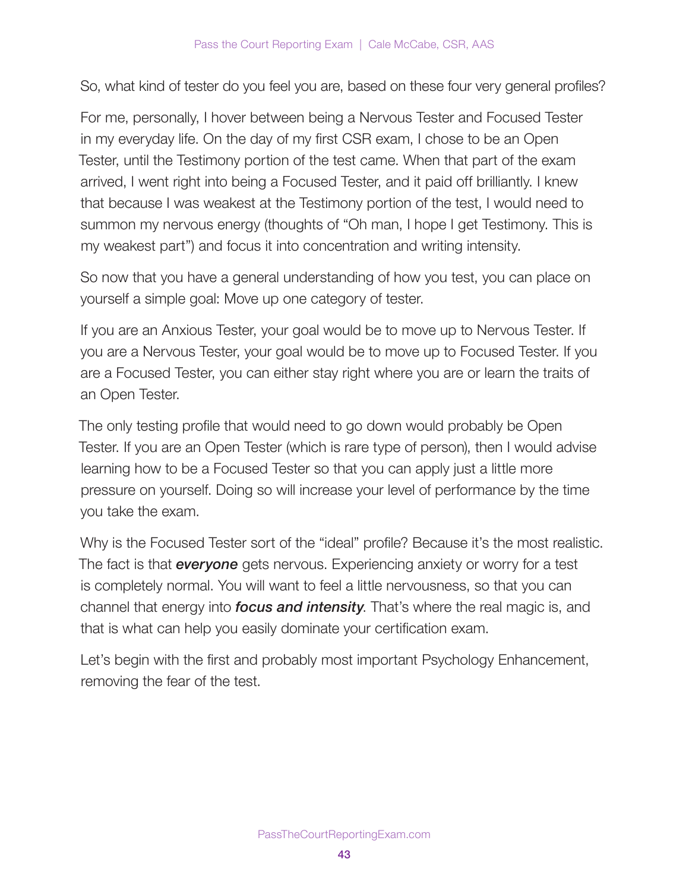So, what kind of tester do you feel you are, based on these four very general profiles?

For me, personally, I hover between being a Nervous Tester and Focused Tester in my everyday life. On the day of my first CSR exam, I chose to be an Open Tester, until the Testimony portion of the test came. When that part of the exam arrived, I went right into being a Focused Tester, and it paid off brilliantly. I knew that because I was weakest at the Testimony portion of the test, I would need to summon my nervous energy (thoughts of "Oh man, I hope I get Testimony. This is my weakest part") and focus it into concentration and writing intensity.

So now that you have a general understanding of how you test, you can place on yourself a simple goal: Move up one category of tester.

If you are an Anxious Tester, your goal would be to move up to Nervous Tester. If you are a Nervous Tester, your goal would be to move up to Focused Tester. If you are a Focused Tester, you can either stay right where you are or learn the traits of an Open Tester.

The only testing profile that would need to go down would probably be Open Tester. If you are an Open Tester (which is rare type of person), then I would advise learning how to be a Focused Tester so that you can apply just a little more pressure on yourself. Doing so will increase your level of performance by the time you take the exam.

Why is the Focused Tester sort of the "ideal" profile? Because it's the most realistic. The fact is that ***everyone*** gets nervous. Experiencing anxiety or worry for a test is completely normal. You will want to feel a little nervousness, so that you can channel that energy into ***focus and intensity***. That's where the real magic is, and that is what can help you easily dominate your certification exam.

Let's begin with the first and probably most important Psychology Enhancement, removing the fear of the test.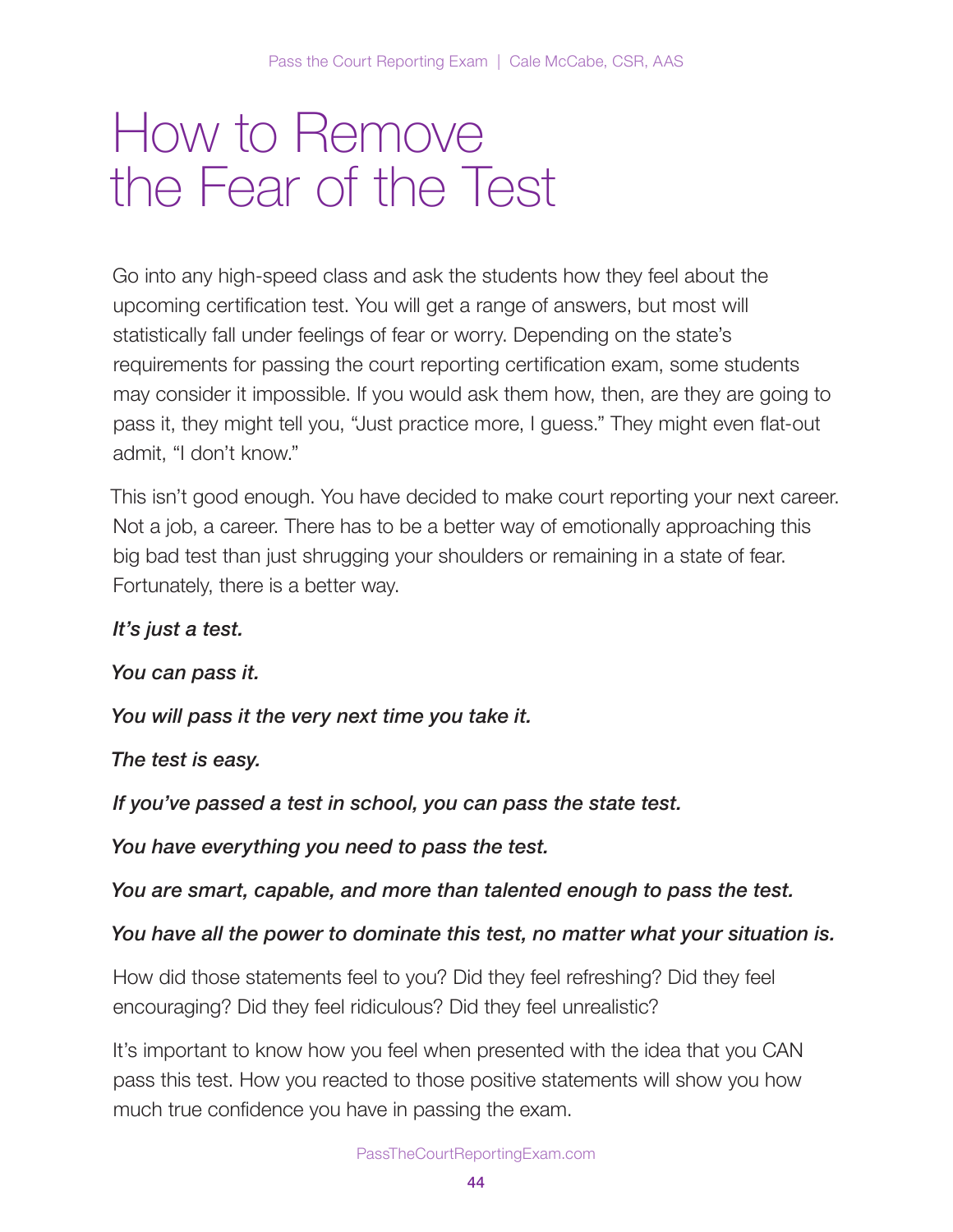# How to Remove the Fear of the Test

Go into any high-speed class and ask the students how they feel about the upcoming certification test. You will get a range of answers, but most will statistically fall under feelings of fear or worry. Depending on the state's requirements for passing the court reporting certification exam, some students may consider it impossible. If you would ask them how, then, are they are going to pass it, they might tell you, "Just practice more, I guess." They might even flat-out admit, "I don't know."

This isn't good enough. You have decided to make court reporting your next career. Not a job, a career. There has to be a better way of emotionally approaching this big bad test than just shrugging your shoulders or remaining in a state of fear. Fortunately, there is a better way.

***It's just a test.***

***You can pass it.***

***You will pass it the very next time you take it.***

***The test is easy.***

***If you've passed a test in school, you can pass the state test.***

***You have everything you need to pass the test.***

***You are smart, capable, and more than talented enough to pass the test.***

***You have all the power to dominate this test, no matter what your situation is.***

How did those statements feel to you? Did they feel refreshing? Did they feel encouraging? Did they feel ridiculous? Did they feel unrealistic?

It's important to know how you feel when presented with the idea that you CAN pass this test. How you reacted to those positive statements will show you how much true confidence you have in passing the exam.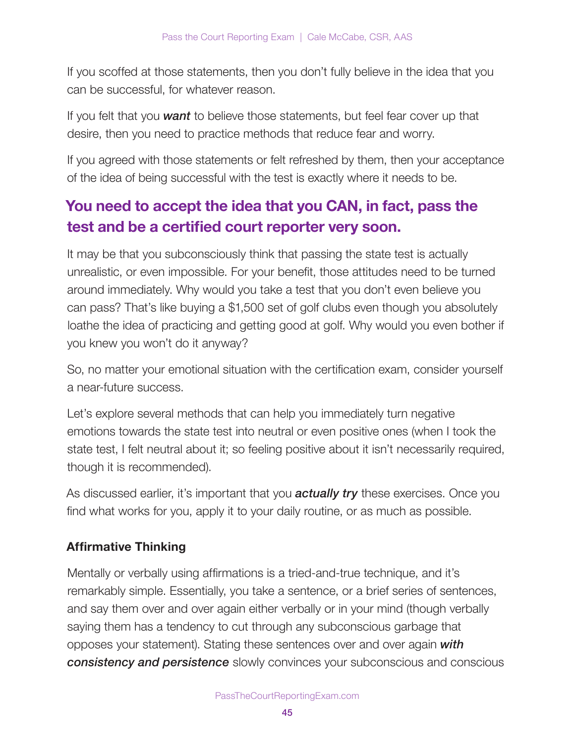If you scoffed at those statements, then you don't fully believe in the idea that you can be successful, for whatever reason.

If you felt that you ***want*** to believe those statements, but feel fear cover up that desire, then you need to practice methods that reduce fear and worry.

If you agreed with those statements or felt refreshed by them, then your acceptance of the idea of being successful with the test is exactly where it needs to be.

## You need to accept the idea that you CAN, in fact, pass the test and be a certified court reporter very soon.

It may be that you subconsciously think that passing the state test is actually unrealistic, or even impossible. For your benefit, those attitudes need to be turned around immediately. Why would you take a test that you don't even believe you can pass? That's like buying a $1,500 set of golf clubs even though you absolutely loathe the idea of practicing and getting good at golf. Why would you even bother if you knew you won't do it anyway?

So, no matter your emotional situation with the certification exam, consider yourself a near-future success.

Let's explore several methods that can help you immediately turn negative emotions towards the state test into neutral or even positive ones (when I took the state test, I felt neutral about it; so feeling positive about it isn't necessarily required, though it is recommended).

As discussed earlier, it's important that you ***actually try*** these exercises. Once you find what works for you, apply it to your daily routine, or as much as possible.

### Affirmative Thinking

Mentally or verbally using affirmations is a tried-and-true technique, and it's remarkably simple. Essentially, you take a sentence, or a brief series of sentences, and say them over and over again either verbally or in your mind (though verbally saying them has a tendency to cut through any subconscious garbage that opposes your statement). Stating these sentences over and over again ***with consistency and persistence*** slowly convinces your subconscious and conscious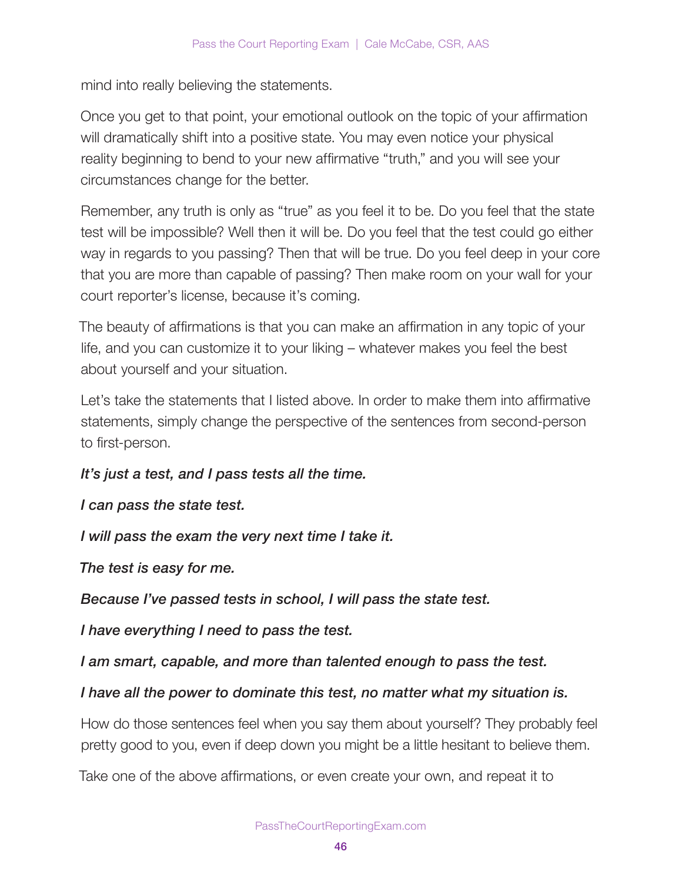mind into really believing the statements.

Once you get to that point, your emotional outlook on the topic of your affirmation will dramatically shift into a positive state. You may even notice your physical reality beginning to bend to your new affirmative "truth," and you will see your circumstances change for the better.

Remember, any truth is only as "true" as you feel it to be. Do you feel that the state test will be impossible? Well then it will be. Do you feel that the test could go either way in regards to you passing? Then that will be true. Do you feel deep in your core that you are more than capable of passing? Then make room on your wall for your court reporter's license, because it's coming.

The beauty of affirmations is that you can make an affirmation in any topic of your life, and you can customize it to your liking – whatever makes you feel the best about yourself and your situation.

Let's take the statements that I listed above. In order to make them into affirmative statements, simply change the perspective of the sentences from second-person to first-person.

***It's just a test, and I pass tests all the time.***

***I can pass the state test.***

***I will pass the exam the very next time I take it.***

***The test is easy for me.***

***Because I've passed tests in school, I will pass the state test.***

***I have everything I need to pass the test.***

***I am smart, capable, and more than talented enough to pass the test.***

***I have all the power to dominate this test, no matter what my situation is.***

How do those sentences feel when you say them about yourself? They probably feel pretty good to you, even if deep down you might be a little hesitant to believe them.

Take one of the above affirmations, or even create your own, and repeat it to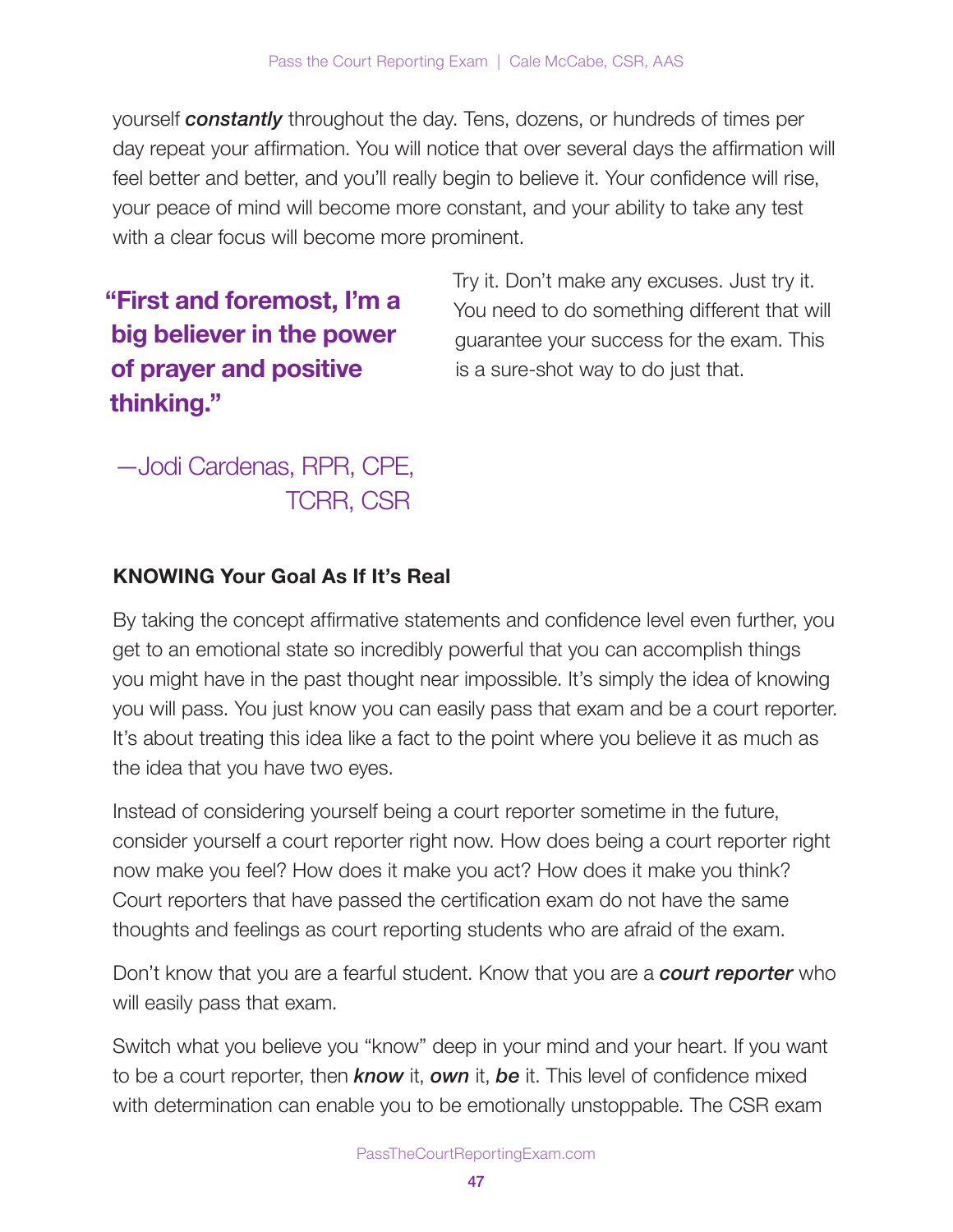yourself ***constantly*** throughout the day. Tens, dozens, or hundreds of times per day repeat your affirmation. You will notice that over several days the affirmation will feel better and better, and you'll really begin to believe it. Your confidence will rise, your peace of mind will become more constant, and your ability to take any test with a clear focus will become more prominent.

> **"First and foremost, I'm a big believer in the power of prayer and positive thinking."**
>
> —Jodi Cardenas, RPR, CPE, TCRR, CSR

Try it. Don't make any excuses. Just try it. You need to do something different that will guarantee your success for the exam. This is a sure-shot way to do just that.

### KNOWING Your Goal As If It's Real

By taking the concept affirmative statements and confidence level even further, you get to an emotional state so incredibly powerful that you can accomplish things you might have in the past thought near impossible. It's simply the idea of knowing you will pass. You just know you can easily pass that exam and be a court reporter. It's about treating this idea like a fact to the point where you believe it as much as the idea that you have two eyes.

Instead of considering yourself being a court reporter sometime in the future, consider yourself a court reporter right now. How does being a court reporter right now make you feel? How does it make you act? How does it make you think? Court reporters that have passed the certification exam do not have the same thoughts and feelings as court reporting students who are afraid of the exam.

Don't know that you are a fearful student. Know that you are a ***court reporter*** who will easily pass that exam.

Switch what you believe you "know" deep in your mind and your heart. If you want to be a court reporter, then ***know*** it, ***own*** it, ***be*** it. This level of confidence mixed with determination can enable you to be emotionally unstoppable. The CSR exam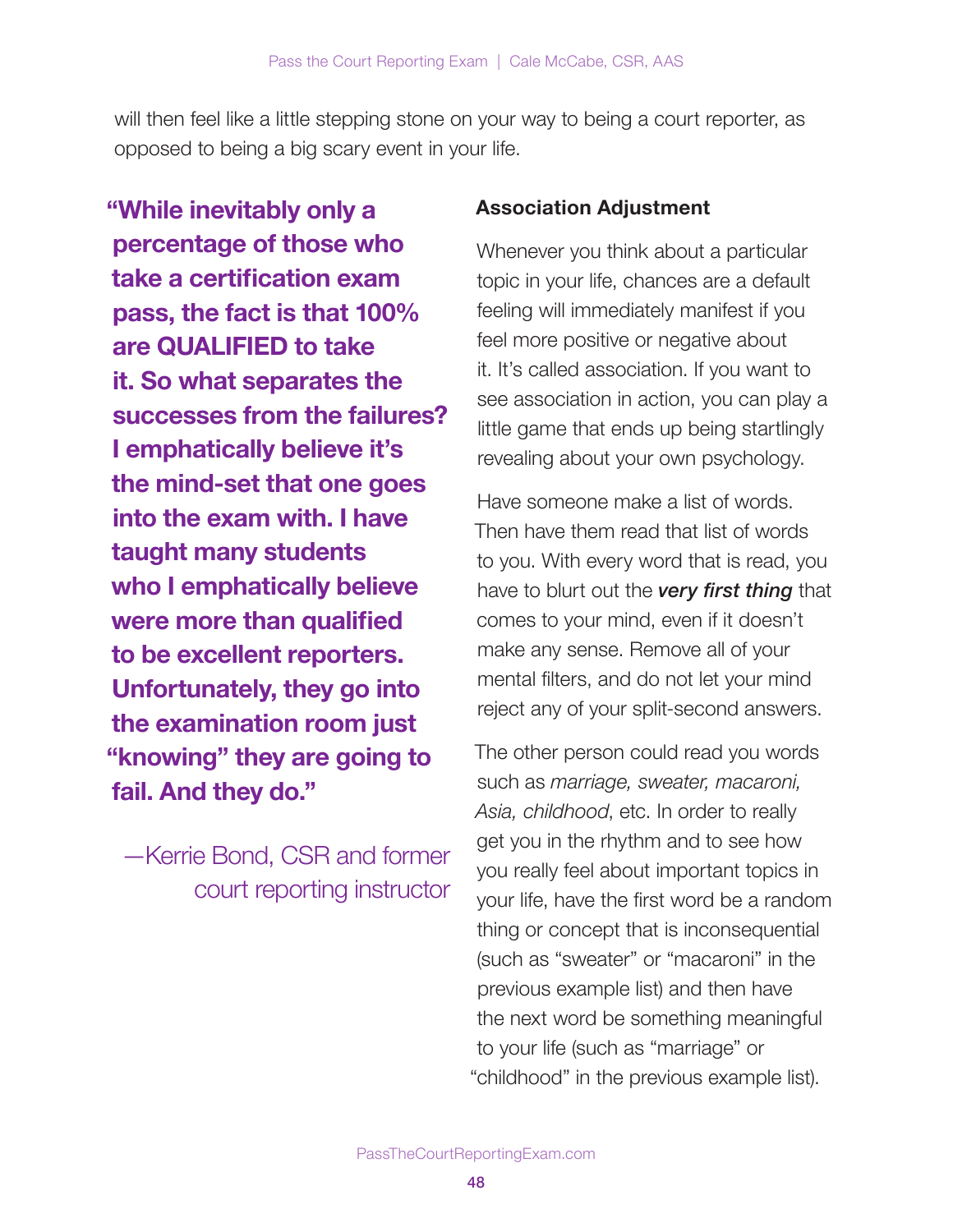will then feel like a little stepping stone on your way to being a court reporter, as opposed to being a big scary event in your life.

> **"While inevitably only a percentage of those who take a certification exam pass, the fact is that 100% are QUALIFIED to take it. So what separates the successes from the failures? I emphatically believe it's the mind-set that one goes into the exam with. I have taught many students who I emphatically believe were more than qualified to be excellent reporters. Unfortunately, they go into the examination room just "knowing" they are going to fail. And they do."**
>
> —Kerrie Bond, CSR and former court reporting instructor

**Association Adjustment**

Whenever you think about a particular topic in your life, chances are a default feeling will immediately manifest if you feel more positive or negative about it. It's called association. If you want to see association in action, you can play a little game that ends up being startlingly revealing about your own psychology.

Have someone make a list of words. Then have them read that list of words to you. With every word that is read, you have to blurt out the ***very first thing*** that comes to your mind, even if it doesn't make any sense. Remove all of your mental filters, and do not let your mind reject any of your split-second answers.

The other person could read you words such as *marriage, sweater, macaroni, Asia, childhood*, etc. In order to really get you in the rhythm and to see how you really feel about important topics in your life, have the first word be a random thing or concept that is inconsequential (such as "sweater" or "macaroni" in the previous example list) and then have the next word be something meaningful to your life (such as "marriage" or "childhood" in the previous example list).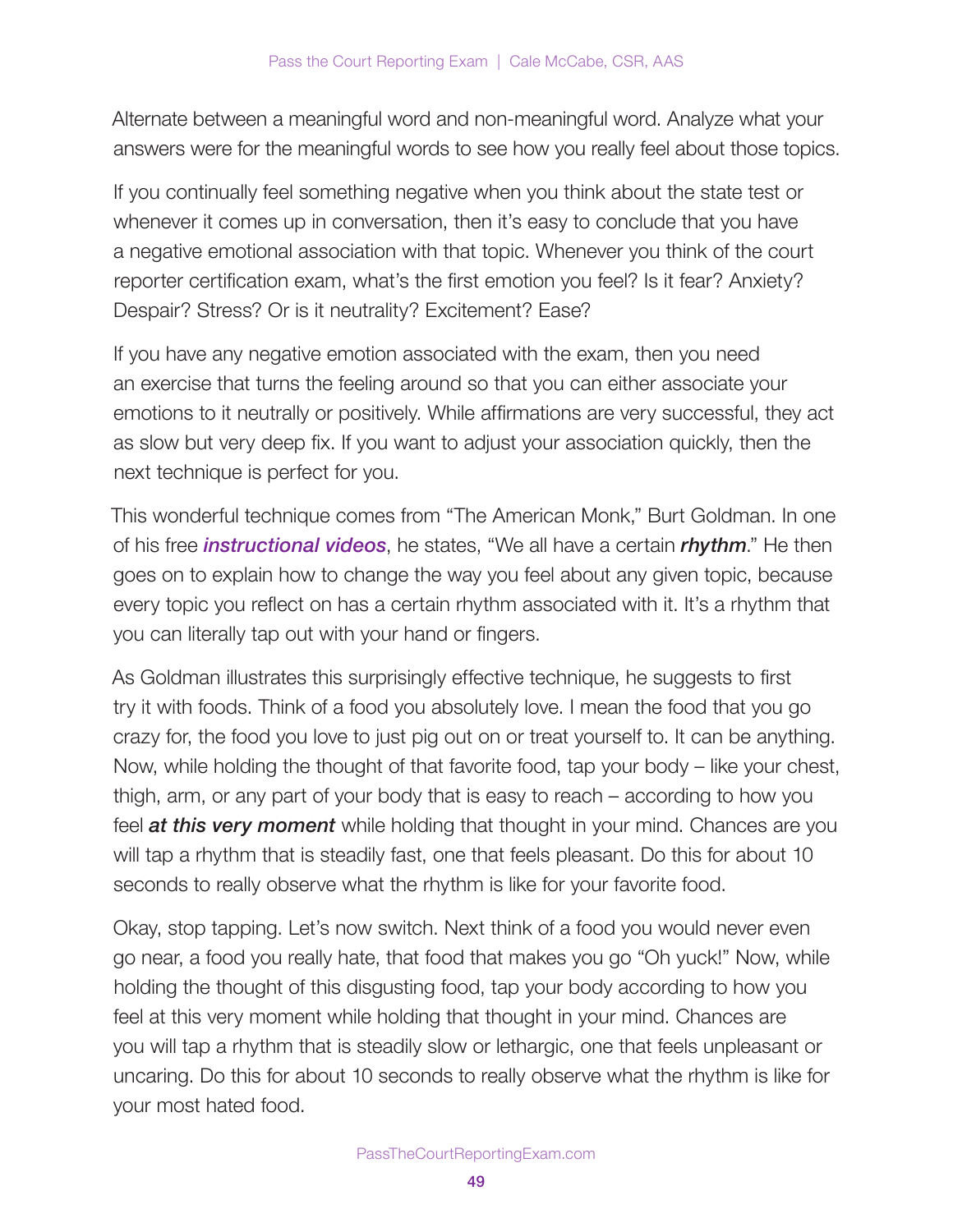Alternate between a meaningful word and non-meaningful word. Analyze what your answers were for the meaningful words to see how you really feel about those topics.

If you continually feel something negative when you think about the state test or whenever it comes up in conversation, then it's easy to conclude that you have a negative emotional association with that topic. Whenever you think of the court reporter certification exam, what's the first emotion you feel? Is it fear? Anxiety? Despair? Stress? Or is it neutrality? Excitement? Ease?

If you have any negative emotion associated with the exam, then you need an exercise that turns the feeling around so that you can either associate your emotions to it neutrally or positively. While affirmations are very successful, they act as slow but very deep fix. If you want to adjust your association quickly, then the next technique is perfect for you.

This wonderful technique comes from "The American Monk," Burt Goldman. In one of his free ***instructional videos***, he states, "We all have a certain ***rhythm***." He then goes on to explain how to change the way you feel about any given topic, because every topic you reflect on has a certain rhythm associated with it. It's a rhythm that you can literally tap out with your hand or fingers.

As Goldman illustrates this surprisingly effective technique, he suggests to first try it with foods. Think of a food you absolutely love. I mean the food that you go crazy for, the food you love to just pig out on or treat yourself to. It can be anything. Now, while holding the thought of that favorite food, tap your body – like your chest, thigh, arm, or any part of your body that is easy to reach – according to how you feel ***at this very moment*** while holding that thought in your mind. Chances are you will tap a rhythm that is steadily fast, one that feels pleasant. Do this for about 10 seconds to really observe what the rhythm is like for your favorite food.

Okay, stop tapping. Let's now switch. Next think of a food you would never even go near, a food you really hate, that food that makes you go "Oh yuck!" Now, while holding the thought of this disgusting food, tap your body according to how you feel at this very moment while holding that thought in your mind. Chances are you will tap a rhythm that is steadily slow or lethargic, one that feels unpleasant or uncaring. Do this for about 10 seconds to really observe what the rhythm is like for your most hated food.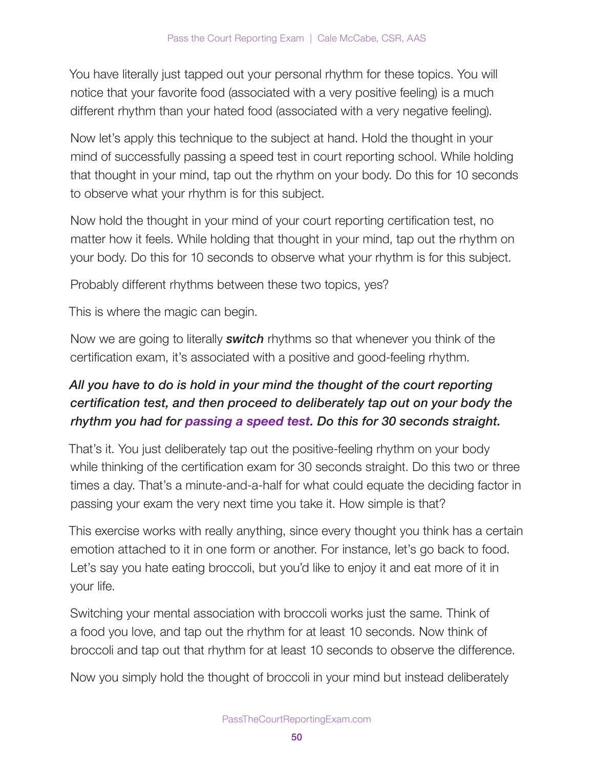You have literally just tapped out your personal rhythm for these topics. You will notice that your favorite food (associated with a very positive feeling) is a much different rhythm than your hated food (associated with a very negative feeling).

Now let's apply this technique to the subject at hand. Hold the thought in your mind of successfully passing a speed test in court reporting school. While holding that thought in your mind, tap out the rhythm on your body. Do this for 10 seconds to observe what your rhythm is for this subject.

Now hold the thought in your mind of your court reporting certification test, no matter how it feels. While holding that thought in your mind, tap out the rhythm on your body. Do this for 10 seconds to observe what your rhythm is for this subject.

Probably different rhythms between these two topics, yes?

This is where the magic can begin.

Now we are going to literally ***switch*** rhythms so that whenever you think of the certification exam, it's associated with a positive and good-feeling rhythm.

***All you have to do is hold in your mind the thought of the court reporting certification test, and then proceed to deliberately tap out on your body the rhythm you had for passing a speed test. Do this for 30 seconds straight.***

That's it. You just deliberately tap out the positive-feeling rhythm on your body while thinking of the certification exam for 30 seconds straight. Do this two or three times a day. That's a minute-and-a-half for what could equate the deciding factor in passing your exam the very next time you take it. How simple is that?

This exercise works with really anything, since every thought you think has a certain emotion attached to it in one form or another. For instance, let's go back to food. Let's say you hate eating broccoli, but you'd like to enjoy it and eat more of it in your life.

Switching your mental association with broccoli works just the same. Think of a food you love, and tap out the rhythm for at least 10 seconds. Now think of broccoli and tap out that rhythm for at least 10 seconds to observe the difference.

Now you simply hold the thought of broccoli in your mind but instead deliberately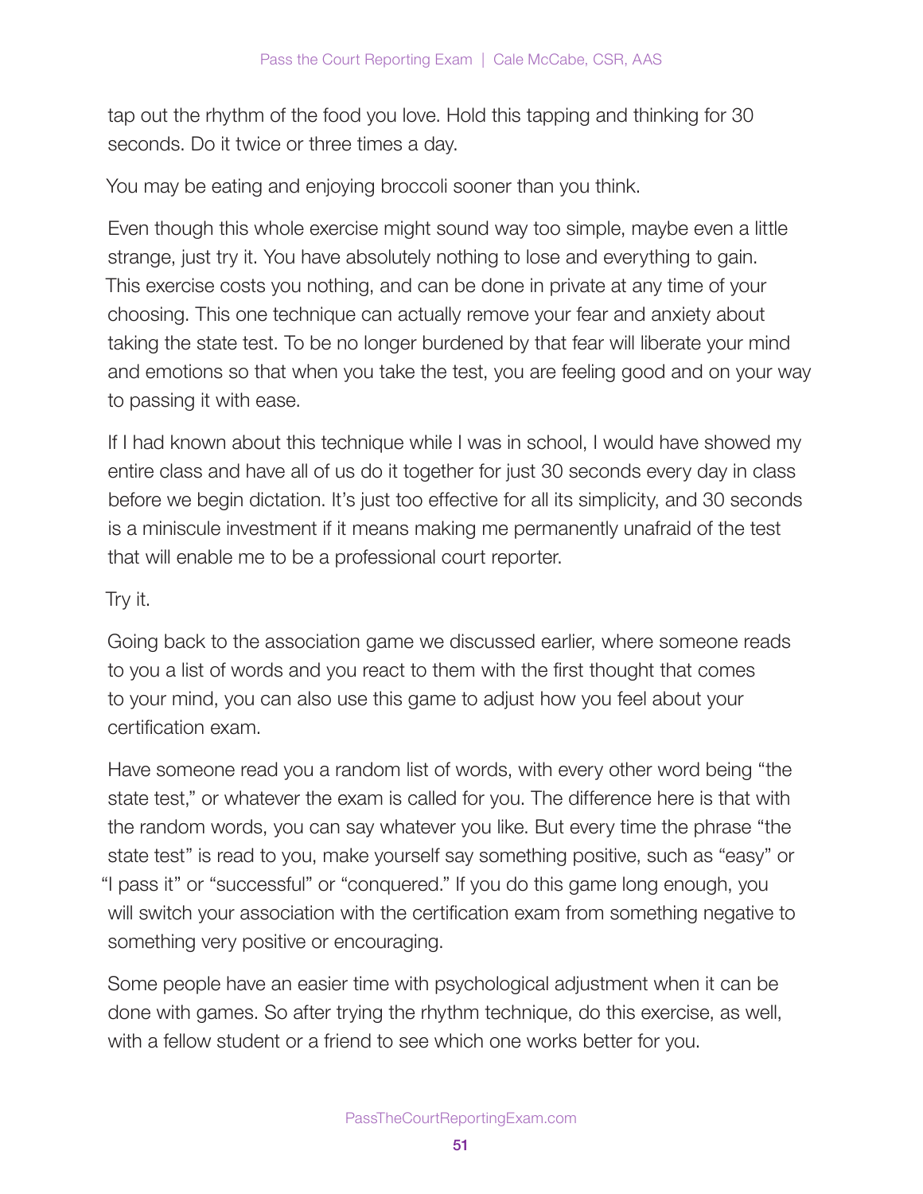tap out the rhythm of the food you love. Hold this tapping and thinking for 30 seconds. Do it twice or three times a day.

You may be eating and enjoying broccoli sooner than you think.

Even though this whole exercise might sound way too simple, maybe even a little strange, just try it. You have absolutely nothing to lose and everything to gain. This exercise costs you nothing, and can be done in private at any time of your choosing. This one technique can actually remove your fear and anxiety about taking the state test. To be no longer burdened by that fear will liberate your mind and emotions so that when you take the test, you are feeling good and on your way to passing it with ease.

If I had known about this technique while I was in school, I would have showed my entire class and have all of us do it together for just 30 seconds every day in class before we begin dictation. It's just too effective for all its simplicity, and 30 seconds is a miniscule investment if it means making me permanently unafraid of the test that will enable me to be a professional court reporter.

Try it.

Going back to the association game we discussed earlier, where someone reads to you a list of words and you react to them with the first thought that comes to your mind, you can also use this game to adjust how you feel about your certification exam.

Have someone read you a random list of words, with every other word being "the state test," or whatever the exam is called for you. The difference here is that with the random words, you can say whatever you like. But every time the phrase "the state test" is read to you, make yourself say something positive, such as "easy" or "I pass it" or "successful" or "conquered." If you do this game long enough, you will switch your association with the certification exam from something negative to something very positive or encouraging.

Some people have an easier time with psychological adjustment when it can be done with games. So after trying the rhythm technique, do this exercise, as well, with a fellow student or a friend to see which one works better for you.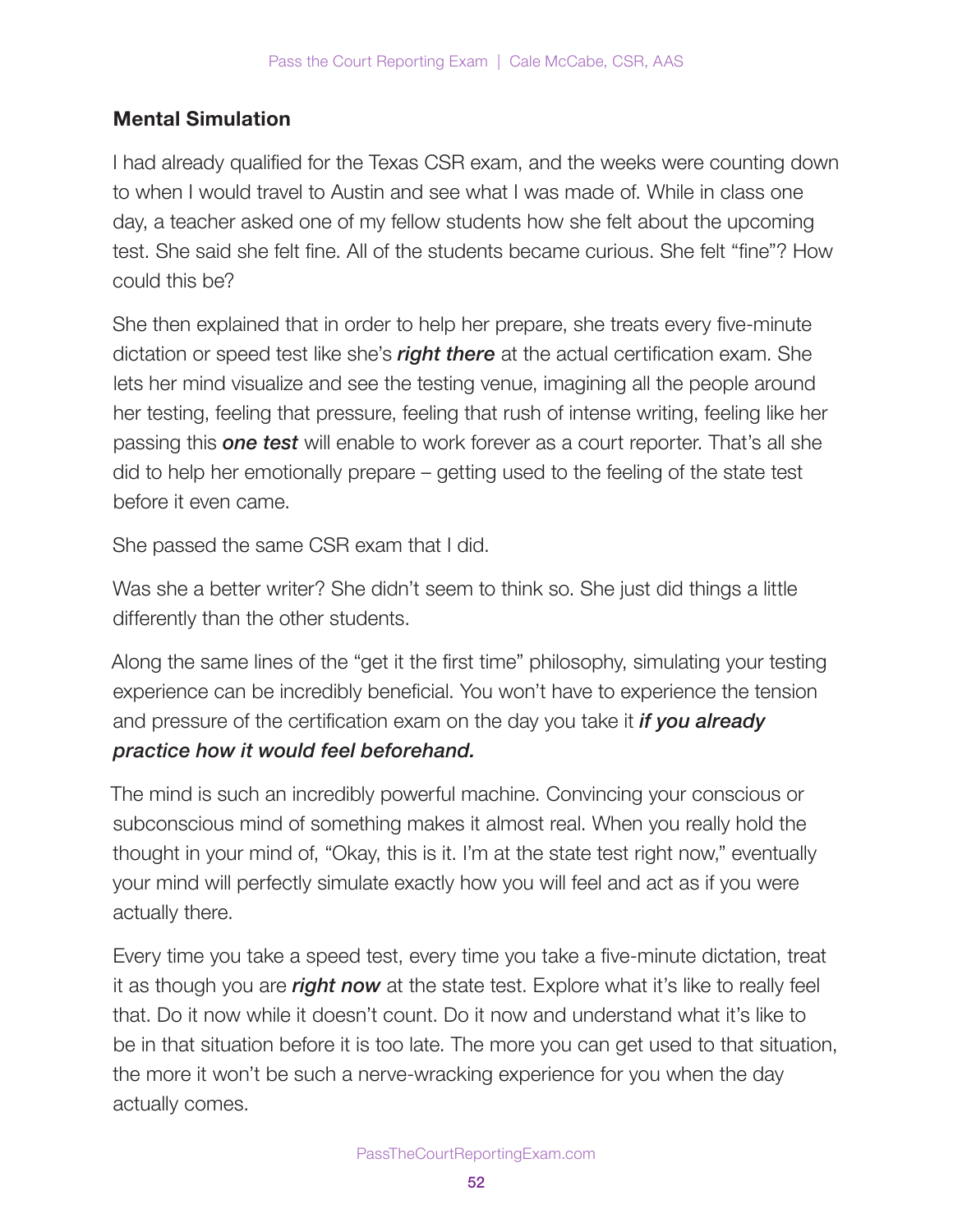## Mental Simulation

I had already qualified for the Texas CSR exam, and the weeks were counting down to when I would travel to Austin and see what I was made of. While in class one day, a teacher asked one of my fellow students how she felt about the upcoming test. She said she felt fine. All of the students became curious. She felt "fine"? How could this be?

She then explained that in order to help her prepare, she treats every five-minute dictation or speed test like she's ***right there*** at the actual certification exam. She lets her mind visualize and see the testing venue, imagining all the people around her testing, feeling that pressure, feeling that rush of intense writing, feeling like her passing this ***one test*** will enable to work forever as a court reporter. That's all she did to help her emotionally prepare – getting used to the feeling of the state test before it even came.

She passed the same CSR exam that I did.

Was she a better writer? She didn't seem to think so. She just did things a little differently than the other students.

Along the same lines of the "get it the first time" philosophy, simulating your testing experience can be incredibly beneficial. You won't have to experience the tension and pressure of the certification exam on the day you take it ***if you already practice how it would feel beforehand.***

The mind is such an incredibly powerful machine. Convincing your conscious or subconscious mind of something makes it almost real. When you really hold the thought in your mind of, "Okay, this is it. I'm at the state test right now," eventually your mind will perfectly simulate exactly how you will feel and act as if you were actually there.

Every time you take a speed test, every time you take a five-minute dictation, treat it as though you are ***right now*** at the state test. Explore what it's like to really feel that. Do it now while it doesn't count. Do it now and understand what it's like to be in that situation before it is too late. The more you can get used to that situation, the more it won't be such a nerve-wracking experience for you when the day actually comes.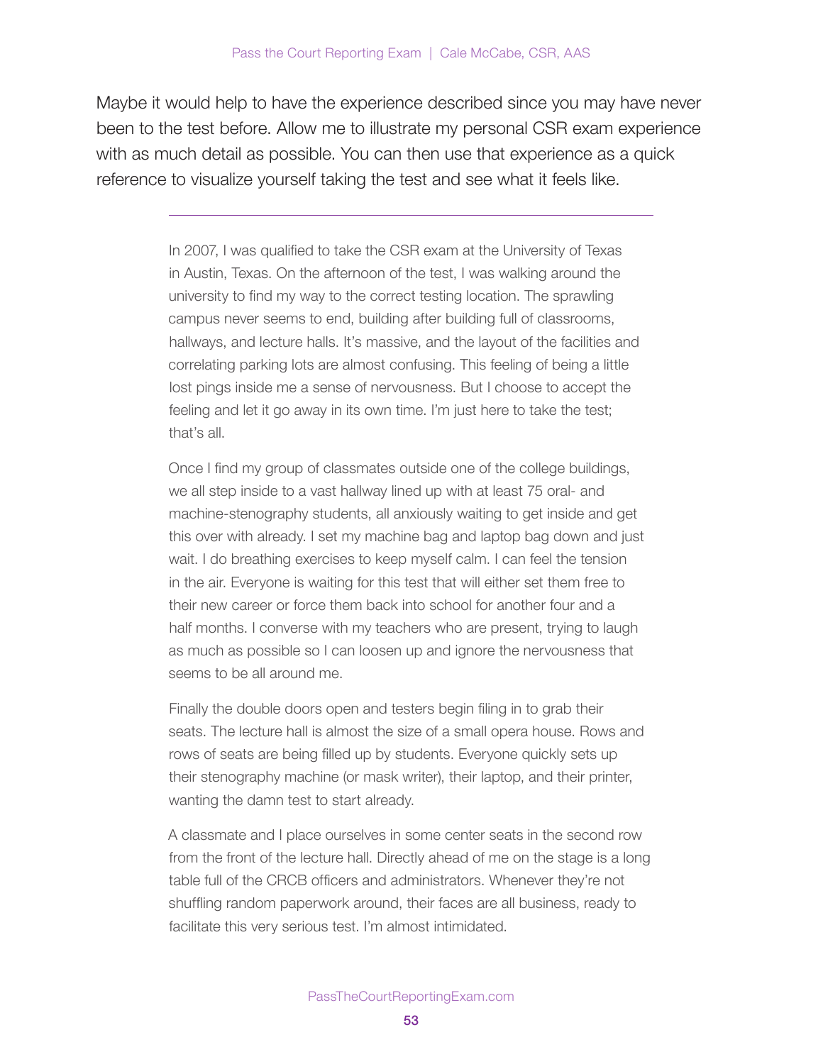Maybe it would help to have the experience described since you may have never been to the test before. Allow me to illustrate my personal CSR exam experience with as much detail as possible. You can then use that experience as a quick reference to visualize yourself taking the test and see what it feels like.

---

In 2007, I was qualified to take the CSR exam at the University of Texas in Austin, Texas. On the afternoon of the test, I was walking around the university to find my way to the correct testing location. The sprawling campus never seems to end, building after building full of classrooms, hallways, and lecture halls. It's massive, and the layout of the facilities and correlating parking lots are almost confusing. This feeling of being a little lost pings inside me a sense of nervousness. But I choose to accept the feeling and let it go away in its own time. I'm just here to take the test; that's all.

Once I find my group of classmates outside one of the college buildings, we all step inside to a vast hallway lined up with at least 75 oral- and machine-stenography students, all anxiously waiting to get inside and get this over with already. I set my machine bag and laptop bag down and just wait. I do breathing exercises to keep myself calm. I can feel the tension in the air. Everyone is waiting for this test that will either set them free to their new career or force them back into school for another four and a half months. I converse with my teachers who are present, trying to laugh as much as possible so I can loosen up and ignore the nervousness that seems to be all around me.

Finally the double doors open and testers begin filing in to grab their seats. The lecture hall is almost the size of a small opera house. Rows and rows of seats are being filled up by students. Everyone quickly sets up their stenography machine (or mask writer), their laptop, and their printer, wanting the damn test to start already.

A classmate and I place ourselves in some center seats in the second row from the front of the lecture hall. Directly ahead of me on the stage is a long table full of the CRCB officers and administrators. Whenever they're not shuffling random paperwork around, their faces are all business, ready to facilitate this very serious test. I'm almost intimidated.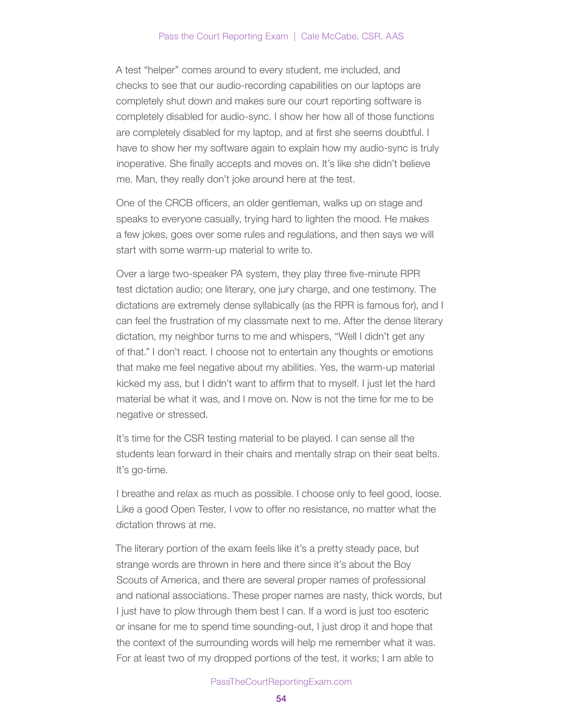A test "helper" comes around to every student, me included, and checks to see that our audio-recording capabilities on our laptops are completely shut down and makes sure our court reporting software is completely disabled for audio-sync. I show her how all of those functions are completely disabled for my laptop, and at first she seems doubtful. I have to show her my software again to explain how my audio-sync is truly inoperative. She finally accepts and moves on. It's like she didn't believe me. Man, they really don't joke around here at the test.

One of the CRCB officers, an older gentleman, walks up on stage and speaks to everyone casually, trying hard to lighten the mood. He makes a few jokes, goes over some rules and regulations, and then says we will start with some warm-up material to write to.

Over a large two-speaker PA system, they play three five-minute RPR test dictation audio; one literary, one jury charge, and one testimony. The dictations are extremely dense syllabically (as the RPR is famous for), and I can feel the frustration of my classmate next to me. After the dense literary dictation, my neighbor turns to me and whispers, "Well I didn't get any of that." I don't react. I choose not to entertain any thoughts or emotions that make me feel negative about my abilities. Yes, the warm-up material kicked my ass, but I didn't want to affirm that to myself. I just let the hard material be what it was, and I move on. Now is not the time for me to be negative or stressed.

It's time for the CSR testing material to be played. I can sense all the students lean forward in their chairs and mentally strap on their seat belts. It's go-time.

I breathe and relax as much as possible. I choose only to feel good, loose. Like a good Open Tester, I vow to offer no resistance, no matter what the dictation throws at me.

The literary portion of the exam feels like it's a pretty steady pace, but strange words are thrown in here and there since it's about the Boy Scouts of America, and there are several proper names of professional and national associations. These proper names are nasty, thick words, but I just have to plow through them best I can. If a word is just too esoteric or insane for me to spend time sounding-out, I just drop it and hope that the context of the surrounding words will help me remember what it was. For at least two of my dropped portions of the test, it works; I am able to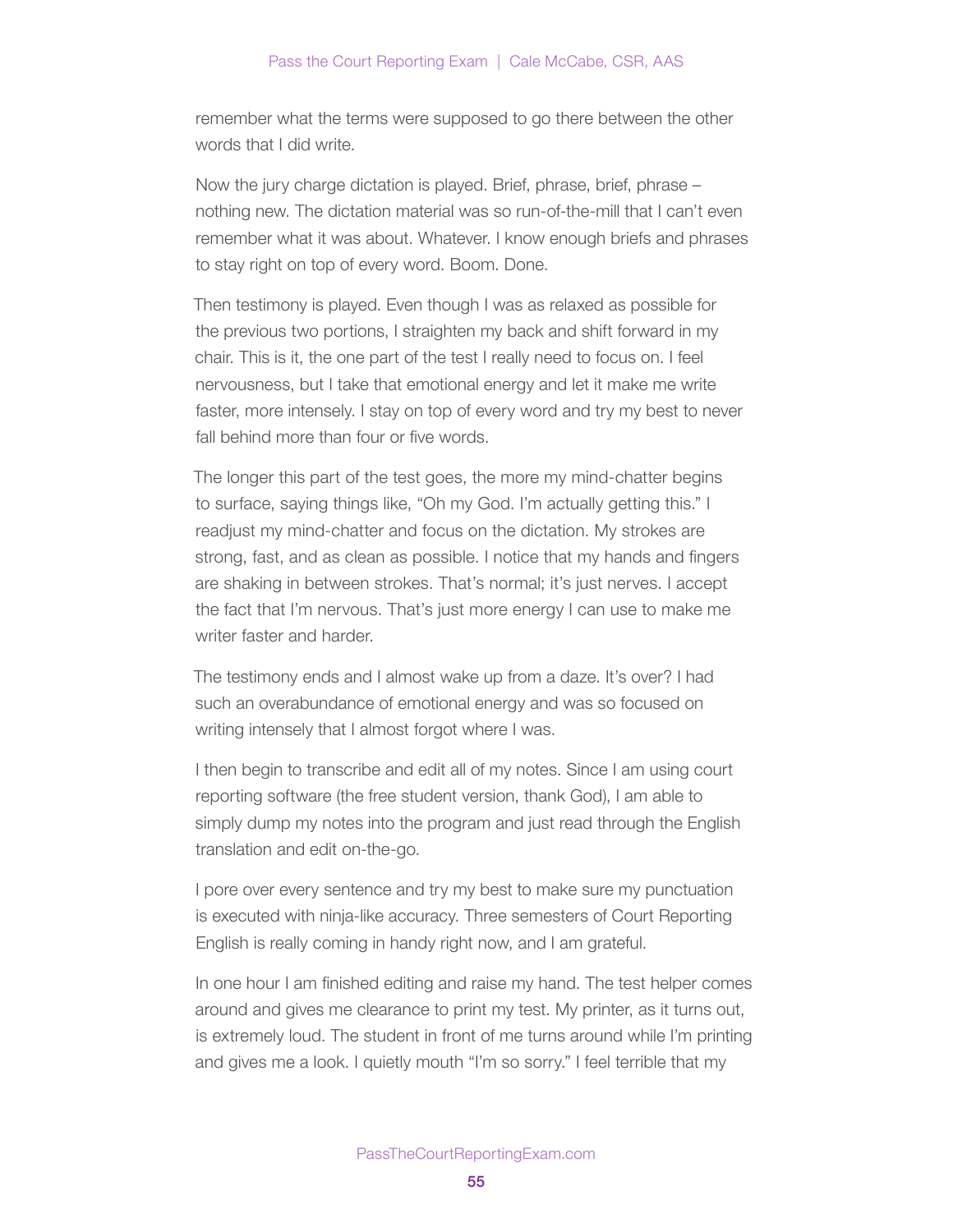remember what the terms were supposed to go there between the other words that I did write.

Now the jury charge dictation is played. Brief, phrase, brief, phrase – nothing new. The dictation material was so run-of-the-mill that I can't even remember what it was about. Whatever. I know enough briefs and phrases to stay right on top of every word. Boom. Done.

Then testimony is played. Even though I was as relaxed as possible for the previous two portions, I straighten my back and shift forward in my chair. This is it, the one part of the test I really need to focus on. I feel nervousness, but I take that emotional energy and let it make me write faster, more intensely. I stay on top of every word and try my best to never fall behind more than four or five words.

The longer this part of the test goes, the more my mind-chatter begins to surface, saying things like, "Oh my God. I'm actually getting this." I readjust my mind-chatter and focus on the dictation. My strokes are strong, fast, and as clean as possible. I notice that my hands and fingers are shaking in between strokes. That's normal; it's just nerves. I accept the fact that I'm nervous. That's just more energy I can use to make me writer faster and harder.

The testimony ends and I almost wake up from a daze. It's over? I had such an overabundance of emotional energy and was so focused on writing intensely that I almost forgot where I was.

I then begin to transcribe and edit all of my notes. Since I am using court reporting software (the free student version, thank God), I am able to simply dump my notes into the program and just read through the English translation and edit on-the-go.

I pore over every sentence and try my best to make sure my punctuation is executed with ninja-like accuracy. Three semesters of Court Reporting English is really coming in handy right now, and I am grateful.

In one hour I am finished editing and raise my hand. The test helper comes around and gives me clearance to print my test. My printer, as it turns out, is extremely loud. The student in front of me turns around while I'm printing and gives me a look. I quietly mouth "I'm so sorry." I feel terrible that my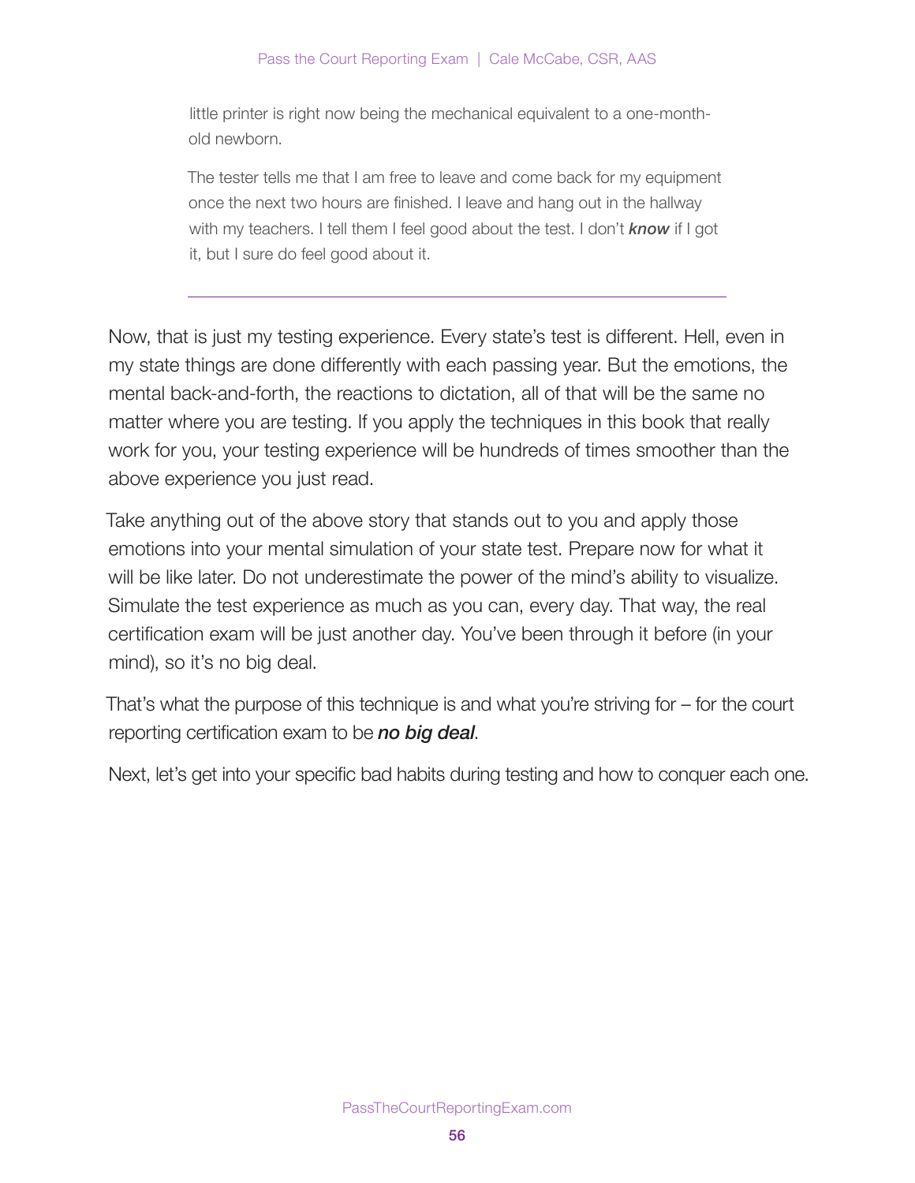little printer is right now being the mechanical equivalent to a one-month-old newborn.

The tester tells me that I am free to leave and come back for my equipment once the next two hours are finished. I leave and hang out in the hallway with my teachers. I tell them I feel good about the test. I don't ***know*** if I got it, but I sure do feel good about it.

---

Now, that is just my testing experience. Every state's test is different. Hell, even in my state things are done differently with each passing year. But the emotions, the mental back-and-forth, the reactions to dictation, all of that will be the same no matter where you are testing. If you apply the techniques in this book that really work for you, your testing experience will be hundreds of times smoother than the above experience you just read.

Take anything out of the above story that stands out to you and apply those emotions into your mental simulation of your state test. Prepare now for what it will be like later. Do not underestimate the power of the mind's ability to visualize. Simulate the test experience as much as you can, every day. That way, the real certification exam will be just another day. You've been through it before (in your mind), so it's no big deal.

That's what the purpose of this technique is and what you're striving for – for the court reporting certification exam to be ***no big deal***.

Next, let's get into your specific bad habits during testing and how to conquer each one.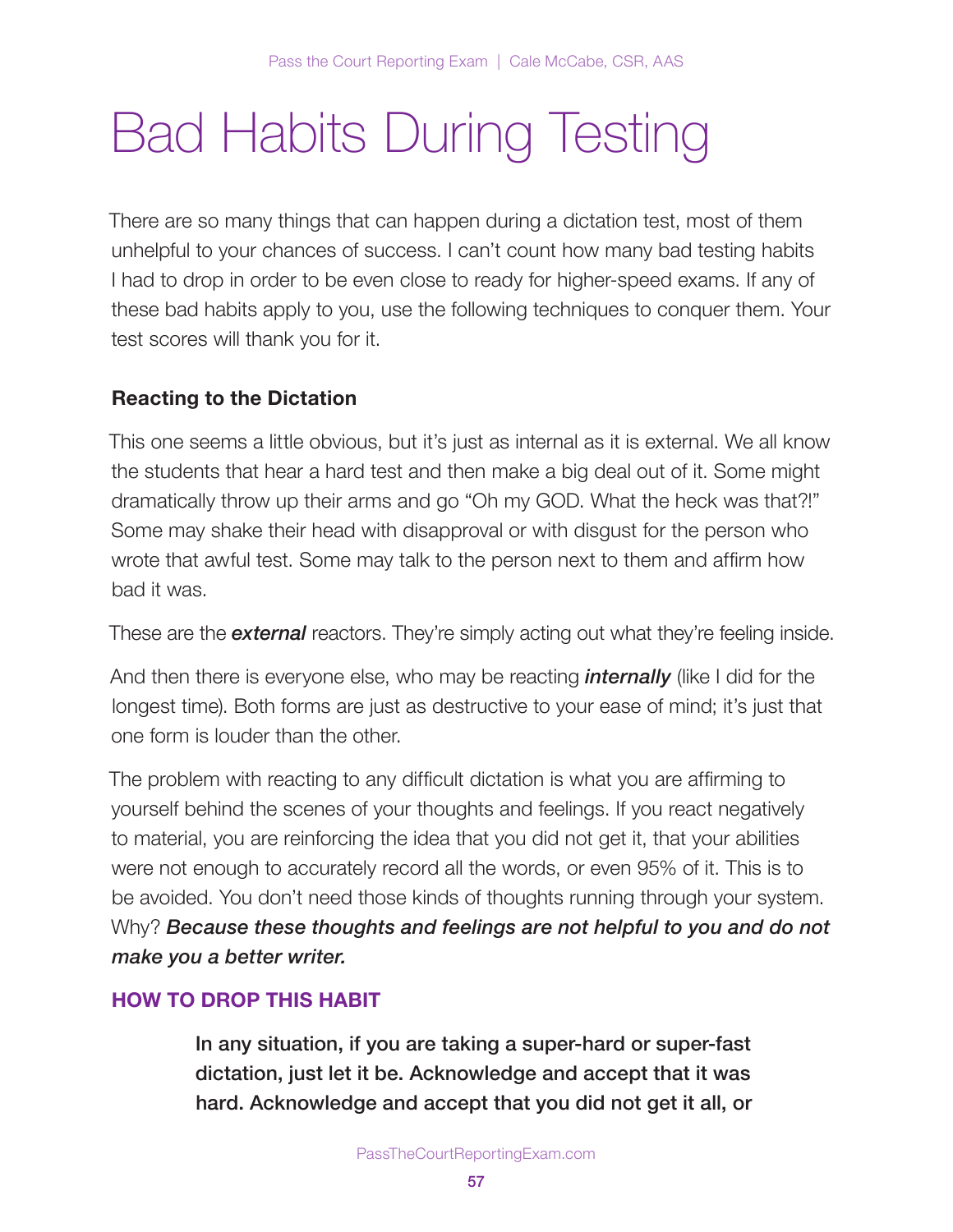# Bad Habits During Testing

There are so many things that can happen during a dictation test, most of them unhelpful to your chances of success. I can't count how many bad testing habits I had to drop in order to be even close to ready for higher-speed exams. If any of these bad habits apply to you, use the following techniques to conquer them. Your test scores will thank you for it.

### Reacting to the Dictation

This one seems a little obvious, but it's just as internal as it is external. We all know the students that hear a hard test and then make a big deal out of it. Some might dramatically throw up their arms and go "Oh my GOD. What the heck was that?!" Some may shake their head with disapproval or with disgust for the person who wrote that awful test. Some may talk to the person next to them and affirm how bad it was.

These are the ***external*** reactors. They're simply acting out what they're feeling inside.

And then there is everyone else, who may be reacting ***internally*** (like I did for the longest time). Both forms are just as destructive to your ease of mind; it's just that one form is louder than the other.

The problem with reacting to any difficult dictation is what you are affirming to yourself behind the scenes of your thoughts and feelings. If you react negatively to material, you are reinforcing the idea that you did not get it, that your abilities were not enough to accurately record all the words, or even 95% of it. This is to be avoided. You don't need those kinds of thoughts running through your system. Why? ***Because these thoughts and feelings are not helpful to you and do not make you a better writer.***

#### HOW TO DROP THIS HABIT

> **In any situation, if you are taking a super-hard or super-fast dictation, just let it be. Acknowledge and accept that it was hard. Acknowledge and accept that you did not get it all, or**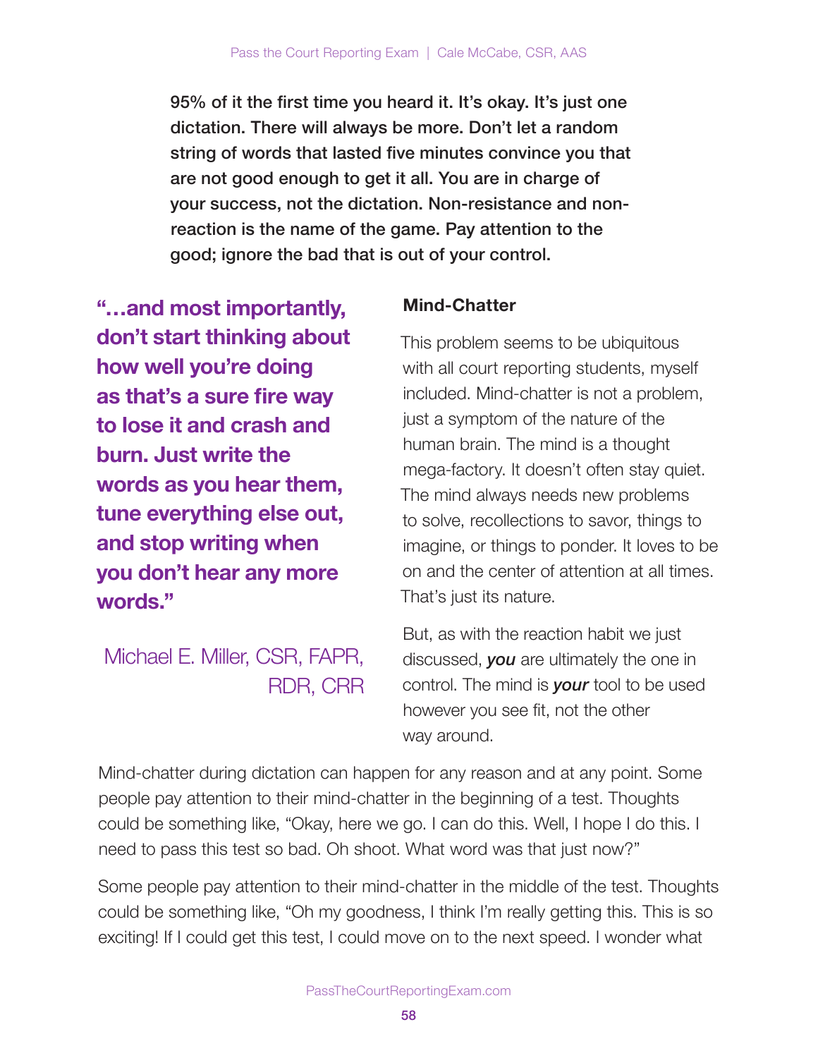**95% of it the first time you heard it. It's okay. It's just one dictation. There will always be more. Don't let a random string of words that lasted five minutes convince you that are not good enough to get it all. You are in charge of your success, not the dictation. Non-resistance and non-reaction is the name of the game. Pay attention to the good; ignore the bad that is out of your control.**

> **"…and most importantly, don't start thinking about how well you're doing as that's a sure fire way to lose it and crash and burn. Just write the words as you hear them, tune everything else out, and stop writing when you don't hear any more words."**
>
> Michael E. Miller, CSR, FAPR, RDR, CRR

### Mind-Chatter

This problem seems to be ubiquitous with all court reporting students, myself included. Mind-chatter is not a problem, just a symptom of the nature of the human brain. The mind is a thought mega-factory. It doesn't often stay quiet. The mind always needs new problems to solve, recollections to savor, things to imagine, or things to ponder. It loves to be on and the center of attention at all times. That's just its nature.

But, as with the reaction habit we just discussed, ***you*** are ultimately the one in control. The mind is ***your*** tool to be used however you see fit, not the other way around.

Mind-chatter during dictation can happen for any reason and at any point. Some people pay attention to their mind-chatter in the beginning of a test. Thoughts could be something like, "Okay, here we go. I can do this. Well, I hope I do this. I need to pass this test so bad. Oh shoot. What word was that just now?"

Some people pay attention to their mind-chatter in the middle of the test. Thoughts could be something like, "Oh my goodness, I think I'm really getting this. This is so exciting! If I could get this test, I could move on to the next speed. I wonder what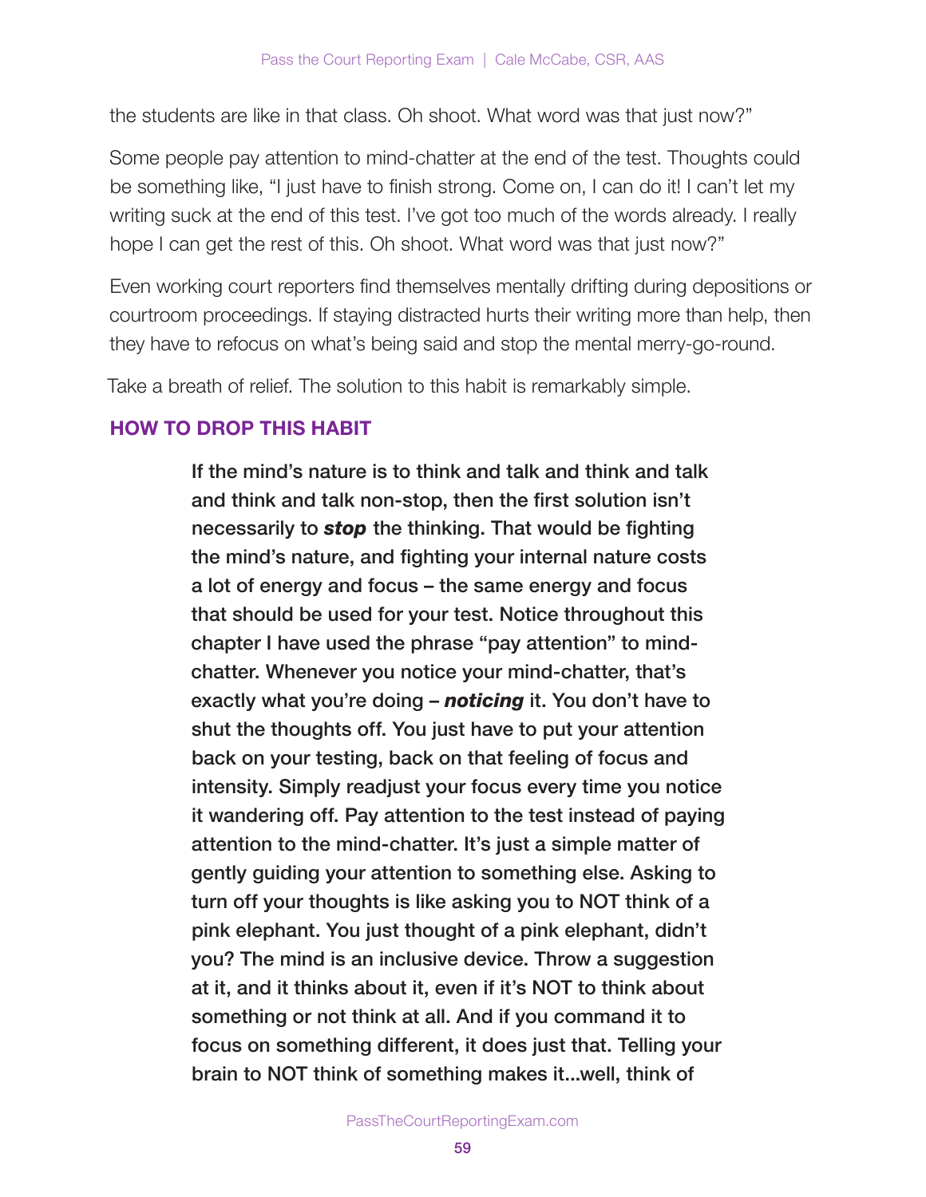the students are like in that class. Oh shoot. What word was that just now?"

Some people pay attention to mind-chatter at the end of the test. Thoughts could be something like, "I just have to finish strong. Come on, I can do it! I can't let my writing suck at the end of this test. I've got too much of the words already. I really hope I can get the rest of this. Oh shoot. What word was that just now?"

Even working court reporters find themselves mentally drifting during depositions or courtroom proceedings. If staying distracted hurts their writing more than help, then they have to refocus on what's being said and stop the mental merry-go-round.

Take a breath of relief. The solution to this habit is remarkably simple.

## HOW TO DROP THIS HABIT

**If the mind's nature is to think and talk and think and talk and think and talk non-stop, then the first solution isn't necessarily to *stop* the thinking. That would be fighting the mind's nature, and fighting your internal nature costs a lot of energy and focus – the same energy and focus that should be used for your test. Notice throughout this chapter I have used the phrase "pay attention" to mind-chatter. Whenever you notice your mind-chatter, that's exactly what you're doing – *noticing* it. You don't have to shut the thoughts off. You just have to put your attention back on your testing, back on that feeling of focus and intensity. Simply readjust your focus every time you notice it wandering off. Pay attention to the test instead of paying attention to the mind-chatter. It's just a simple matter of gently guiding your attention to something else. Asking to turn off your thoughts is like asking you to NOT think of a pink elephant. You just thought of a pink elephant, didn't you? The mind is an inclusive device. Throw a suggestion at it, and it thinks about it, even if it's NOT to think about something or not think at all. And if you command it to focus on something different, it does just that. Telling your brain to NOT think of something makes it...well, think of**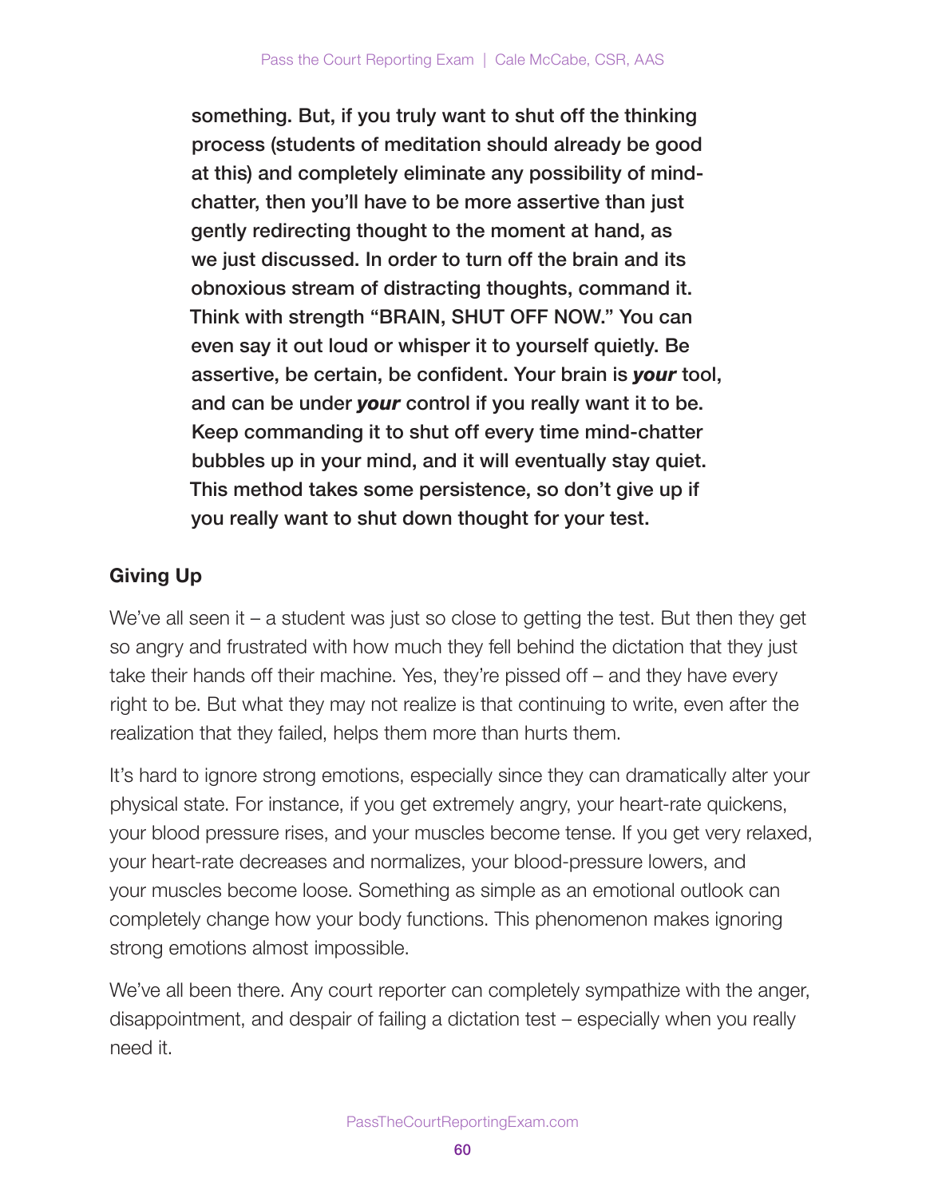**something. But, if you truly want to shut off the thinking process (students of meditation should already be good at this) and completely eliminate any possibility of mind-chatter, then you'll have to be more assertive than just gently redirecting thought to the moment at hand, as we just discussed. In order to turn off the brain and its obnoxious stream of distracting thoughts, command it. Think with strength "BRAIN, SHUT OFF NOW." You can even say it out loud or whisper it to yourself quietly. Be assertive, be certain, be confident. Your brain is *your* tool, and can be under *your* control if you really want it to be. Keep commanding it to shut off every time mind-chatter bubbles up in your mind, and it will eventually stay quiet. This method takes some persistence, so don't give up if you really want to shut down thought for your test.**

### Giving Up

We've all seen it – a student was just so close to getting the test. But then they get so angry and frustrated with how much they fell behind the dictation that they just take their hands off their machine. Yes, they're pissed off – and they have every right to be. But what they may not realize is that continuing to write, even after the realization that they failed, helps them more than hurts them.

It's hard to ignore strong emotions, especially since they can dramatically alter your physical state. For instance, if you get extremely angry, your heart-rate quickens, your blood pressure rises, and your muscles become tense. If you get very relaxed, your heart-rate decreases and normalizes, your blood-pressure lowers, and your muscles become loose. Something as simple as an emotional outlook can completely change how your body functions. This phenomenon makes ignoring strong emotions almost impossible.

We've all been there. Any court reporter can completely sympathize with the anger, disappointment, and despair of failing a dictation test – especially when you really need it.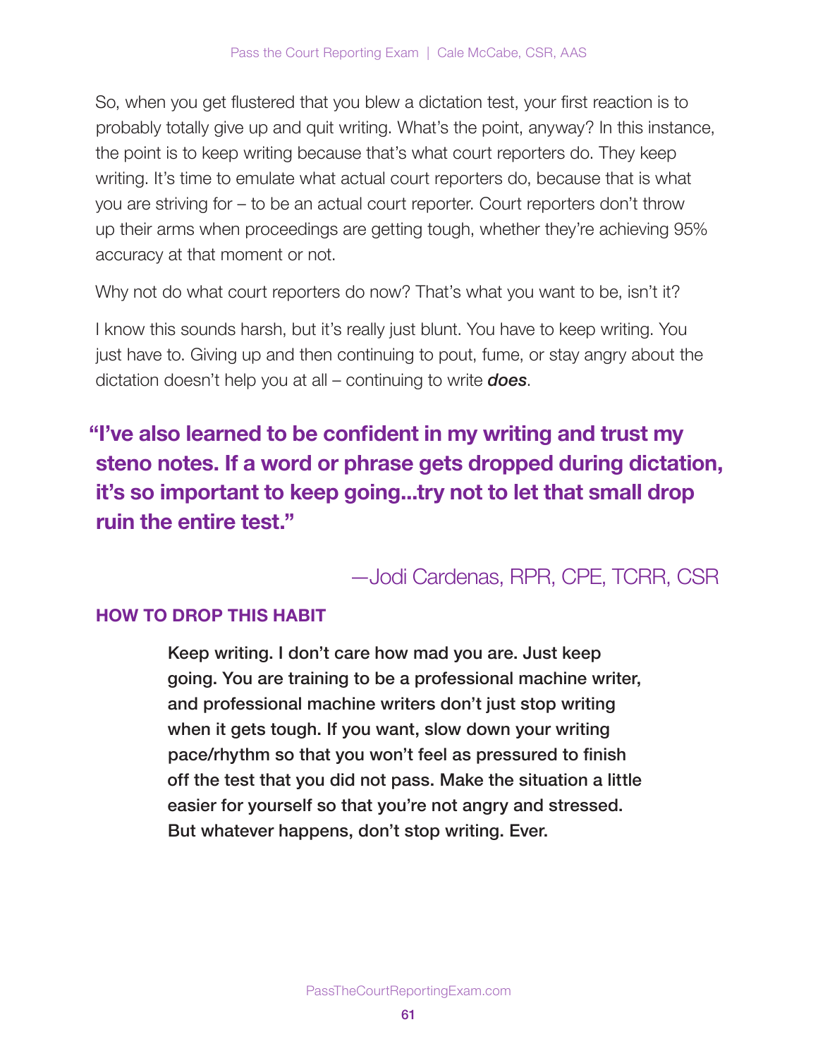So, when you get flustered that you blew a dictation test, your first reaction is to probably totally give up and quit writing. What's the point, anyway? In this instance, the point is to keep writing because that's what court reporters do. They keep writing. It's time to emulate what actual court reporters do, because that is what you are striving for – to be an actual court reporter. Court reporters don't throw up their arms when proceedings are getting tough, whether they're achieving 95% accuracy at that moment or not.

Why not do what court reporters do now? That's what you want to be, isn't it?

I know this sounds harsh, but it's really just blunt. You have to keep writing. You just have to. Giving up and then continuing to pout, fume, or stay angry about the dictation doesn't help you at all – continuing to write ***does***.

> **"I've also learned to be confident in my writing and trust my steno notes. If a word or phrase gets dropped during dictation, it's so important to keep going...try not to let that small drop ruin the entire test."**
>
> —Jodi Cardenas, RPR, CPE, TCRR, CSR

**HOW TO DROP THIS HABIT**

> Keep writing. I don't care how mad you are. Just keep going. You are training to be a professional machine writer, and professional machine writers don't just stop writing when it gets tough. If you want, slow down your writing pace/rhythm so that you won't feel as pressured to finish off the test that you did not pass. Make the situation a little easier for yourself so that you're not angry and stressed. But whatever happens, don't stop writing. Ever.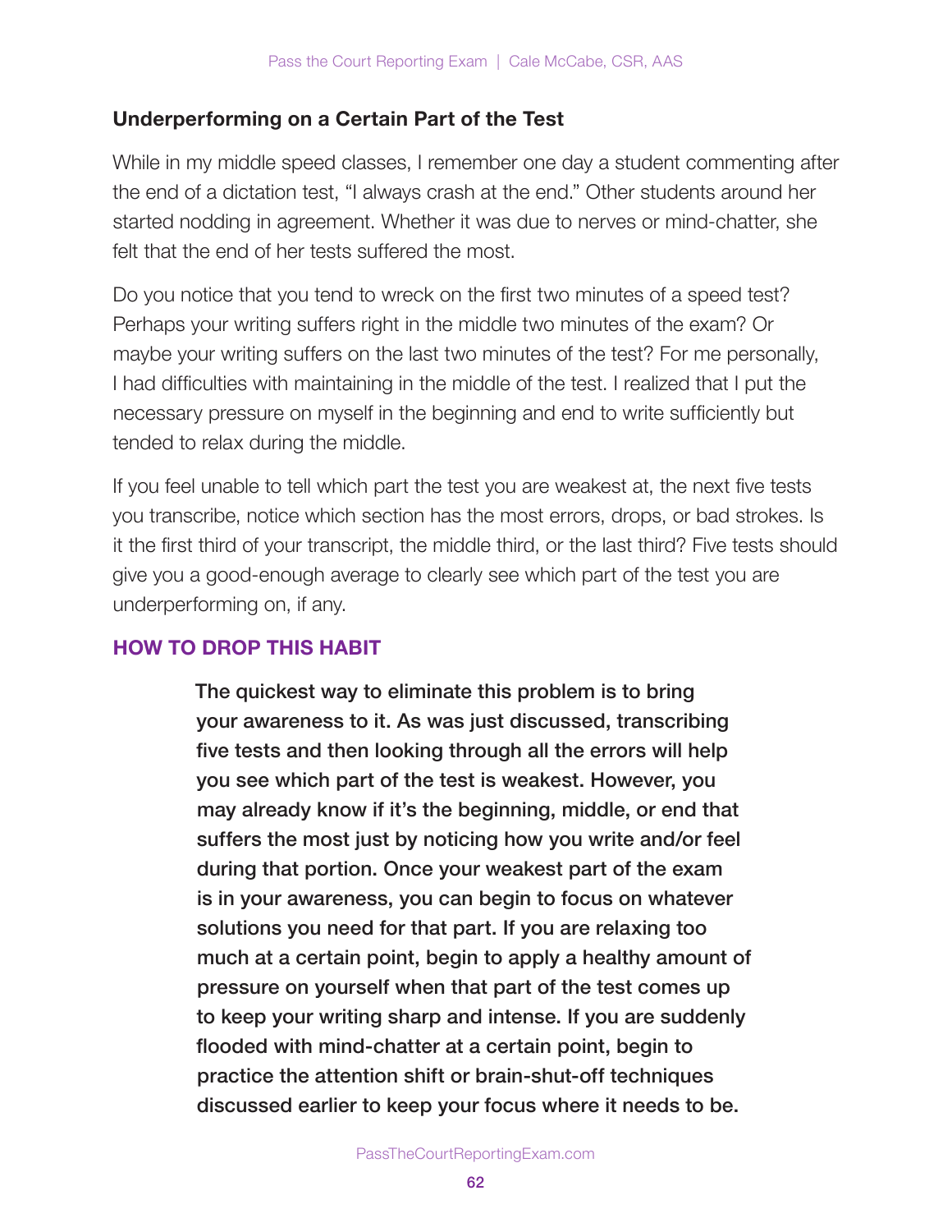### Underperforming on a Certain Part of the Test

While in my middle speed classes, I remember one day a student commenting after the end of a dictation test, "I always crash at the end." Other students around her started nodding in agreement. Whether it was due to nerves or mind-chatter, she felt that the end of her tests suffered the most.

Do you notice that you tend to wreck on the first two minutes of a speed test? Perhaps your writing suffers right in the middle two minutes of the exam? Or maybe your writing suffers on the last two minutes of the test? For me personally, I had difficulties with maintaining in the middle of the test. I realized that I put the necessary pressure on myself in the beginning and end to write sufficiently but tended to relax during the middle.

If you feel unable to tell which part the test you are weakest at, the next five tests you transcribe, notice which section has the most errors, drops, or bad strokes. Is it the first third of your transcript, the middle third, or the last third? Five tests should give you a good-enough average to clearly see which part of the test you are underperforming on, if any.

#### HOW TO DROP THIS HABIT

**The quickest way to eliminate this problem is to bring your awareness to it. As was just discussed, transcribing five tests and then looking through all the errors will help you see which part of the test is weakest. However, you may already know if it's the beginning, middle, or end that suffers the most just by noticing how you write and/or feel during that portion. Once your weakest part of the exam is in your awareness, you can begin to focus on whatever solutions you need for that part. If you are relaxing too much at a certain point, begin to apply a healthy amount of pressure on yourself when that part of the test comes up to keep your writing sharp and intense. If you are suddenly flooded with mind-chatter at a certain point, begin to practice the attention shift or brain-shut-off techniques discussed earlier to keep your focus where it needs to be.**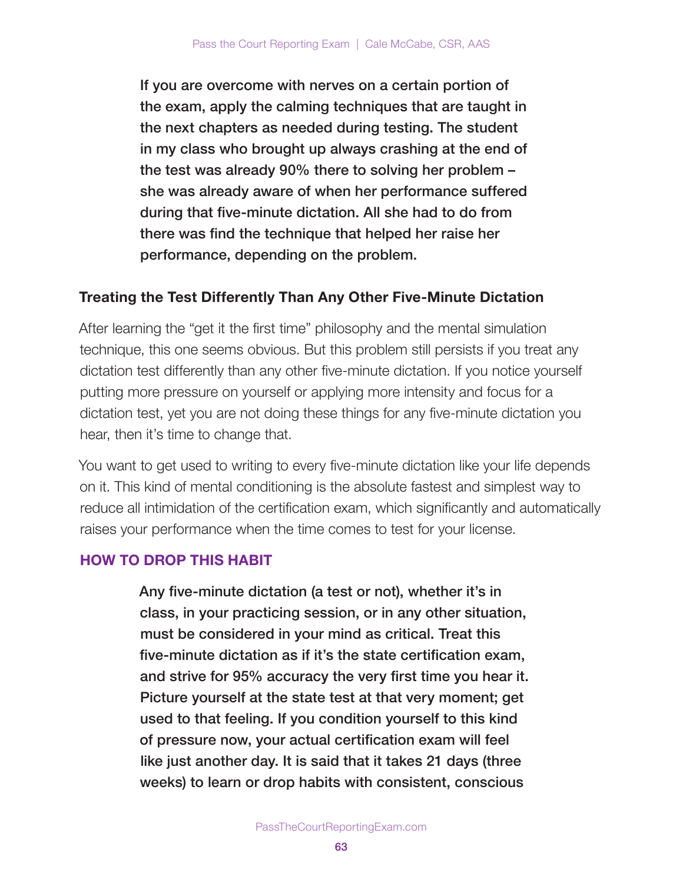**If you are overcome with nerves on a certain portion of the exam, apply the calming techniques that are taught in the next chapters as needed during testing. The student in my class who brought up always crashing at the end of the test was already 90% there to solving her problem – she was already aware of when her performance suffered during that five-minute dictation. All she had to do from there was find the technique that helped her raise her performance, depending on the problem.**

### Treating the Test Differently Than Any Other Five-Minute Dictation

After learning the "get it the first time" philosophy and the mental simulation technique, this one seems obvious. But this problem still persists if you treat any dictation test differently than any other five-minute dictation. If you notice yourself putting more pressure on yourself or applying more intensity and focus for a dictation test, yet you are not doing these things for any five-minute dictation you hear, then it's time to change that.

You want to get used to writing to every five-minute dictation like your life depends on it. This kind of mental conditioning is the absolute fastest and simplest way to reduce all intimidation of the certification exam, which significantly and automatically raises your performance when the time comes to test for your license.

### HOW TO DROP THIS HABIT

**Any five-minute dictation (a test or not), whether it's in class, in your practicing session, or in any other situation, must be considered in your mind as critical. Treat this five-minute dictation as if it's the state certification exam, and strive for 95% accuracy the very first time you hear it. Picture yourself at the state test at that very moment; get used to that feeling. If you condition yourself to this kind of pressure now, your actual certification exam will feel like just another day. It is said that it takes 21 days (three weeks) to learn or drop habits with consistent, conscious**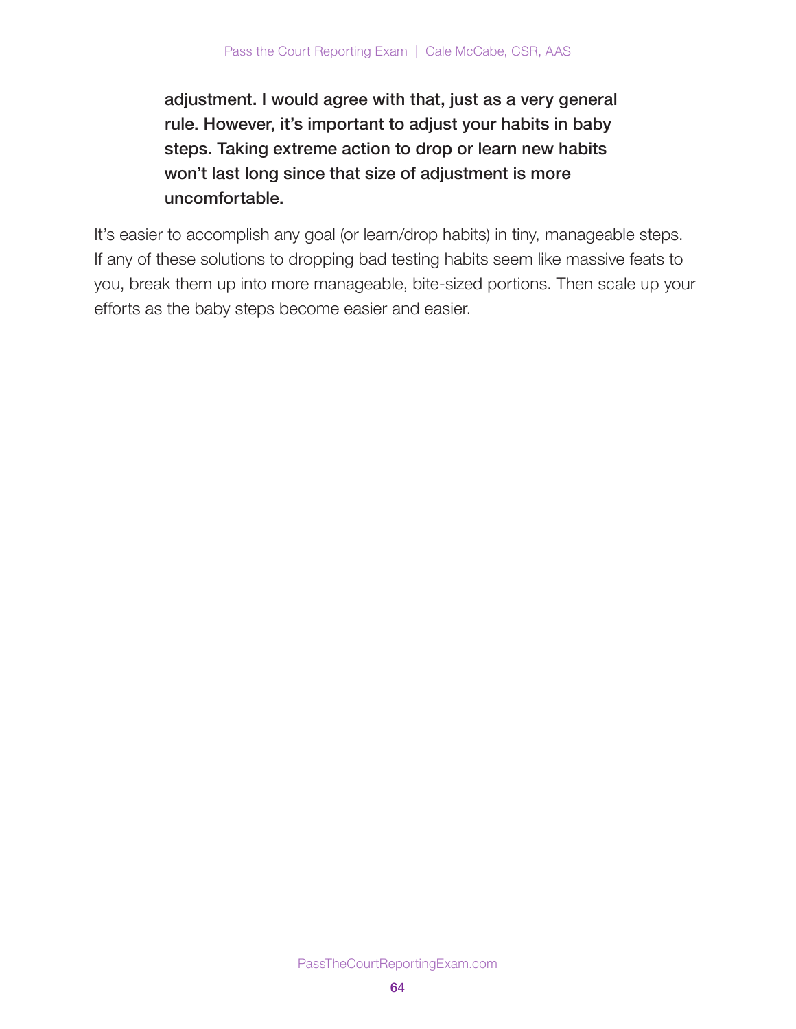**adjustment. I would agree with that, just as a very general rule. However, it's important to adjust your habits in baby steps. Taking extreme action to drop or learn new habits won't last long since that size of adjustment is more uncomfortable.**

It's easier to accomplish any goal (or learn/drop habits) in tiny, manageable steps. If any of these solutions to dropping bad testing habits seem like massive feats to you, break them up into more manageable, bite-sized portions. Then scale up your efforts as the baby steps become easier and easier.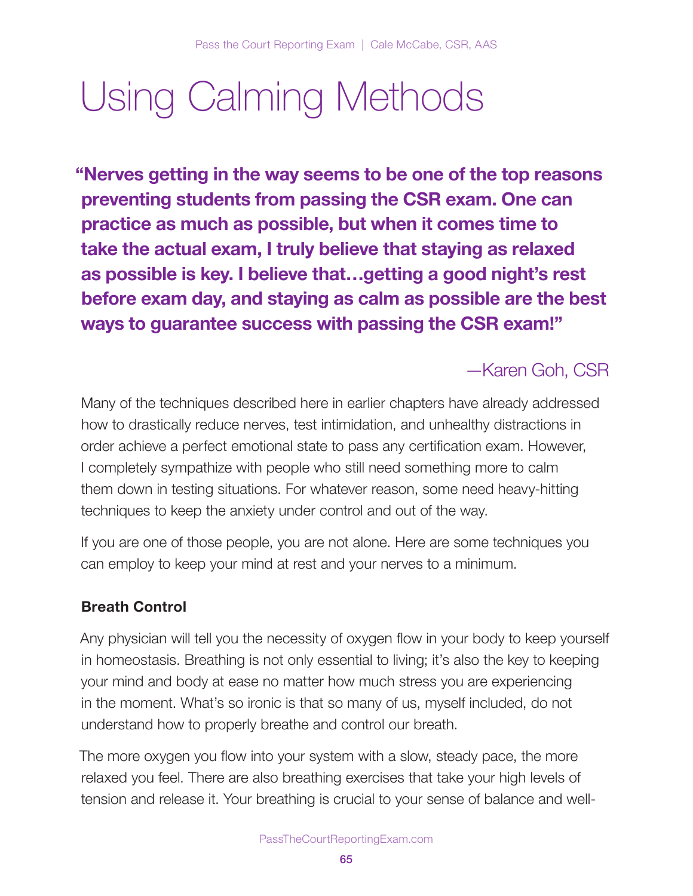# Using Calming Methods

> **"Nerves getting in the way seems to be one of the top reasons preventing students from passing the CSR exam. One can practice as much as possible, but when it comes time to take the actual exam, I truly believe that staying as relaxed as possible is key. I believe that…getting a good night's rest before exam day, and staying as calm as possible are the best ways to guarantee success with passing the CSR exam!"**
>
> —Karen Goh, CSR

Many of the techniques described here in earlier chapters have already addressed how to drastically reduce nerves, test intimidation, and unhealthy distractions in order achieve a perfect emotional state to pass any certification exam. However, I completely sympathize with people who still need something more to calm them down in testing situations. For whatever reason, some need heavy-hitting techniques to keep the anxiety under control and out of the way.

If you are one of those people, you are not alone. Here are some techniques you can employ to keep your mind at rest and your nerves to a minimum.

**Breath Control**

Any physician will tell you the necessity of oxygen flow in your body to keep yourself in homeostasis. Breathing is not only essential to living; it's also the key to keeping your mind and body at ease no matter how much stress you are experiencing in the moment. What's so ironic is that so many of us, myself included, do not understand how to properly breathe and control our breath.

The more oxygen you flow into your system with a slow, steady pace, the more relaxed you feel. There are also breathing exercises that take your high levels of tension and release it. Your breathing is crucial to your sense of balance and well-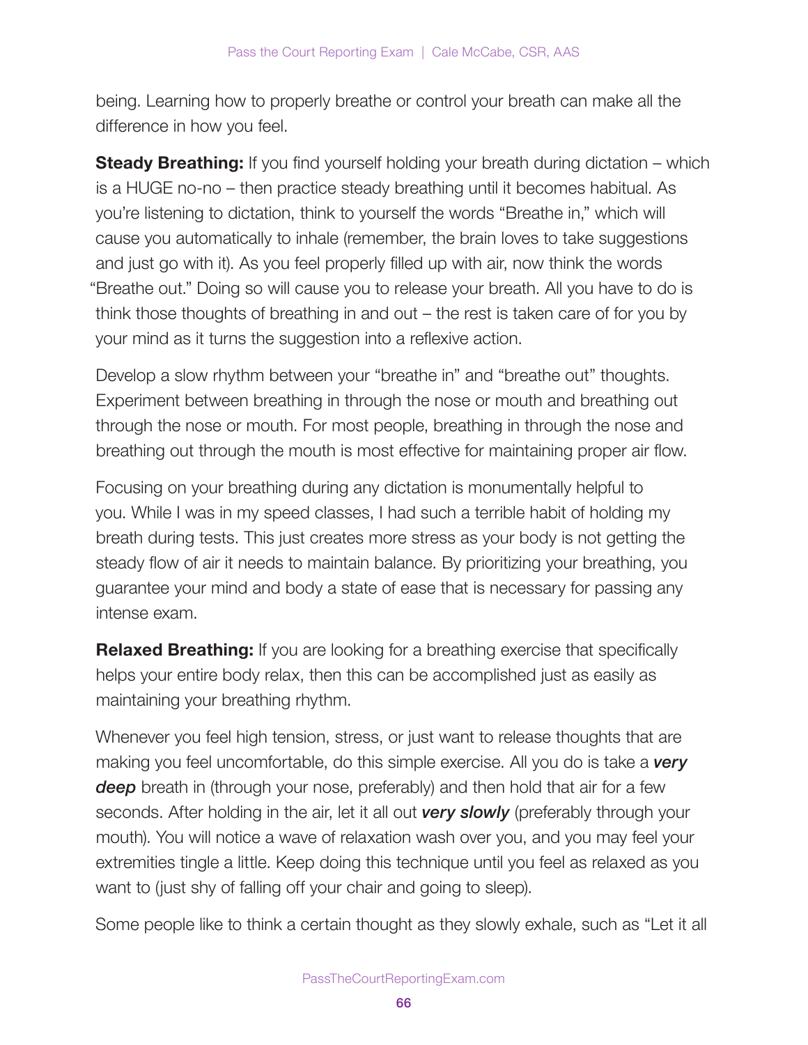being. Learning how to properly breathe or control your breath can make all the difference in how you feel.

**Steady Breathing:** If you find yourself holding your breath during dictation – which is a HUGE no-no – then practice steady breathing until it becomes habitual. As you're listening to dictation, think to yourself the words "Breathe in," which will cause you automatically to inhale (remember, the brain loves to take suggestions and just go with it). As you feel properly filled up with air, now think the words "Breathe out." Doing so will cause you to release your breath. All you have to do is think those thoughts of breathing in and out – the rest is taken care of for you by your mind as it turns the suggestion into a reflexive action.

Develop a slow rhythm between your "breathe in" and "breathe out" thoughts. Experiment between breathing in through the nose or mouth and breathing out through the nose or mouth. For most people, breathing in through the nose and breathing out through the mouth is most effective for maintaining proper air flow.

Focusing on your breathing during any dictation is monumentally helpful to you. While I was in my speed classes, I had such a terrible habit of holding my breath during tests. This just creates more stress as your body is not getting the steady flow of air it needs to maintain balance. By prioritizing your breathing, you guarantee your mind and body a state of ease that is necessary for passing any intense exam.

**Relaxed Breathing:** If you are looking for a breathing exercise that specifically helps your entire body relax, then this can be accomplished just as easily as maintaining your breathing rhythm.

Whenever you feel high tension, stress, or just want to release thoughts that are making you feel uncomfortable, do this simple exercise. All you do is take a ***very deep*** breath in (through your nose, preferably) and then hold that air for a few seconds. After holding in the air, let it all out ***very slowly*** (preferably through your mouth). You will notice a wave of relaxation wash over you, and you may feel your extremities tingle a little. Keep doing this technique until you feel as relaxed as you want to (just shy of falling off your chair and going to sleep).

Some people like to think a certain thought as they slowly exhale, such as "Let it all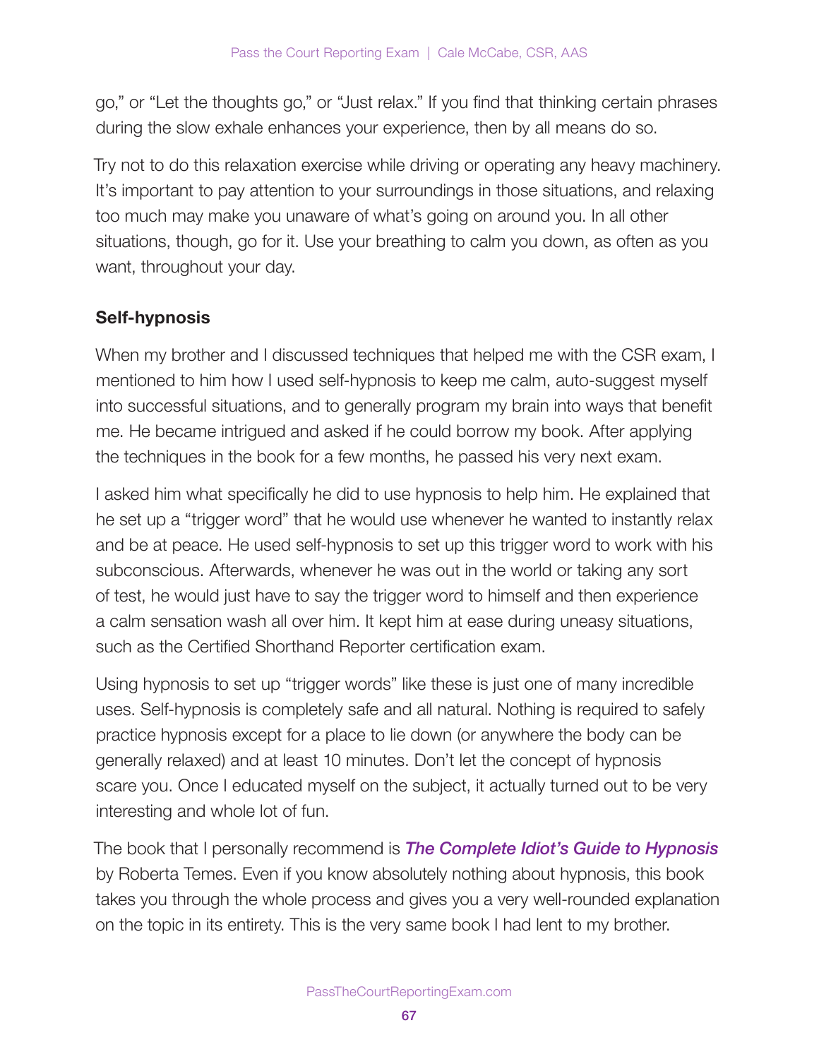go," or "Let the thoughts go," or "Just relax." If you find that thinking certain phrases during the slow exhale enhances your experience, then by all means do so.

Try not to do this relaxation exercise while driving or operating any heavy machinery. It's important to pay attention to your surroundings in those situations, and relaxing too much may make you unaware of what's going on around you. In all other situations, though, go for it. Use your breathing to calm you down, as often as you want, throughout your day.

### Self-hypnosis

When my brother and I discussed techniques that helped me with the CSR exam, I mentioned to him how I used self-hypnosis to keep me calm, auto-suggest myself into successful situations, and to generally program my brain into ways that benefit me. He became intrigued and asked if he could borrow my book. After applying the techniques in the book for a few months, he passed his very next exam.

I asked him what specifically he did to use hypnosis to help him. He explained that he set up a "trigger word" that he would use whenever he wanted to instantly relax and be at peace. He used self-hypnosis to set up this trigger word to work with his subconscious. Afterwards, whenever he was out in the world or taking any sort of test, he would just have to say the trigger word to himself and then experience a calm sensation wash all over him. It kept him at ease during uneasy situations, such as the Certified Shorthand Reporter certification exam.

Using hypnosis to set up "trigger words" like these is just one of many incredible uses. Self-hypnosis is completely safe and all natural. Nothing is required to safely practice hypnosis except for a place to lie down (or anywhere the body can be generally relaxed) and at least 10 minutes. Don't let the concept of hypnosis scare you. Once I educated myself on the subject, it actually turned out to be very interesting and whole lot of fun.

The book that I personally recommend is ***The Complete Idiot's Guide to Hypnosis*** by Roberta Temes. Even if you know absolutely nothing about hypnosis, this book takes you through the whole process and gives you a very well-rounded explanation on the topic in its entirety. This is the very same book I had lent to my brother.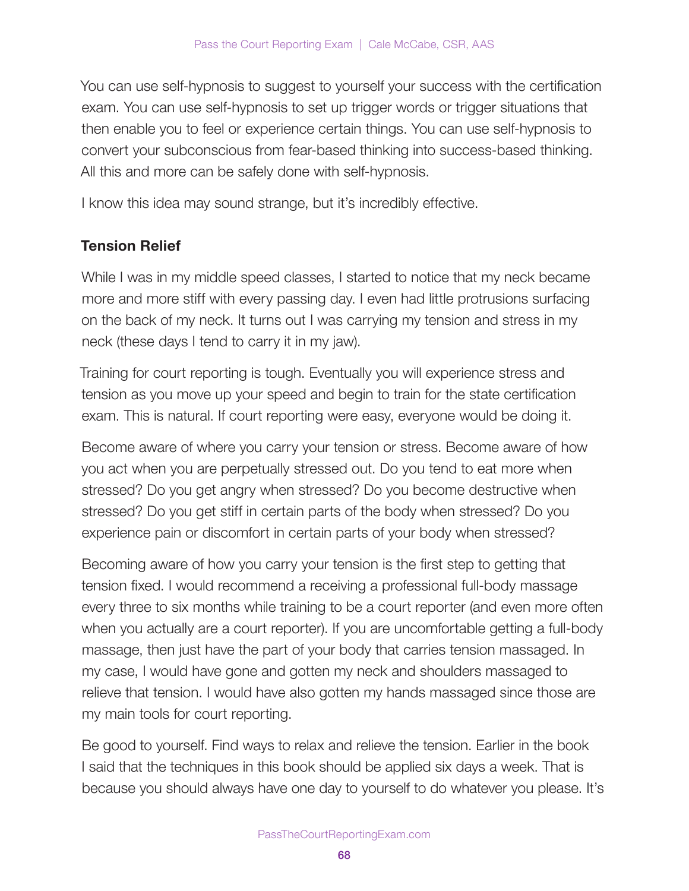You can use self-hypnosis to suggest to yourself your success with the certification exam. You can use self-hypnosis to set up trigger words or trigger situations that then enable you to feel or experience certain things. You can use self-hypnosis to convert your subconscious from fear-based thinking into success-based thinking. All this and more can be safely done with self-hypnosis.

I know this idea may sound strange, but it's incredibly effective.

**Tension Relief**

While I was in my middle speed classes, I started to notice that my neck became more and more stiff with every passing day. I even had little protrusions surfacing on the back of my neck. It turns out I was carrying my tension and stress in my neck (these days I tend to carry it in my jaw).

Training for court reporting is tough. Eventually you will experience stress and tension as you move up your speed and begin to train for the state certification exam. This is natural. If court reporting were easy, everyone would be doing it.

Become aware of where you carry your tension or stress. Become aware of how you act when you are perpetually stressed out. Do you tend to eat more when stressed? Do you get angry when stressed? Do you become destructive when stressed? Do you get stiff in certain parts of the body when stressed? Do you experience pain or discomfort in certain parts of your body when stressed?

Becoming aware of how you carry your tension is the first step to getting that tension fixed. I would recommend a receiving a professional full-body massage every three to six months while training to be a court reporter (and even more often when you actually are a court reporter). If you are uncomfortable getting a full-body massage, then just have the part of your body that carries tension massaged. In my case, I would have gone and gotten my neck and shoulders massaged to relieve that tension. I would have also gotten my hands massaged since those are my main tools for court reporting.

Be good to yourself. Find ways to relax and relieve the tension. Earlier in the book I said that the techniques in this book should be applied six days a week. That is because you should always have one day to yourself to do whatever you please. It's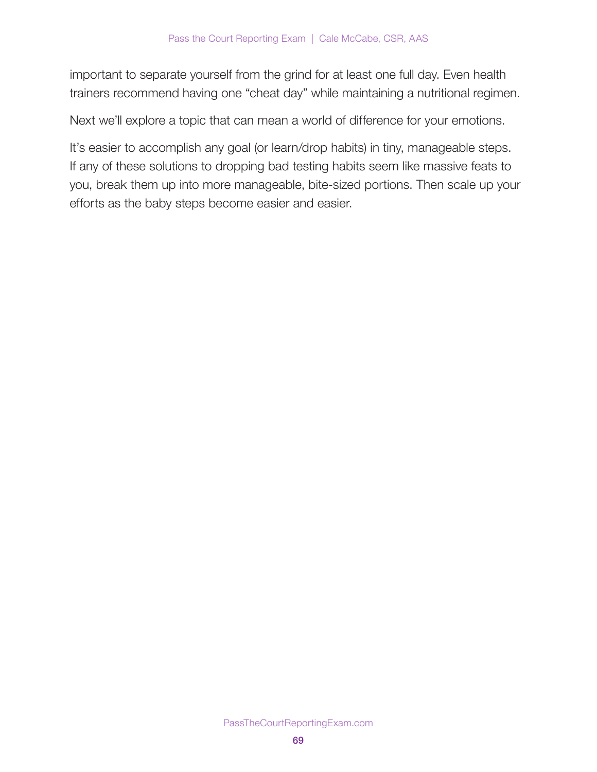important to separate yourself from the grind for at least one full day. Even health trainers recommend having one "cheat day" while maintaining a nutritional regimen.

Next we'll explore a topic that can mean a world of difference for your emotions.

It's easier to accomplish any goal (or learn/drop habits) in tiny, manageable steps. If any of these solutions to dropping bad testing habits seem like massive feats to you, break them up into more manageable, bite-sized portions. Then scale up your efforts as the baby steps become easier and easier.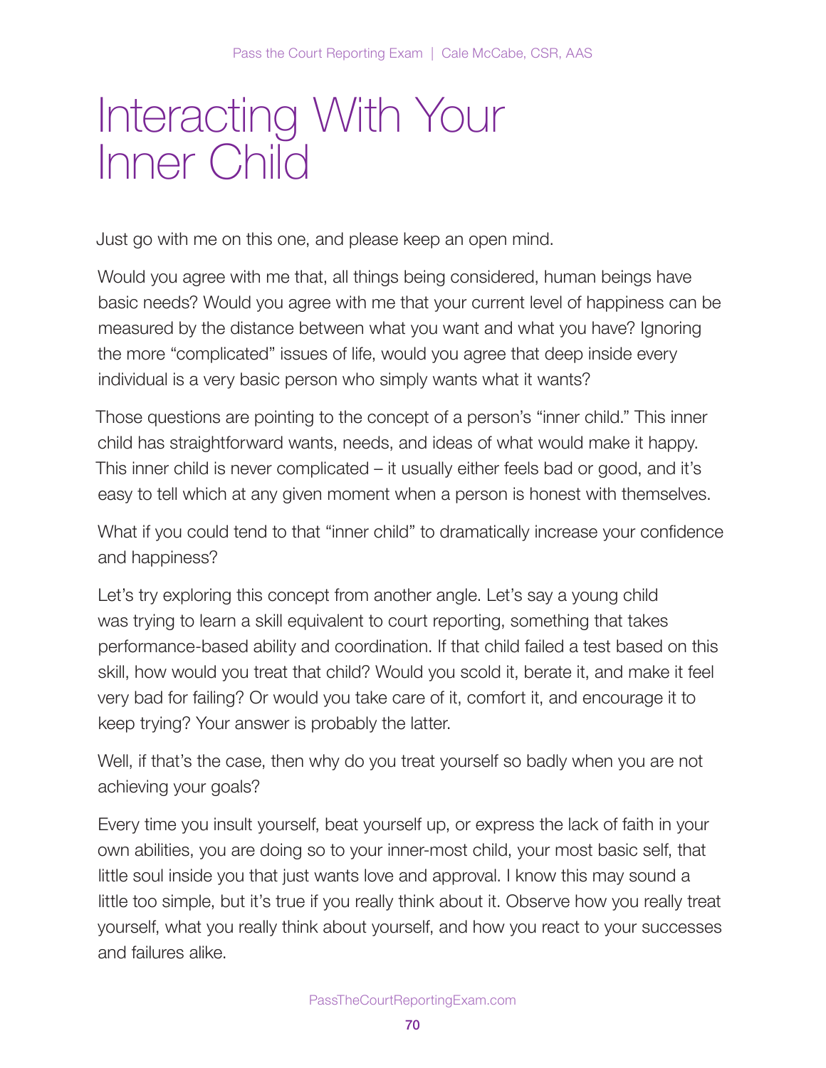# Interacting With Your Inner Child

Just go with me on this one, and please keep an open mind.

Would you agree with me that, all things being considered, human beings have basic needs? Would you agree with me that your current level of happiness can be measured by the distance between what you want and what you have? Ignoring the more "complicated" issues of life, would you agree that deep inside every individual is a very basic person who simply wants what it wants?

Those questions are pointing to the concept of a person's "inner child." This inner child has straightforward wants, needs, and ideas of what would make it happy. This inner child is never complicated – it usually either feels bad or good, and it's easy to tell which at any given moment when a person is honest with themselves.

What if you could tend to that "inner child" to dramatically increase your confidence and happiness?

Let's try exploring this concept from another angle. Let's say a young child was trying to learn a skill equivalent to court reporting, something that takes performance-based ability and coordination. If that child failed a test based on this skill, how would you treat that child? Would you scold it, berate it, and make it feel very bad for failing? Or would you take care of it, comfort it, and encourage it to keep trying? Your answer is probably the latter.

Well, if that's the case, then why do you treat yourself so badly when you are not achieving your goals?

Every time you insult yourself, beat yourself up, or express the lack of faith in your own abilities, you are doing so to your inner-most child, your most basic self, that little soul inside you that just wants love and approval. I know this may sound a little too simple, but it's true if you really think about it. Observe how you really treat yourself, what you really think about yourself, and how you react to your successes and failures alike.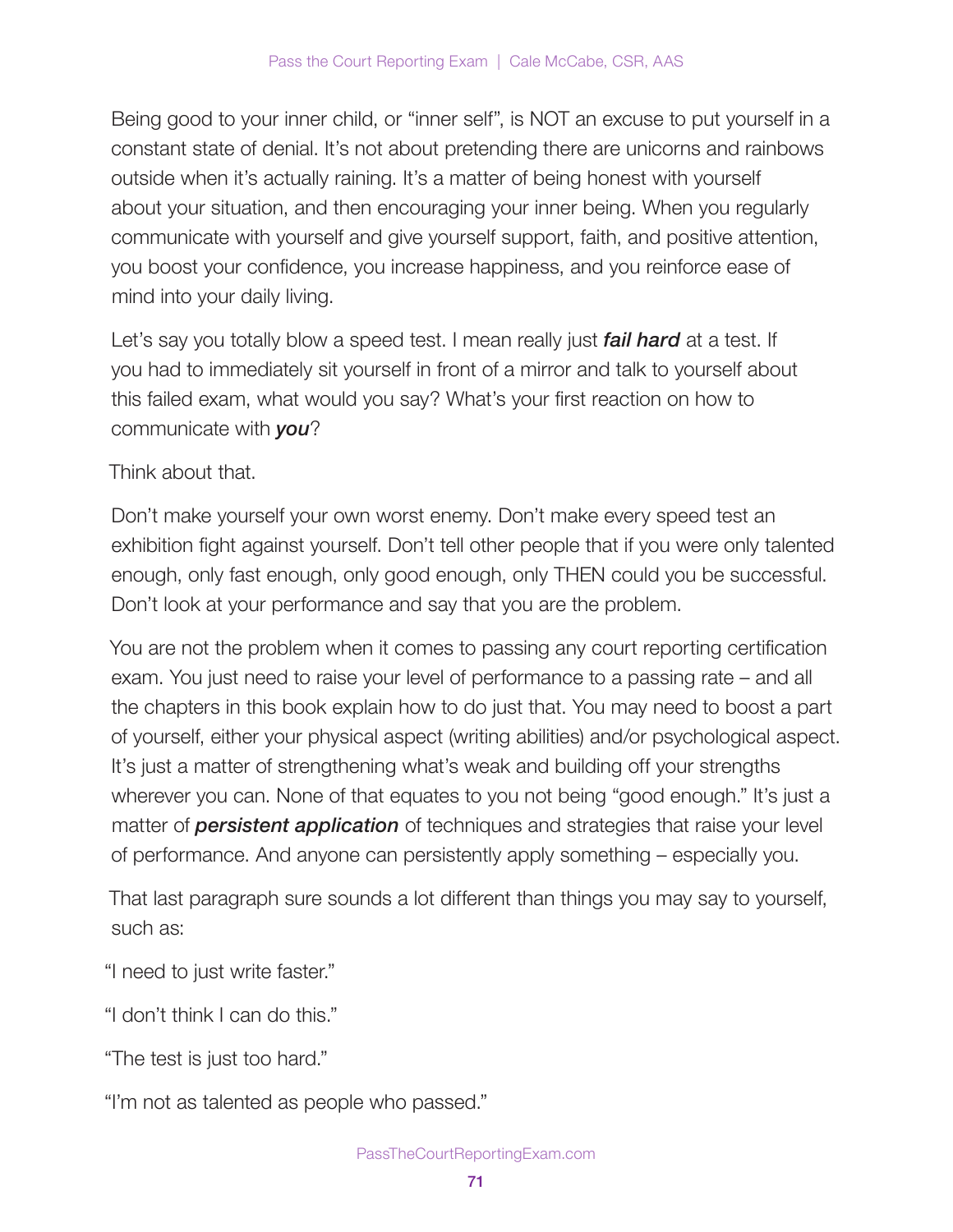Being good to your inner child, or "inner self", is NOT an excuse to put yourself in a constant state of denial. It's not about pretending there are unicorns and rainbows outside when it's actually raining. It's a matter of being honest with yourself about your situation, and then encouraging your inner being. When you regularly communicate with yourself and give yourself support, faith, and positive attention, you boost your confidence, you increase happiness, and you reinforce ease of mind into your daily living.

Let's say you totally blow a speed test. I mean really just ***fail hard*** at a test. If you had to immediately sit yourself in front of a mirror and talk to yourself about this failed exam, what would you say? What's your first reaction on how to communicate with ***you***?

Think about that.

Don't make yourself your own worst enemy. Don't make every speed test an exhibition fight against yourself. Don't tell other people that if you were only talented enough, only fast enough, only good enough, only THEN could you be successful. Don't look at your performance and say that you are the problem.

You are not the problem when it comes to passing any court reporting certification exam. You just need to raise your level of performance to a passing rate – and all the chapters in this book explain how to do just that. You may need to boost a part of yourself, either your physical aspect (writing abilities) and/or psychological aspect. It's just a matter of strengthening what's weak and building off your strengths wherever you can. None of that equates to you not being "good enough." It's just a matter of ***persistent application*** of techniques and strategies that raise your level of performance. And anyone can persistently apply something – especially you.

That last paragraph sure sounds a lot different than things you may say to yourself, such as:

"I need to just write faster."

"I don't think I can do this."

"The test is just too hard."

"I'm not as talented as people who passed."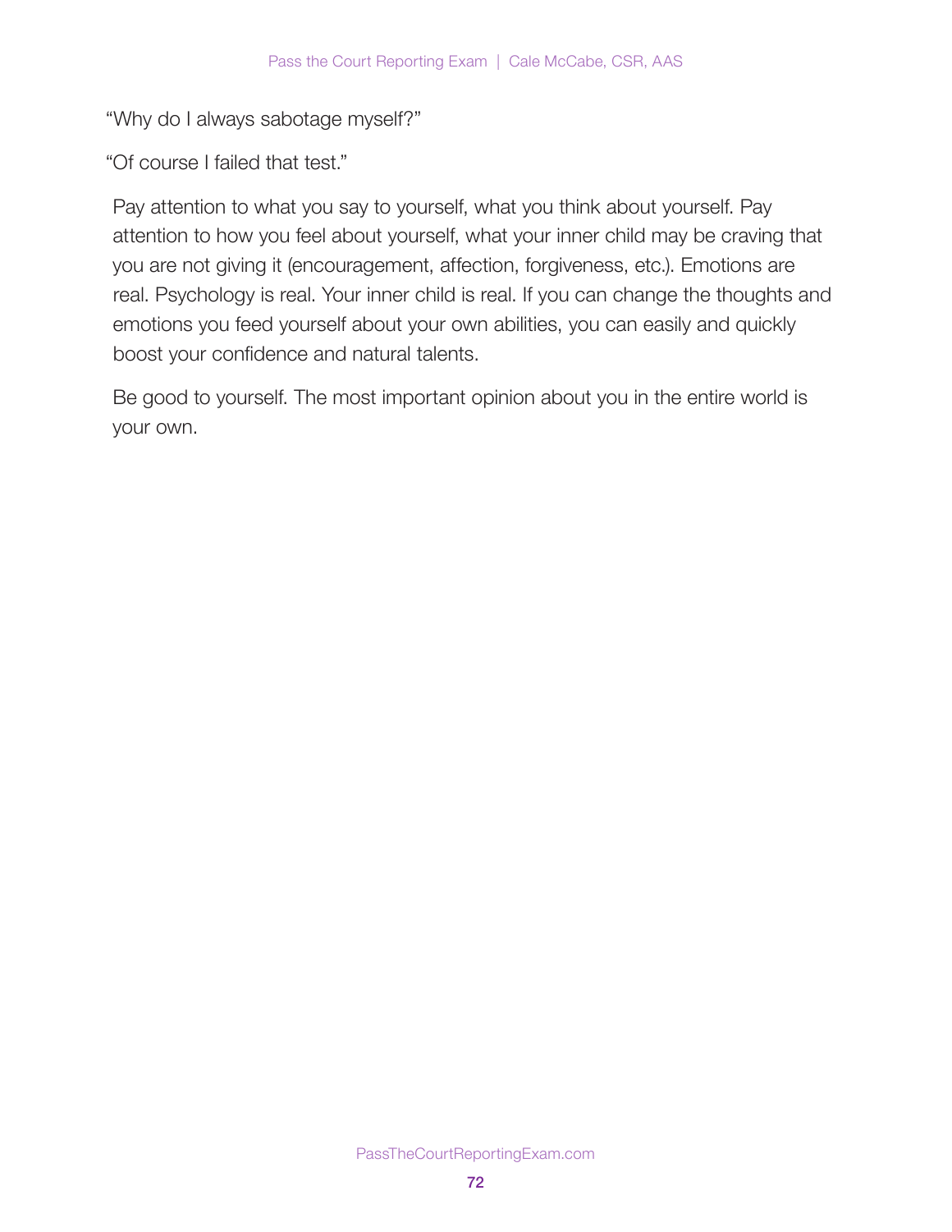"Why do I always sabotage myself?"

"Of course I failed that test."

Pay attention to what you say to yourself, what you think about yourself. Pay attention to how you feel about yourself, what your inner child may be craving that you are not giving it (encouragement, affection, forgiveness, etc.). Emotions are real. Psychology is real. Your inner child is real. If you can change the thoughts and emotions you feed yourself about your own abilities, you can easily and quickly boost your confidence and natural talents.

Be good to yourself. The most important opinion about you in the entire world is your own.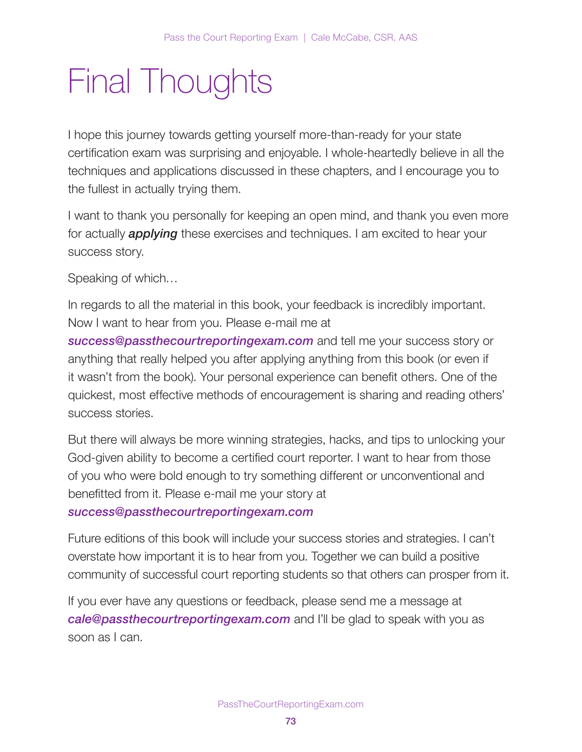# Final Thoughts

I hope this journey towards getting yourself more-than-ready for your state certification exam was surprising and enjoyable. I whole-heartedly believe in all the techniques and applications discussed in these chapters, and I encourage you to the fullest in actually trying them.

I want to thank you personally for keeping an open mind, and thank you even more for actually ***applying*** these exercises and techniques. I am excited to hear your success story.

Speaking of which…

In regards to all the material in this book, your feedback is incredibly important. Now I want to hear from you. Please e-mail me at ***success@passthecourtreportingexam.com*** and tell me your success story or anything that really helped you after applying anything from this book (or even if it wasn't from the book). Your personal experience can benefit others. One of the quickest, most effective methods of encouragement is sharing and reading others' success stories.

But there will always be more winning strategies, hacks, and tips to unlocking your God-given ability to become a certified court reporter. I want to hear from those of you who were bold enough to try something different or unconventional and benefitted from it. Please e-mail me your story at ***success@passthecourtreportingexam.com***

Future editions of this book will include your success stories and strategies. I can't overstate how important it is to hear from you. Together we can build a positive community of successful court reporting students so that others can prosper from it.

If you ever have any questions or feedback, please send me a message at ***cale@passthecourtreportingexam.com*** and I'll be glad to speak with you as soon as I can.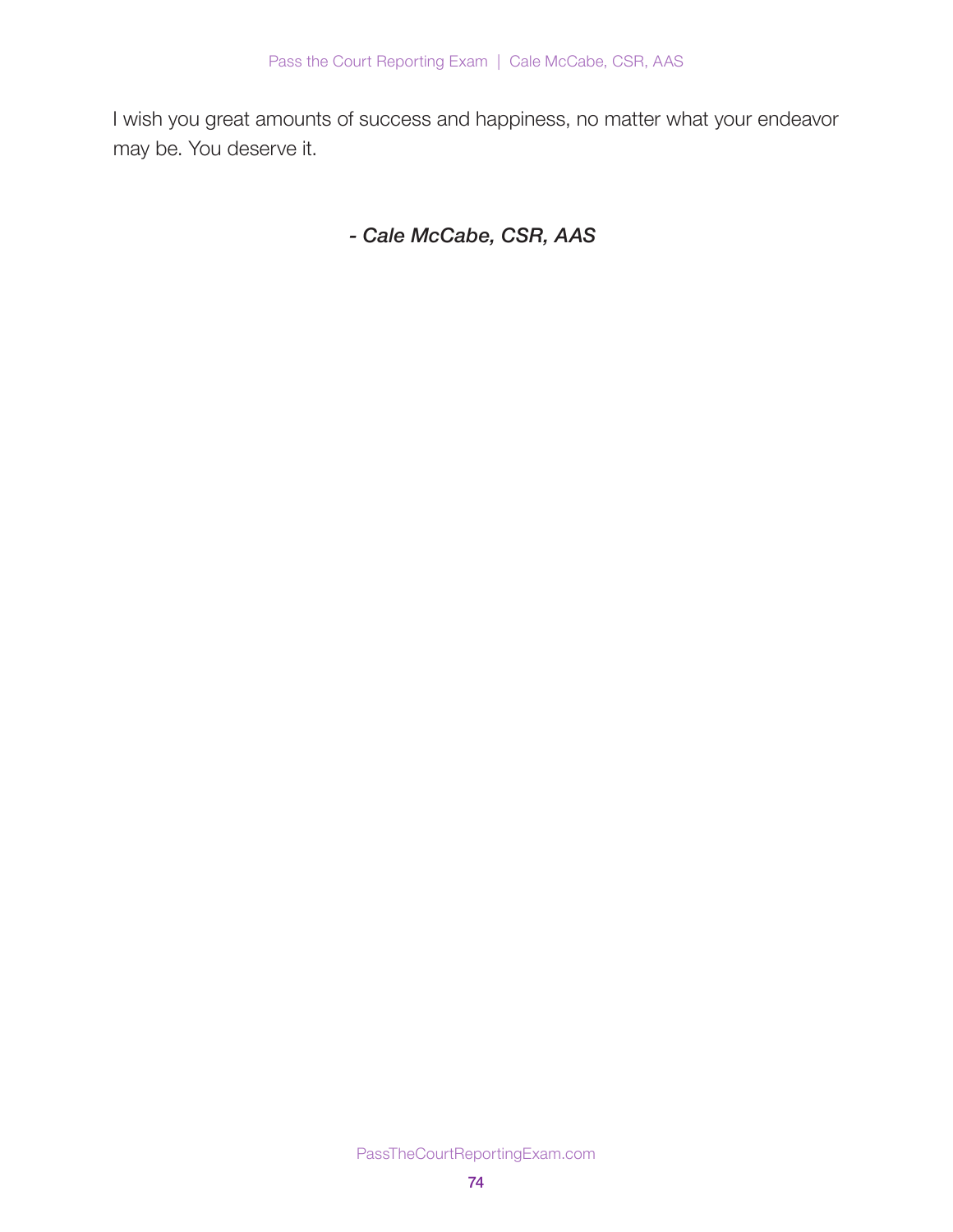I wish you great amounts of success and happiness, no matter what your endeavor may be. You deserve it.

***- Cale McCabe, CSR, AAS***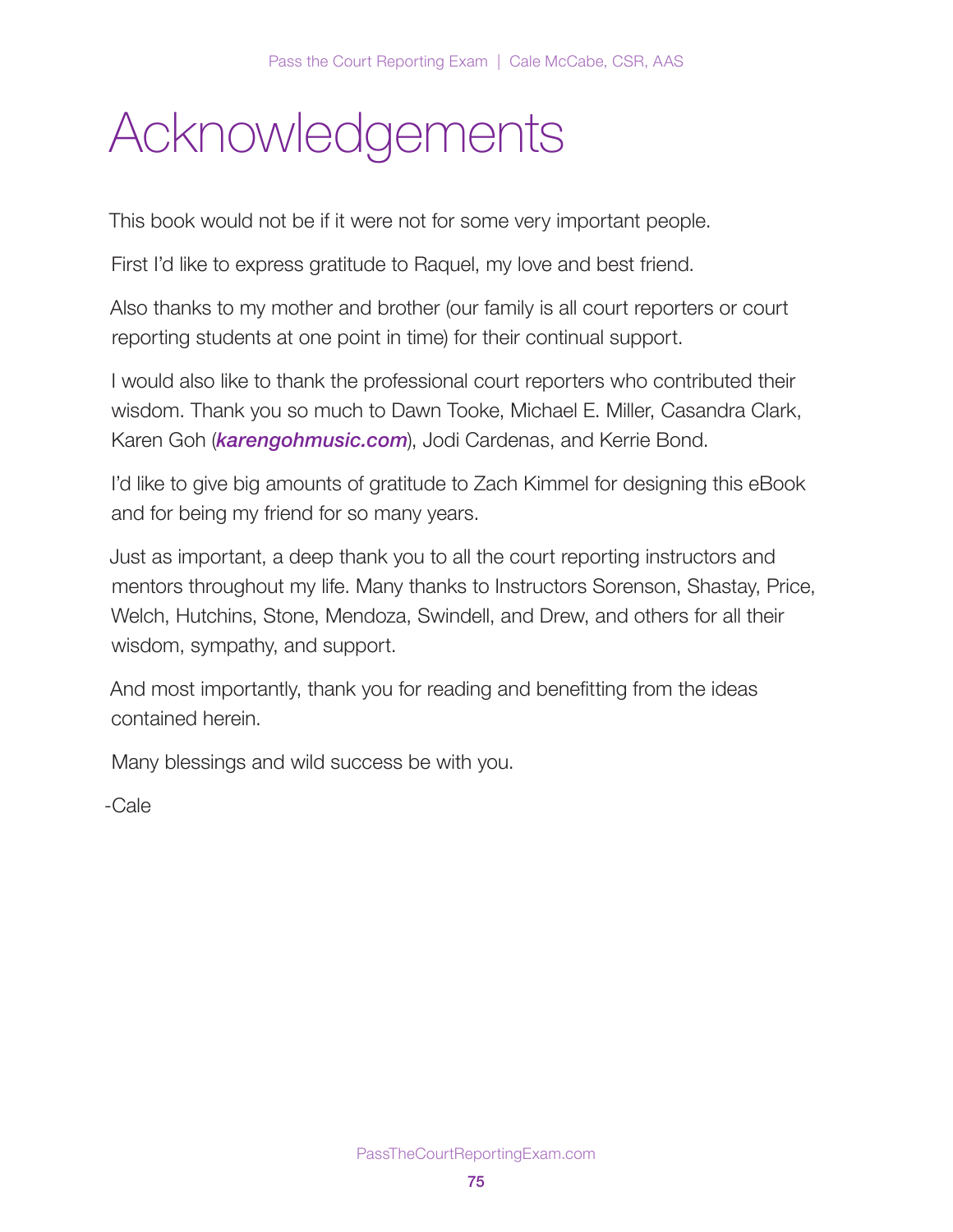# Acknowledgements

This book would not be if it were not for some very important people.

First I'd like to express gratitude to Raquel, my love and best friend.

Also thanks to my mother and brother (our family is all court reporters or court reporting students at one point in time) for their continual support.

I would also like to thank the professional court reporters who contributed their wisdom. Thank you so much to Dawn Tooke, Michael E. Miller, Casandra Clark, Karen Goh (***karengohmusic.com***), Jodi Cardenas, and Kerrie Bond.

I'd like to give big amounts of gratitude to Zach Kimmel for designing this eBook and for being my friend for so many years.

Just as important, a deep thank you to all the court reporting instructors and mentors throughout my life. Many thanks to Instructors Sorenson, Shastay, Price, Welch, Hutchins, Stone, Mendoza, Swindell, and Drew, and others for all their wisdom, sympathy, and support.

And most importantly, thank you for reading and benefitting from the ideas contained herein.

Many blessings and wild success be with you.

-Cale

PassTheCourtReportingExam.com